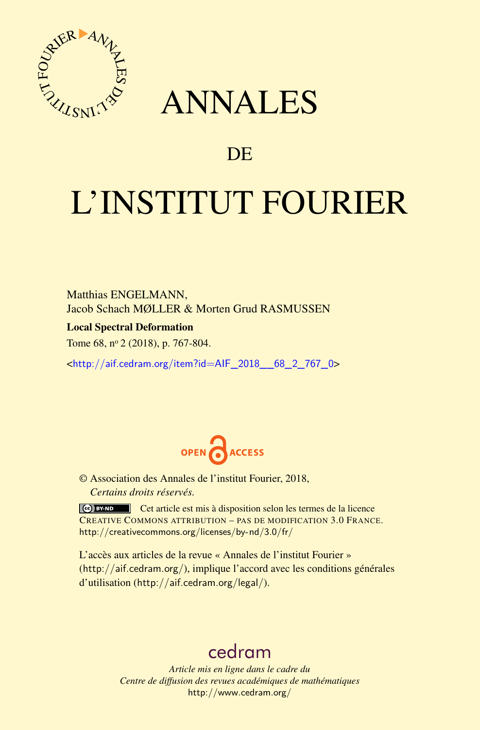# ANNALES

## DE

# L'INSTITUT FOURIER

Matthias ENGELMANN,
Jacob Schach MØLLER & Morten Grud RASMUSSEN

**Local Spectral Deformation**

Tome 68, nº 2 (2018), p. 767-804.

<http://aif.cedram.org/item?id=AIF_2018__68_2_767_0>

OPEN ACCESS

© Association des Annales de l'institut Fourier, 2018,
*Certains droits réservés.*

Cet article est mis à disposition selon les termes de la licence
CREATIVE COMMONS ATTRIBUTION – PAS DE MODIFICATION 3.0 FRANCE.
http://creativecommons.org/licenses/by-nd/3.0/fr/

L'accès aux articles de la revue « Annales de l'institut Fourier »
(http://aif.cedram.org/), implique l'accord avec les conditions générales
d'utilisation (http://aif.cedram.org/legal/).

cedram

*Article mis en ligne dans le cadre du*
*Centre de diffusion des revues académiques de mathématiques*
http://www.cedram.org/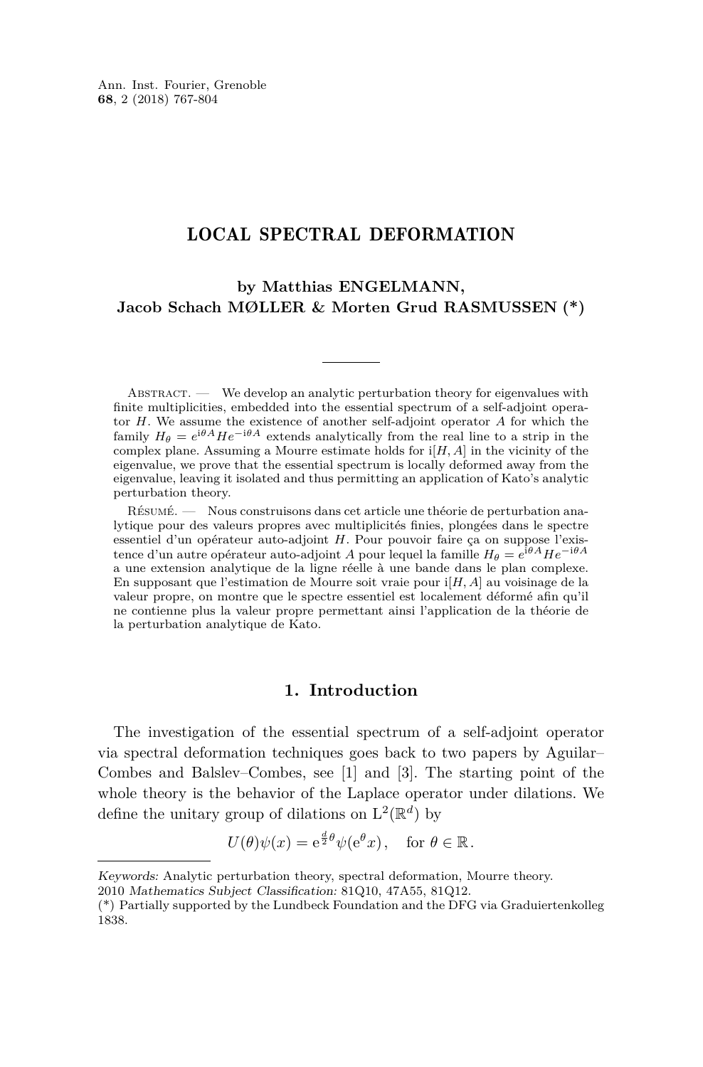# LOCAL SPECTRAL DEFORMATION

**by Matthias ENGELMANN, Jacob Schach MØLLER & Morten Grud RASMUSSEN (\*)**

Abstract. — We develop an analytic perturbation theory for eigenvalues with finite multiplicities, embedded into the essential spectrum of a self-adjoint operator $H$. We assume the existence of another self-adjoint operator $A$ for which the family $H_\theta = e^{\mathrm{i}\theta A} H e^{-\mathrm{i}\theta A}$ extends analytically from the real line to a strip in the complex plane. Assuming a Mourre estimate holds for $\mathrm{i}[H, A]$ in the vicinity of the eigenvalue, we prove that the essential spectrum is locally deformed away from the eigenvalue, leaving it isolated and thus permitting an application of Kato's analytic perturbation theory.

Résumé. — Nous construisons dans cet article une théorie de perturbation analytique pour des valeurs propres avec multiplicités finies, plongées dans le spectre essentiel d'un opérateur auto-adjoint $H$. Pour pouvoir faire ça on suppose l'existence d'un autre opérateur auto-adjoint $A$ pour lequel la famille $H_\theta = e^{\mathrm{i}\theta A} H e^{-\mathrm{i}\theta A}$ a une extension analytique de la ligne réelle à une bande dans le plan complexe. En supposant que l'estimation de Mourre soit vraie pour $\mathrm{i}[H, A]$ au voisinage de la valeur propre, on montre que le spectre essentiel est localement déformé afin qu'il ne contienne plus la valeur propre permettant ainsi l'application de la théorie de la perturbation analytique de Kato.

## 1. Introduction

The investigation of the essential spectrum of a self-adjoint operator via spectral deformation techniques goes back to two papers by Aguilar–Combes and Balslev–Combes, see [1] and [3]. The starting point of the whole theory is the behavior of the Laplace operator under dilations. We define the unitary group of dilations on $\mathrm{L}^2(\mathbb{R}^d)$ by

$$U(\theta)\psi(x) = \mathrm{e}^{\frac{d}{2}\theta}\psi(\mathrm{e}^{\theta}x), \quad \text{for } \theta \in \mathbb{R}.$$

*Keywords:* Analytic perturbation theory, spectral deformation, Mourre theory.
2010 *Mathematics Subject Classification:* 81Q10, 47A55, 81Q12.
(\*) Partially supported by the Lundbeck Foundation and the DFG via Graduiertenkolleg 1838.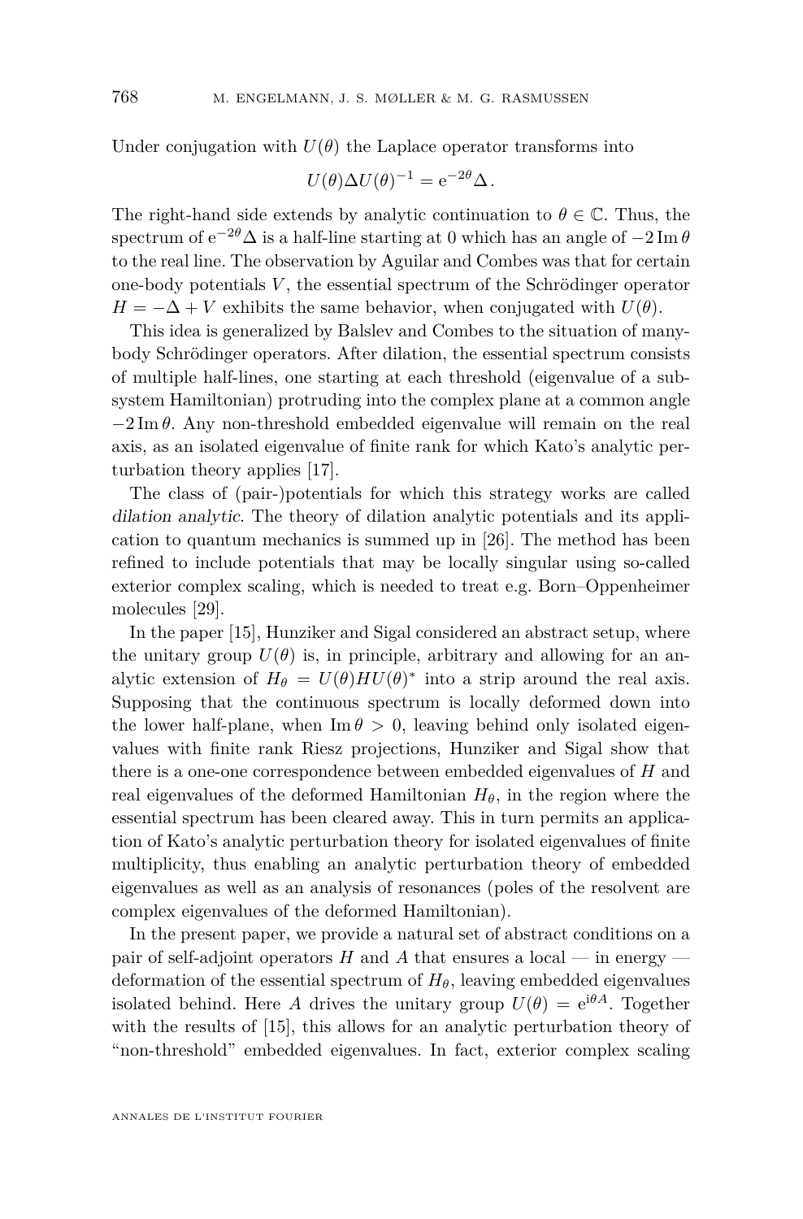Under conjugation with $U(\theta)$ the Laplace operator transforms into

$$U(\theta)\Delta U(\theta)^{-1} = \mathrm{e}^{-2\theta}\Delta\,.$$

The right-hand side extends by analytic continuation to $\theta \in \mathbb{C}$. Thus, the spectrum of $\mathrm{e}^{-2\theta}\Delta$ is a half-line starting at 0 which has an angle of $-2\,\mathrm{Im}\,\theta$ to the real line. The observation by Aguilar and Combes was that for certain one-body potentials $V$, the essential spectrum of the Schrödinger operator $H = -\Delta + V$ exhibits the same behavior, when conjugated with $U(\theta)$.

This idea is generalized by Balslev and Combes to the situation of many-body Schrödinger operators. After dilation, the essential spectrum consists of multiple half-lines, one starting at each threshold (eigenvalue of a subsystem Hamiltonian) protruding into the complex plane at a common angle $-2\,\mathrm{Im}\,\theta$. Any non-threshold embedded eigenvalue will remain on the real axis, as an isolated eigenvalue of finite rank for which Kato's analytic perturbation theory applies [17].

The class of (pair-)potentials for which this strategy works are called *dilation analytic*. The theory of dilation analytic potentials and its application to quantum mechanics is summed up in [26]. The method has been refined to include potentials that may be locally singular using so-called exterior complex scaling, which is needed to treat e.g. Born–Oppenheimer molecules [29].

In the paper [15], Hunziker and Sigal considered an abstract setup, where the unitary group $U(\theta)$ is, in principle, arbitrary and allowing for an analytic extension of $H_\theta = U(\theta)HU(\theta)^*$ into a strip around the real axis. Supposing that the continuous spectrum is locally deformed down into the lower half-plane, when $\mathrm{Im}\,\theta > 0$, leaving behind only isolated eigenvalues with finite rank Riesz projections, Hunziker and Sigal show that there is a one-one correspondence between embedded eigenvalues of $H$ and real eigenvalues of the deformed Hamiltonian $H_\theta$, in the region where the essential spectrum has been cleared away. This in turn permits an application of Kato's analytic perturbation theory for isolated eigenvalues of finite multiplicity, thus enabling an analytic perturbation theory of embedded eigenvalues as well as an analysis of resonances (poles of the resolvent are complex eigenvalues of the deformed Hamiltonian).

In the present paper, we provide a natural set of abstract conditions on a pair of self-adjoint operators $H$ and $A$ that ensures a local — in energy — deformation of the essential spectrum of $H_\theta$, leaving embedded eigenvalues isolated behind. Here $A$ drives the unitary group $U(\theta) = \mathrm{e}^{\mathrm{i}\theta A}$. Together with the results of [15], this allows for an analytic perturbation theory of "non-threshold" embedded eigenvalues. In fact, exterior complex scaling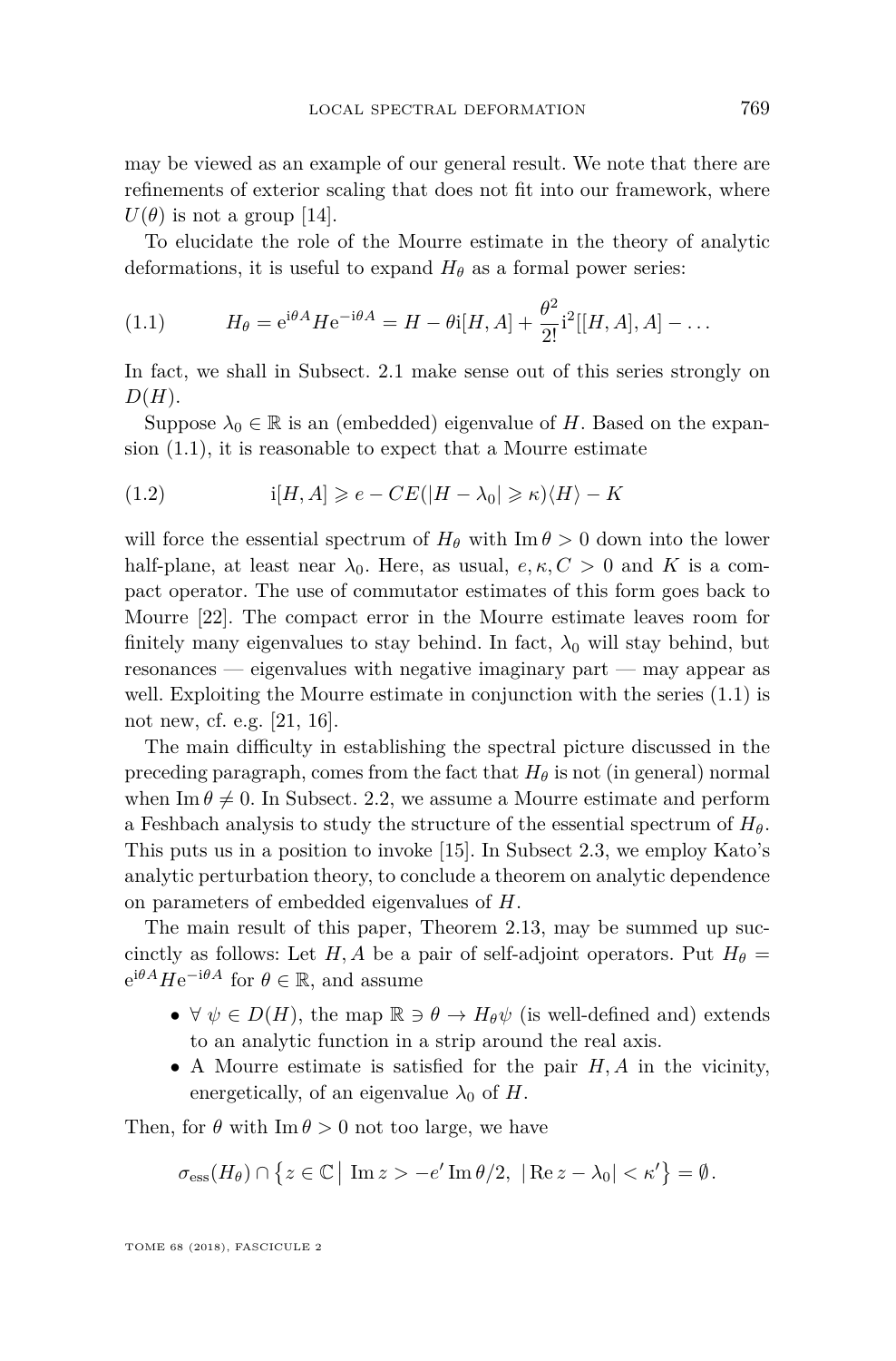may be viewed as an example of our general result. We note that there are refinements of exterior scaling that does not fit into our framework, where $U(\theta)$ is not a group [14].

To elucidate the role of the Mourre estimate in the theory of analytic deformations, it is useful to expand $H_\theta$ as a formal power series:

$$H_\theta = \mathrm{e}^{\mathrm{i}\theta A} H \mathrm{e}^{-\mathrm{i}\theta A} = H - \theta \mathrm{i}[H, A] + \frac{\theta^2}{2!}\mathrm{i}^2[[H, A], A] - \dots \tag{1.1}$$

In fact, we shall in Subsect. 2.1 make sense out of this series strongly on $D(H)$.

Suppose $\lambda_0 \in \mathbb{R}$ is an (embedded) eigenvalue of $H$. Based on the expansion (1.1), it is reasonable to expect that a Mourre estimate

$$\mathrm{i}[H, A] \geqslant e - CE(|H - \lambda_0| \geqslant \kappa)\langle H \rangle - K \tag{1.2}$$

will force the essential spectrum of $H_\theta$ with $\operatorname{Im}\theta > 0$ down into the lower half-plane, at least near $\lambda_0$. Here, as usual, $e, \kappa, C > 0$ and $K$ is a compact operator. The use of commutator estimates of this form goes back to Mourre [22]. The compact error in the Mourre estimate leaves room for finitely many eigenvalues to stay behind. In fact, $\lambda_0$ will stay behind, but resonances — eigenvalues with negative imaginary part — may appear as well. Exploiting the Mourre estimate in conjunction with the series (1.1) is not new, cf. e.g. [21, 16].

The main difficulty in establishing the spectral picture discussed in the preceding paragraph, comes from the fact that $H_\theta$ is not (in general) normal when $\operatorname{Im}\theta \neq 0$. In Subsect. 2.2, we assume a Mourre estimate and perform a Feshbach analysis to study the structure of the essential spectrum of $H_\theta$. This puts us in a position to invoke [15]. In Subsect 2.3, we employ Kato's analytic perturbation theory, to conclude a theorem on analytic dependence on parameters of embedded eigenvalues of $H$.

The main result of this paper, Theorem 2.13, may be summed up succinctly as follows: Let $H, A$ be a pair of self-adjoint operators. Put $H_\theta = \mathrm{e}^{\mathrm{i}\theta A} H \mathrm{e}^{-\mathrm{i}\theta A}$ for $\theta \in \mathbb{R}$, and assume

- $\forall\ \psi \in D(H)$, the map $\mathbb{R} \ni \theta \to H_\theta\psi$ (is well-defined and) extends to an analytic function in a strip around the real axis.
- A Mourre estimate is satisfied for the pair $H, A$ in the vicinity, energetically, of an eigenvalue $\lambda_0$ of $H$.

Then, for $\theta$ with $\operatorname{Im}\theta > 0$ not too large, we have

$$\sigma_{\mathrm{ess}}(H_\theta) \cap \left\{ z \in \mathbb{C} \,\middle|\, \operatorname{Im} z > -e' \operatorname{Im}\theta/2,\ |\operatorname{Re} z - \lambda_0| < \kappa' \right\} = \emptyset.$$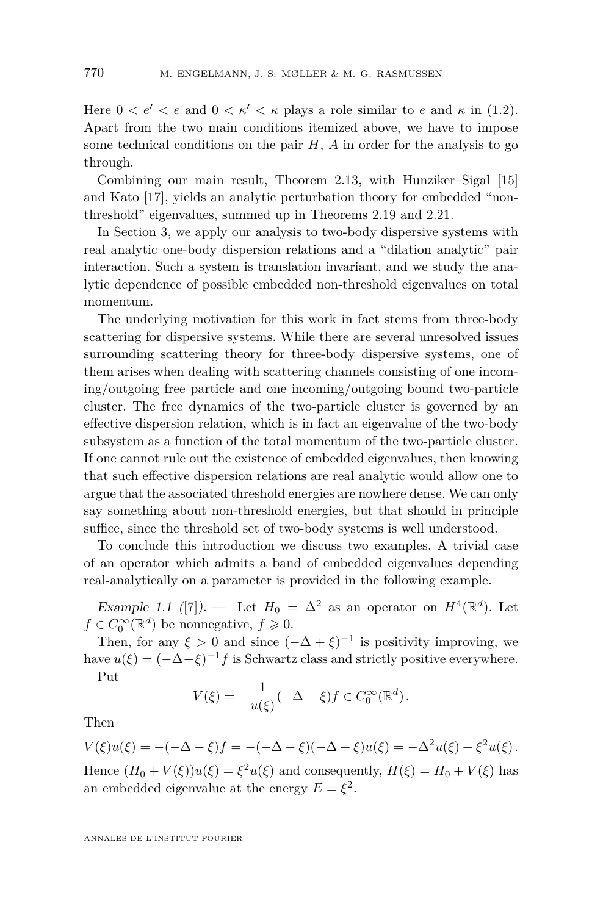Here $0 < e' < e$ and $0 < \kappa' < \kappa$ plays a role similar to $e$ and $\kappa$ in (1.2). Apart from the two main conditions itemized above, we have to impose some technical conditions on the pair $H$, $A$ in order for the analysis to go through.

Combining our main result, Theorem 2.13, with Hunziker–Sigal [15] and Kato [17], yields an analytic perturbation theory for embedded "non-threshold" eigenvalues, summed up in Theorems 2.19 and 2.21.

In Section 3, we apply our analysis to two-body dispersive systems with real analytic one-body dispersion relations and a "dilation analytic" pair interaction. Such a system is translation invariant, and we study the analytic dependence of possible embedded non-threshold eigenvalues on total momentum.

The underlying motivation for this work in fact stems from three-body scattering for dispersive systems. While there are several unresolved issues surrounding scattering theory for three-body dispersive systems, one of them arises when dealing with scattering channels consisting of one incoming/outgoing free particle and one incoming/outgoing bound two-particle cluster. The free dynamics of the two-particle cluster is governed by an effective dispersion relation, which is in fact an eigenvalue of the two-body subsystem as a function of the total momentum of the two-particle cluster. If one cannot rule out the existence of embedded eigenvalues, then knowing that such effective dispersion relations are real analytic would allow one to argue that the associated threshold energies are nowhere dense. We can only say something about non-threshold energies, but that should in principle suffice, since the threshold set of two-body systems is well understood.

To conclude this introduction we discuss two examples. A trivial case of an operator which admits a band of embedded eigenvalues depending real-analytically on a parameter is provided in the following example.

*Example 1.1* ([7]). — Let $H_0 = \Delta^2$ as an operator on $H^4(\mathbb{R}^d)$. Let $f \in C_0^\infty(\mathbb{R}^d)$ be nonnegative, $f \geqslant 0$.

Then, for any $\xi > 0$ and since $(-\Delta + \xi)^{-1}$ is positivity improving, we have $u(\xi) = (-\Delta+\xi)^{-1} f$ is Schwartz class and strictly positive everywhere.

Put

$$V(\xi) = -\frac{1}{u(\xi)}(-\Delta - \xi) f \in C_0^\infty(\mathbb{R}^d).$$

Then

$$V(\xi)u(\xi) = -(-\Delta - \xi) f = -(-\Delta - \xi)(-\Delta + \xi) u(\xi) = -\Delta^2 u(\xi) + \xi^2 u(\xi).$$

Hence $(H_0 + V(\xi))u(\xi) = \xi^2 u(\xi)$ and consequently, $H(\xi) = H_0 + V(\xi)$ has an embedded eigenvalue at the energy $E = \xi^2$.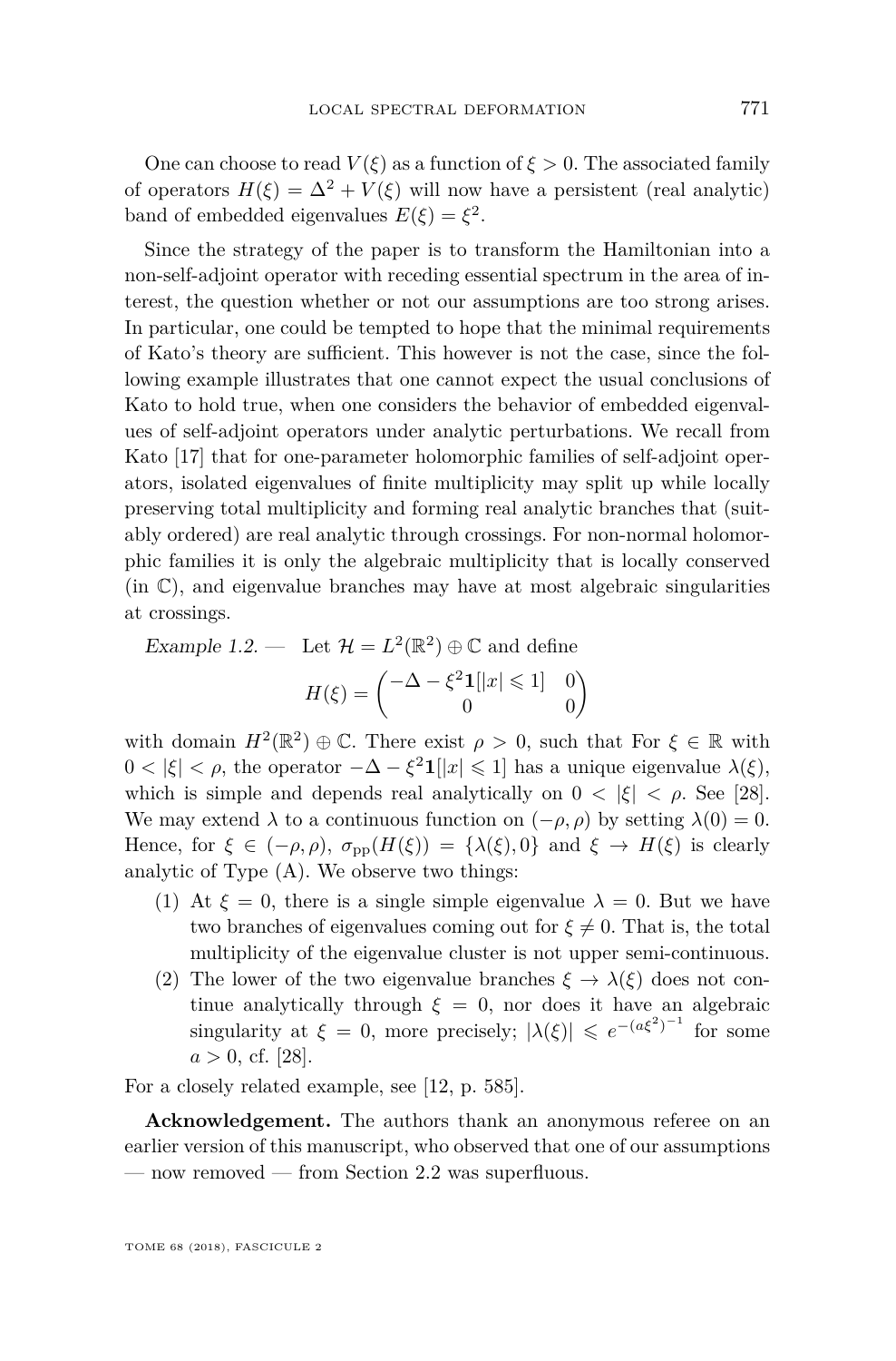One can choose to read $V(\xi)$ as a function of $\xi > 0$. The associated family of operators $H(\xi) = \Delta^2 + V(\xi)$ will now have a persistent (real analytic) band of embedded eigenvalues $E(\xi) = \xi^2$.

Since the strategy of the paper is to transform the Hamiltonian into a non-self-adjoint operator with receding essential spectrum in the area of interest, the question whether or not our assumptions are too strong arises. In particular, one could be tempted to hope that the minimal requirements of Kato's theory are sufficient. This however is not the case, since the following example illustrates that one cannot expect the usual conclusions of Kato to hold true, when one considers the behavior of embedded eigenvalues of self-adjoint operators under analytic perturbations. We recall from Kato [17] that for one-parameter holomorphic families of self-adjoint operators, isolated eigenvalues of finite multiplicity may split up while locally preserving total multiplicity and forming real analytic branches that (suitably ordered) are real analytic through crossings. For non-normal holomorphic families it is only the algebraic multiplicity that is locally conserved (in $\mathbb{C}$), and eigenvalue branches may have at most algebraic singularities at crossings.

*Example 1.2.* — Let $\mathcal{H} = L^2(\mathbb{R}^2) \oplus \mathbb{C}$ and define

$$H(\xi) = \begin{pmatrix} -\Delta - \xi^2 \mathbf{1}[|x| \leqslant 1] & 0 \\ 0 & 0 \end{pmatrix}$$

with domain $H^2(\mathbb{R}^2) \oplus \mathbb{C}$. There exist $\rho > 0$, such that For $\xi \in \mathbb{R}$ with $0 < |\xi| < \rho$, the operator $-\Delta - \xi^2 \mathbf{1}[|x| \leqslant 1]$ has a unique eigenvalue $\lambda(\xi)$, which is simple and depends real analytically on $0 < |\xi| < \rho$. See [28]. We may extend $\lambda$ to a continuous function on $(-\rho, \rho)$ by setting $\lambda(0) = 0$. Hence, for $\xi \in (-\rho, \rho)$, $\sigma_{\mathrm{pp}}(H(\xi)) = \{\lambda(\xi), 0\}$ and $\xi \to H(\xi)$ is clearly analytic of Type (A). We observe two things:

(1) At $\xi = 0$, there is a single simple eigenvalue $\lambda = 0$. But we have two branches of eigenvalues coming out for $\xi \neq 0$. That is, the total multiplicity of the eigenvalue cluster is not upper semi-continuous.

(2) The lower of the two eigenvalue branches $\xi \to \lambda(\xi)$ does not continue analytically through $\xi = 0$, nor does it have an algebraic singularity at $\xi = 0$, more precisely; $|\lambda(\xi)| \leqslant e^{-(a\xi^2)^{-1}}$ for some $a > 0$, cf. [28].

For a closely related example, see [12, p. 585].

**Acknowledgement.** The authors thank an anonymous referee on an earlier version of this manuscript, who observed that one of our assumptions — now removed — from Section 2.2 was superfluous.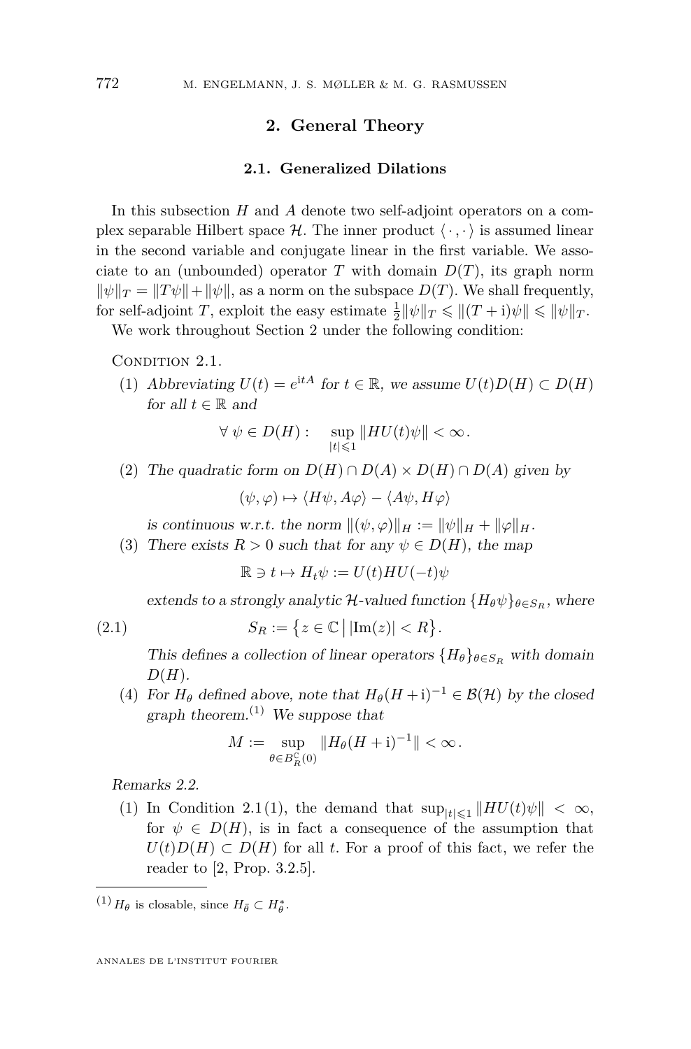## 2. General Theory

### 2.1. Generalized Dilations

In this subsection $H$ and $A$ denote two self-adjoint operators on a complex separable Hilbert space $\mathcal{H}$. The inner product $\langle \cdot , \cdot \rangle$ is assumed linear in the second variable and conjugate linear in the first variable. We associate to an (unbounded) operator $T$ with domain $D(T)$, its graph norm $\|\psi\|_T = \|T\psi\| + \|\psi\|$, as a norm on the subspace $D(T)$. We shall frequently, for self-adjoint $T$, exploit the easy estimate $\frac{1}{2}\|\psi\|_T \leqslant \|(T + \mathrm{i})\psi\| \leqslant \|\psi\|_T$.

We work throughout Section 2 under the following condition:

Condition 2.1.

1. *Abbreviating $U(t) = e^{\mathrm{i}tA}$ for $t \in \mathbb{R}$, we assume $U(t)D(H) \subset D(H)$ for all $t \in \mathbb{R}$ and*
$$\forall\, \psi \in D(H) : \quad \sup_{|t|\leqslant 1} \|HU(t)\psi\| < \infty .$$
2. *The quadratic form on $D(H) \cap D(A) \times D(H) \cap D(A)$ given by*
$$(\psi, \varphi) \mapsto \langle H\psi, A\varphi\rangle - \langle A\psi, H\varphi\rangle$$
*is continuous w.r.t. the norm $\|(\psi, \varphi)\|_H := \|\psi\|_H + \|\varphi\|_H$.*
3. *There exists $R > 0$ such that for any $\psi \in D(H)$, the map*
$$\mathbb{R} \ni t \mapsto H_t\psi := U(t)HU(-t)\psi$$
*extends to a strongly analytic $\mathcal{H}$-valued function $\{H_\theta\psi\}_{\theta\in S_R}$, where*
$$S_R := \big\{ z \in \mathbb{C} \,\big|\, |\mathrm{Im}(z)| < R \big\}. \tag{2.1}$$
*This defines a collection of linear operators $\{H_\theta\}_{\theta\in S_R}$ with domain $D(H)$.*
4. *For $H_\theta$ defined above, note that $H_\theta(H + \mathrm{i})^{-1} \in \mathcal{B}(\mathcal{H})$ by the closed graph theorem.*[(1)] *We suppose that*
$$M := \sup_{\theta\in B_R^{\mathbb{C}}(0)} \|H_\theta(H + \mathrm{i})^{-1}\| < \infty .$$

*Remarks 2.2.*

1. In Condition 2.1(1), the demand that $\sup_{|t|\leqslant 1} \|HU(t)\psi\| < \infty$, for $\psi \in D(H)$, is in fact a consequence of the assumption that $U(t)D(H) \subset D(H)$ for all $t$. For a proof of this fact, we refer the reader to [2, Prop. 3.2.5].

---

(1) $H_\theta$ is closable, since $H_{\bar\theta} \subset H_\theta^*$.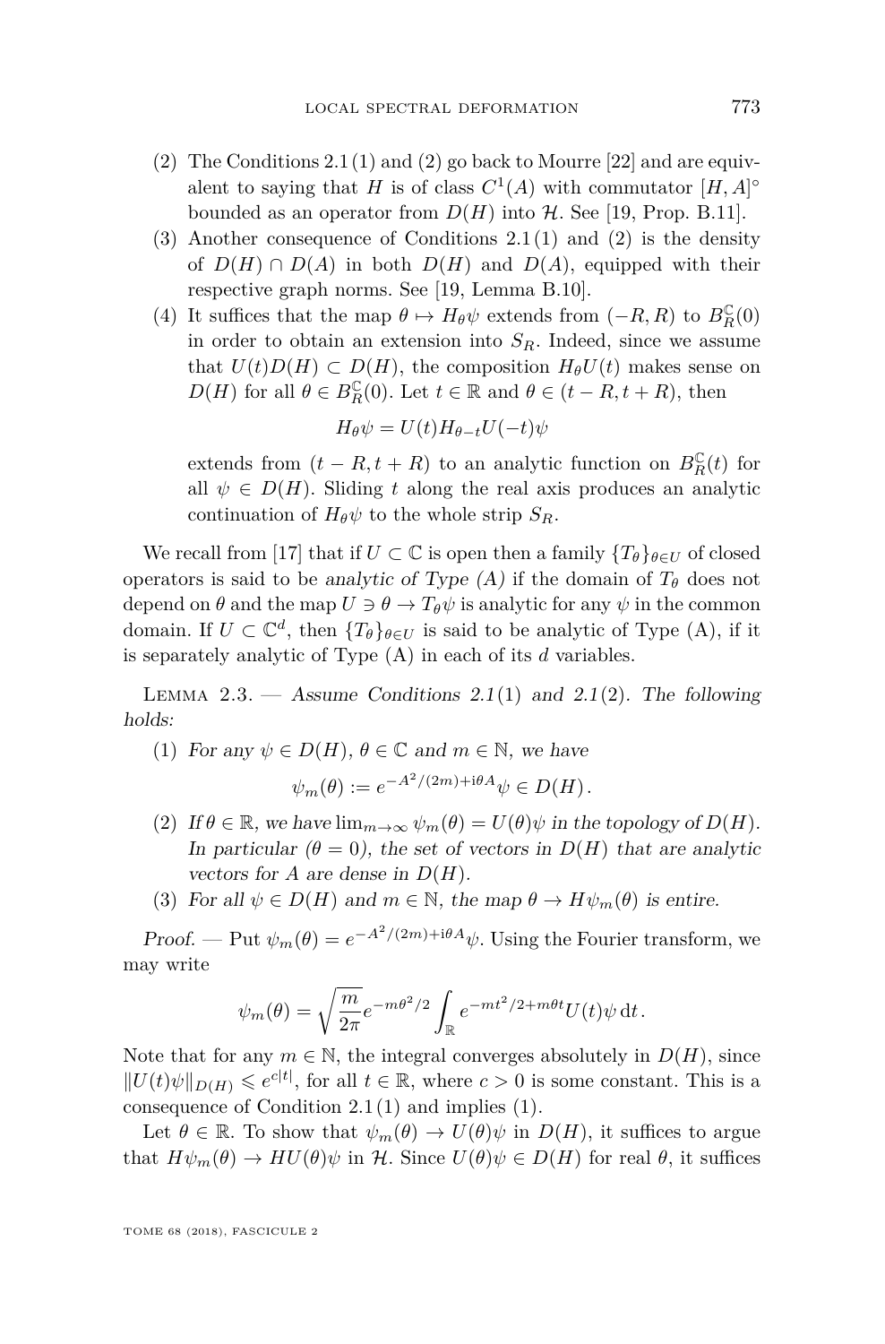(2) The Conditions 2.1 (1) and (2) go back to Mourre [22] and are equivalent to saying that $H$ is of class $C^1(A)$ with commutator $[H,A]^\circ$ bounded as an operator from $D(H)$ into $\mathcal{H}$. See [19, Prop. B.11].

(3) Another consequence of Conditions 2.1 (1) and (2) is the density of $D(H)\cap D(A)$ in both $D(H)$ and $D(A)$, equipped with their respective graph norms. See [19, Lemma B.10].

(4) It suffices that the map $\theta\mapsto H_\theta\psi$ extends from $(-R,R)$ to $B_R^{\mathbb{C}}(0)$ in order to obtain an extension into $S_R$. Indeed, since we assume that $U(t)D(H)\subset D(H)$, the composition $H_\theta U(t)$ makes sense on $D(H)$ for all $\theta\in B_R^{\mathbb{C}}(0)$. Let $t\in\mathbb{R}$ and $\theta\in(t-R,t+R)$, then

$$H_\theta\psi = U(t)H_{\theta-t}U(-t)\psi$$

extends from $(t-R,t+R)$ to an analytic function on $B_R^{\mathbb{C}}(t)$ for all $\psi\in D(H)$. Sliding $t$ along the real axis produces an analytic continuation of $H_\theta\psi$ to the whole strip $S_R$.

We recall from [17] that if $U\subset\mathbb{C}$ is open then a family $\{T_\theta\}_{\theta\in U}$ of closed operators is said to be *analytic of Type (A)* if the domain of $T_\theta$ does not depend on $\theta$ and the map $U\ni\theta\to T_\theta\psi$ is analytic for any $\psi$ in the common domain. If $U\subset\mathbb{C}^d$, then $\{T_\theta\}_{\theta\in U}$ is said to be analytic of Type (A), if it is separately analytic of Type (A) in each of its $d$ variables.

Lemma 2.3. — *Assume Conditions 2.1 (1) and 2.1 (2). The following holds:*

(1) *For any $\psi\in D(H)$, $\theta\in\mathbb{C}$ and $m\in\mathbb{N}$, we have*

$$\psi_m(\theta) := e^{-A^2/(2m)+\mathrm{i}\theta A}\psi\in D(H).$$

(2) *If $\theta\in\mathbb{R}$, we have $\lim_{m\to\infty}\psi_m(\theta)=U(\theta)\psi$ in the topology of $D(H)$. In particular ($\theta=0$), the set of vectors in $D(H)$ that are analytic vectors for $A$ are dense in $D(H)$.*

(3) *For all $\psi\in D(H)$ and $m\in\mathbb{N}$, the map $\theta\to H\psi_m(\theta)$ is entire.*

*Proof.* — Put $\psi_m(\theta)=e^{-A^2/(2m)+\mathrm{i}\theta A}\psi$. Using the Fourier transform, we may write

$$\psi_m(\theta)=\sqrt{\frac{m}{2\pi}}e^{-m\theta^2/2}\int_{\mathbb{R}}e^{-mt^2/2+m\theta t}U(t)\psi\,\mathrm{d}t.$$

Note that for any $m\in\mathbb{N}$, the integral converges absolutely in $D(H)$, since $\|U(t)\psi\|_{D(H)}\leqslant e^{c|t|}$, for all $t\in\mathbb{R}$, where $c>0$ is some constant. This is a consequence of Condition 2.1 (1) and implies (1).

Let $\theta\in\mathbb{R}$. To show that $\psi_m(\theta)\to U(\theta)\psi$ in $D(H)$, it suffices to argue that $H\psi_m(\theta)\to HU(\theta)\psi$ in $\mathcal{H}$. Since $U(\theta)\psi\in D(H)$ for real $\theta$, it suffices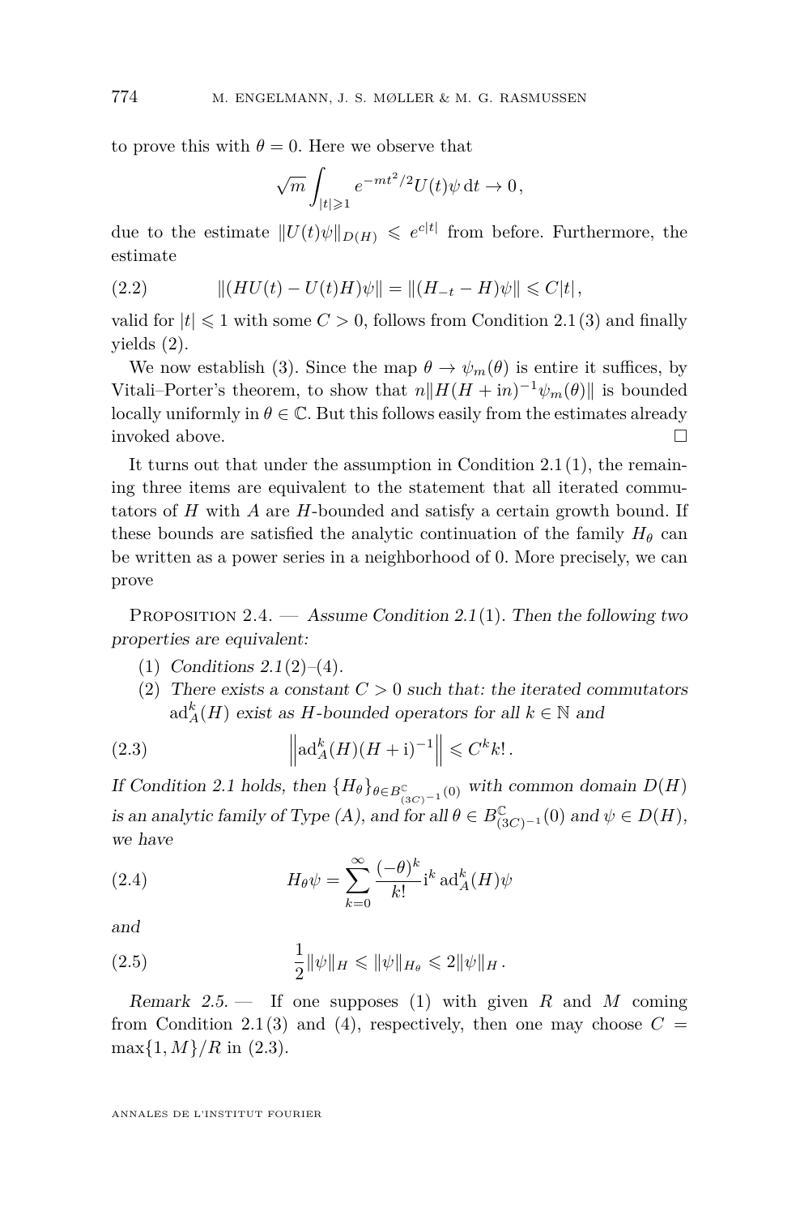to prove this with $\theta = 0$. Here we observe that

$$\sqrt{m}\int_{|t|\geqslant 1} e^{-mt^2/2} U(t)\psi \, \mathrm{d}t \to 0\,,$$

due to the estimate $\|U(t)\psi\|_{D(H)} \leqslant e^{c|t|}$ from before. Furthermore, the estimate

$$\|(HU(t) - U(t)H)\psi\| = \|(H_{-t} - H)\psi\| \leqslant C|t|\,, \tag{2.2}$$

valid for $|t| \leqslant 1$ with some $C > 0$, follows from Condition 2.1 (3) and finally yields (2).

We now establish (3). Since the map $\theta \to \psi_m(\theta)$ is entire it suffices, by Vitali–Porter's theorem, to show that $n\|H(H + \mathrm{i}n)^{-1}\psi_m(\theta)\|$ is bounded locally uniformly in $\theta \in \mathbb{C}$. But this follows easily from the estimates already invoked above. $\square$

It turns out that under the assumption in Condition 2.1 (1), the remaining three items are equivalent to the statement that all iterated commutators of $H$ with $A$ are $H$-bounded and satisfy a certain growth bound. If these bounds are satisfied the analytic continuation of the family $H_\theta$ can be written as a power series in a neighborhood of 0. More precisely, we can prove

Proposition 2.4. — *Assume Condition 2.1*(1)*. Then the following two properties are equivalent:*

1. *Conditions 2.1*(2)–(4)*.*
2. *There exists a constant $C > 0$ such that: the iterated commutators $\mathrm{ad}_A^k(H)$ exist as $H$-bounded operators for all $k \in \mathbb{N}$ and*

$$\left\|\mathrm{ad}_A^k(H)(H + \mathrm{i})^{-1}\right\| \leqslant C^k k!\,. \tag{2.3}$$

*If Condition 2.1 holds, then $\{H_\theta\}_{\theta \in B^{\mathbb{C}}_{(3C)^{-1}}(0)}$ with common domain $D(H)$ is an analytic family of Type (A), and for all $\theta \in B^{\mathbb{C}}_{(3C)^{-1}}(0)$ and $\psi \in D(H)$, we have*

$$H_\theta \psi = \sum_{k=0}^{\infty} \frac{(-\theta)^k}{k!} \mathrm{i}^k \, \mathrm{ad}_A^k(H)\psi \tag{2.4}$$

*and*

$$\frac{1}{2}\|\psi\|_H \leqslant \|\psi\|_{H_\theta} \leqslant 2\|\psi\|_H\,. \tag{2.5}$$

*Remark 2.5.* — If one supposes (1) with given $R$ and $M$ coming from Condition 2.1 (3) and (4), respectively, then one may choose $C = \max\{1, M\}/R$ in (2.3).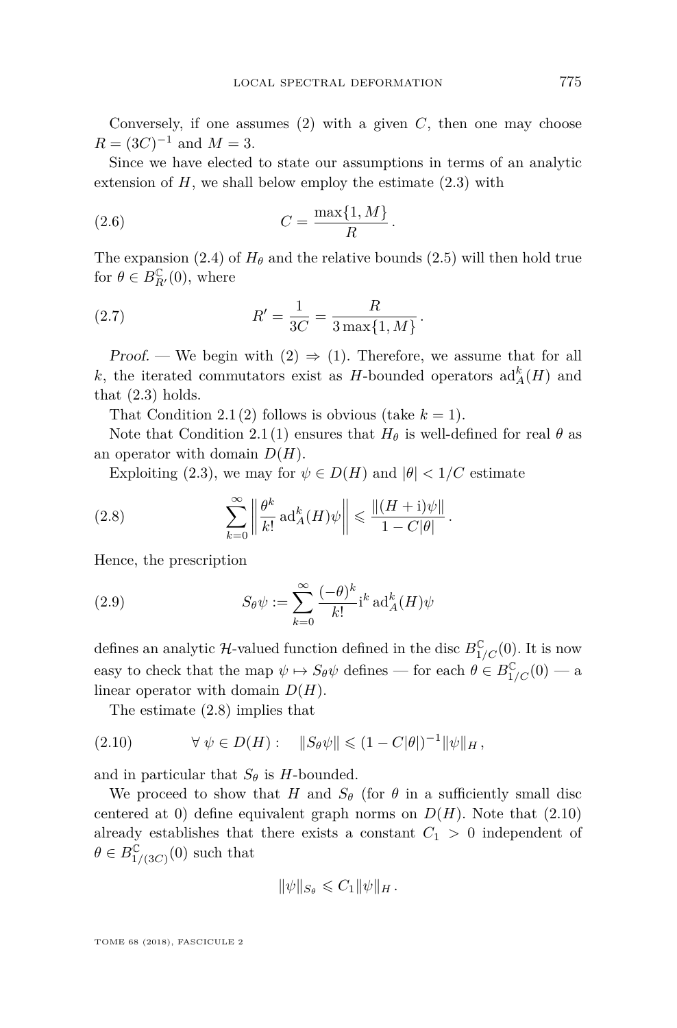Conversely, if one assumes (2) with a given $C$, then one may choose $R = (3C)^{-1}$ and $M = 3$.

Since we have elected to state our assumptions in terms of an analytic extension of $H$, we shall below employ the estimate (2.3) with

$$C = \frac{\max\{1, M\}}{R}\,. \tag{2.6}$$

The expansion (2.4) of $H_\theta$ and the relative bounds (2.5) will then hold true for $\theta \in B^{\mathbb{C}}_{R'}(0)$, where

$$R' = \frac{1}{3C} = \frac{R}{3\max\{1, M\}}\,. \tag{2.7}$$

*Proof.* — We begin with (2) $\Rightarrow$ (1). Therefore, we assume that for all $k$, the iterated commutators exist as $H$-bounded operators $\mathrm{ad}^k_A(H)$ and that (2.3) holds.

That Condition 2.1 (2) follows is obvious (take $k = 1$).

Note that Condition 2.1 (1) ensures that $H_\theta$ is well-defined for real $\theta$ as an operator with domain $D(H)$.

Exploiting (2.3), we may for $\psi \in D(H)$ and $|\theta| < 1/C$ estimate

$$\sum_{k=0}^{\infty} \left\| \frac{\theta^k}{k!} \,\mathrm{ad}^k_A(H)\psi \right\| \leqslant \frac{\|(H+\mathrm{i})\psi\|}{1 - C|\theta|}\,. \tag{2.8}$$

Hence, the prescription

$$S_\theta \psi := \sum_{k=0}^{\infty} \frac{(-\theta)^k}{k!} \mathrm{i}^k \,\mathrm{ad}^k_A(H)\psi \tag{2.9}$$

defines an analytic $\mathcal{H}$-valued function defined in the disc $B^{\mathbb{C}}_{1/C}(0)$. It is now easy to check that the map $\psi \mapsto S_\theta\psi$ defines — for each $\theta \in B^{\mathbb{C}}_{1/C}(0)$ — a linear operator with domain $D(H)$.

The estimate (2.8) implies that

$$\forall\, \psi \in D(H): \quad \|S_\theta \psi\| \leqslant (1 - C|\theta|)^{-1} \|\psi\|_H\,, \tag{2.10}$$

and in particular that $S_\theta$ is $H$-bounded.

We proceed to show that $H$ and $S_\theta$ (for $\theta$ in a sufficiently small disc centered at 0) define equivalent graph norms on $D(H)$. Note that (2.10) already establishes that there exists a constant $C_1 > 0$ independent of $\theta \in B^{\mathbb{C}}_{1/(3C)}(0)$ such that

$$\|\psi\|_{S_\theta} \leqslant C_1 \|\psi\|_H\,.$$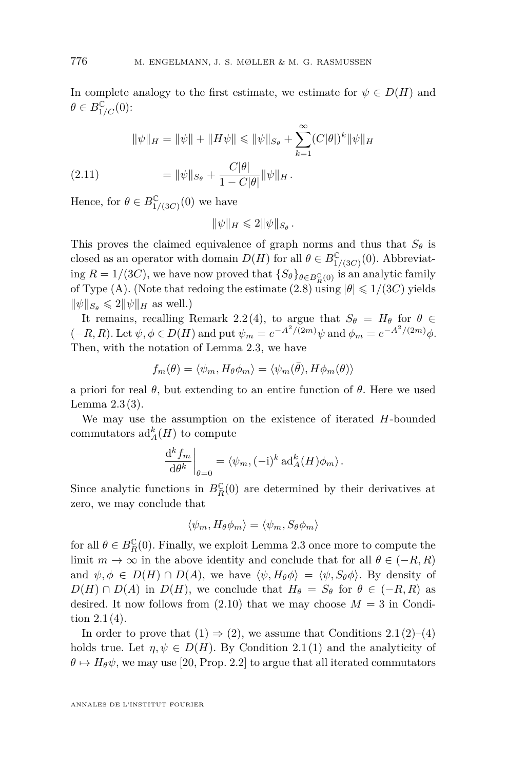In complete analogy to the first estimate, we estimate for $\psi \in D(H)$ and $\theta \in B^{\mathbb{C}}_{1/C}(0)$:

$$
\begin{aligned}
\|\psi\|_H = \|\psi\| + \|H\psi\| &\leqslant \|\psi\|_{S_\theta} + \sum_{k=1}^{\infty} (C|\theta|)^k \|\psi\|_H \\
&= \|\psi\|_{S_\theta} + \frac{C|\theta|}{1 - C|\theta|} \|\psi\|_H \,. \qquad (2.11)
\end{aligned}
$$

Hence, for $\theta \in B^{\mathbb{C}}_{1/(3C)}(0)$ we have

$$
\|\psi\|_H \leqslant 2\|\psi\|_{S_\theta} \,.
$$

This proves the claimed equivalence of graph norms and thus that $S_\theta$ is closed as an operator with domain $D(H)$ for all $\theta \in B^{\mathbb{C}}_{1/(3C)}(0)$. Abbreviating $R = 1/(3C)$, we have now proved that $\{S_\theta\}_{\theta \in B^{\mathbb{C}}_R(0)}$ is an analytic family of Type (A). (Note that redoing the estimate (2.8) using $|\theta| \leqslant 1/(3C)$ yields $\|\psi\|_{S_\theta} \leqslant 2\|\psi\|_H$ as well.)

It remains, recalling Remark 2.2 (4), to argue that $S_\theta = H_\theta$ for $\theta \in (-R, R)$. Let $\psi, \phi \in D(H)$ and put $\psi_m = e^{-A^2/(2m)}\psi$ and $\phi_m = e^{-A^2/(2m)}\phi$. Then, with the notation of Lemma 2.3, we have

$$
f_m(\theta) = \langle \psi_m, H_\theta \phi_m \rangle = \langle \psi_m(\bar{\theta}), H\phi_m(\theta) \rangle
$$

a priori for real $\theta$, but extending to an entire function of $\theta$. Here we used Lemma 2.3 (3).

We may use the assumption on the existence of iterated $H$-bounded commutators $\mathrm{ad}^k_A(H)$ to compute

$$
\left.\frac{\mathrm{d}^k f_m}{\mathrm{d}\theta^k}\right|_{\theta=0} = \langle \psi_m, (-\mathrm{i})^k \, \mathrm{ad}^k_A(H)\phi_m \rangle \,.
$$

Since analytic functions in $B^{\mathbb{C}}_R(0)$ are determined by their derivatives at zero, we may conclude that

$$
\langle \psi_m, H_\theta \phi_m \rangle = \langle \psi_m, S_\theta \phi_m \rangle
$$

for all $\theta \in B^{\mathbb{C}}_R(0)$. Finally, we exploit Lemma 2.3 once more to compute the limit $m \to \infty$ in the above identity and conclude that for all $\theta \in (-R, R)$ and $\psi, \phi \in D(H) \cap D(A)$, we have $\langle \psi, H_\theta \phi \rangle = \langle \psi, S_\theta \phi \rangle$. By density of $D(H) \cap D(A)$ in $D(H)$, we conclude that $H_\theta = S_\theta$ for $\theta \in (-R, R)$ as desired. It now follows from (2.10) that we may choose $M = 3$ in Condition 2.1 (4).

In order to prove that (1) $\Rightarrow$ (2), we assume that Conditions 2.1 (2)–(4) holds true. Let $\eta, \psi \in D(H)$. By Condition 2.1 (1) and the analyticity of $\theta \mapsto H_\theta \psi$, we may use [20, Prop. 2.2] to argue that all iterated commutators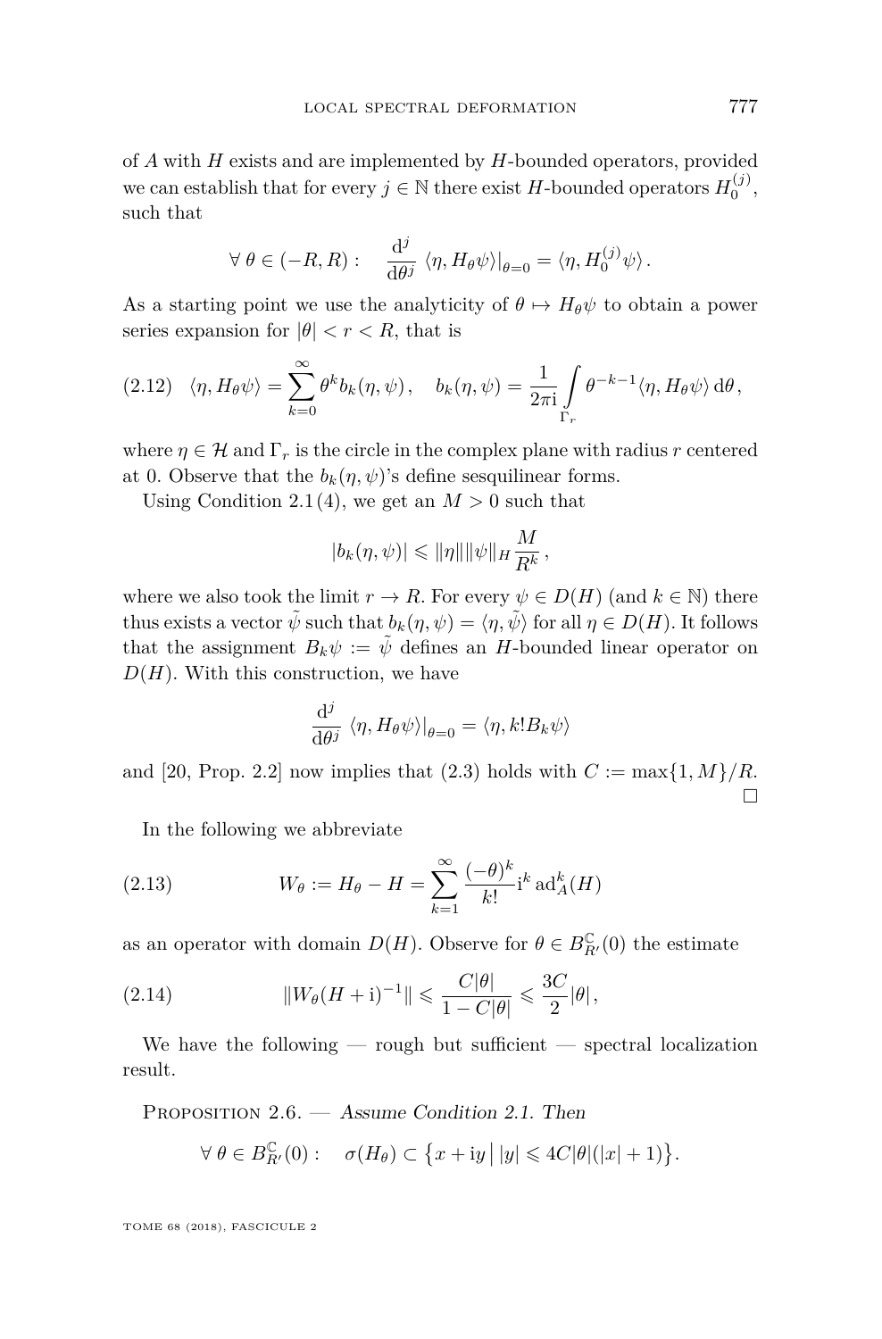of $A$ with $H$ exists and are implemented by $H$-bounded operators, provided we can establish that for every $j \in \mathbb{N}$ there exist $H$-bounded operators $H_0^{(j)}$, such that

$$\forall\, \theta \in (-R, R): \quad \frac{\mathrm{d}^j}{\mathrm{d}\theta^j}\, \langle \eta, H_\theta \psi\rangle|_{\theta=0} = \langle \eta, H_0^{(j)} \psi\rangle\,.$$

As a starting point we use the analyticity of $\theta \mapsto H_\theta \psi$ to obtain a power series expansion for $|\theta| < r < R$, that is

$$\langle \eta, H_\theta \psi\rangle = \sum_{k=0}^{\infty} \theta^k b_k(\eta, \psi)\,, \quad b_k(\eta,\psi) = \frac{1}{2\pi \mathrm{i}} \int_{\Gamma_r} \theta^{-k-1} \langle \eta, H_\theta \psi\rangle \,\mathrm{d}\theta\,, \tag{2.12}$$

where $\eta \in \mathcal{H}$ and $\Gamma_r$ is the circle in the complex plane with radius $r$ centered at 0. Observe that the $b_k(\eta, \psi)$'s define sesquilinear forms.

Using Condition 2.1 (4), we get an $M > 0$ such that

$$|b_k(\eta, \psi)| \leqslant \|\eta\| \|\psi\|_H \frac{M}{R^k}\,,$$

where we also took the limit $r \to R$. For every $\psi \in D(H)$ (and $k \in \mathbb{N}$) there thus exists a vector $\tilde{\psi}$ such that $b_k(\eta, \psi) = \langle \eta, \tilde{\psi}\rangle$ for all $\eta \in D(H)$. It follows that the assignment $B_k \psi := \tilde{\psi}$ defines an $H$-bounded linear operator on $D(H)$. With this construction, we have

$$\frac{\mathrm{d}^j}{\mathrm{d}\theta^j}\, \langle \eta, H_\theta \psi\rangle|_{\theta=0} = \langle \eta, k! B_k \psi\rangle$$

and [20, Prop. 2.2] now implies that (2.3) holds with $C := \max\{1, M\}/R$. □

In the following we abbreviate

$$W_\theta := H_\theta - H = \sum_{k=1}^{\infty} \frac{(-\theta)^k}{k!} \mathrm{i}^k \operatorname{ad}_A^k(H) \tag{2.13}$$

as an operator with domain $D(H)$. Observe for $\theta \in B_{R'}^{\mathbb{C}}(0)$ the estimate

$$\|W_\theta (H + \mathrm{i})^{-1}\| \leqslant \frac{C|\theta|}{1 - C|\theta|} \leqslant \frac{3C}{2} |\theta|\,, \tag{2.14}$$

We have the following — rough but sufficient — spectral localization result.

Proposition 2.6. — *Assume Condition 2.1. Then*

$$\forall\, \theta \in B_{R'}^{\mathbb{C}}(0): \quad \sigma(H_\theta) \subset \big\{ x + \mathrm{i}y \,\big|\, |y| \leqslant 4C|\theta|(|x| + 1)\big\}.$$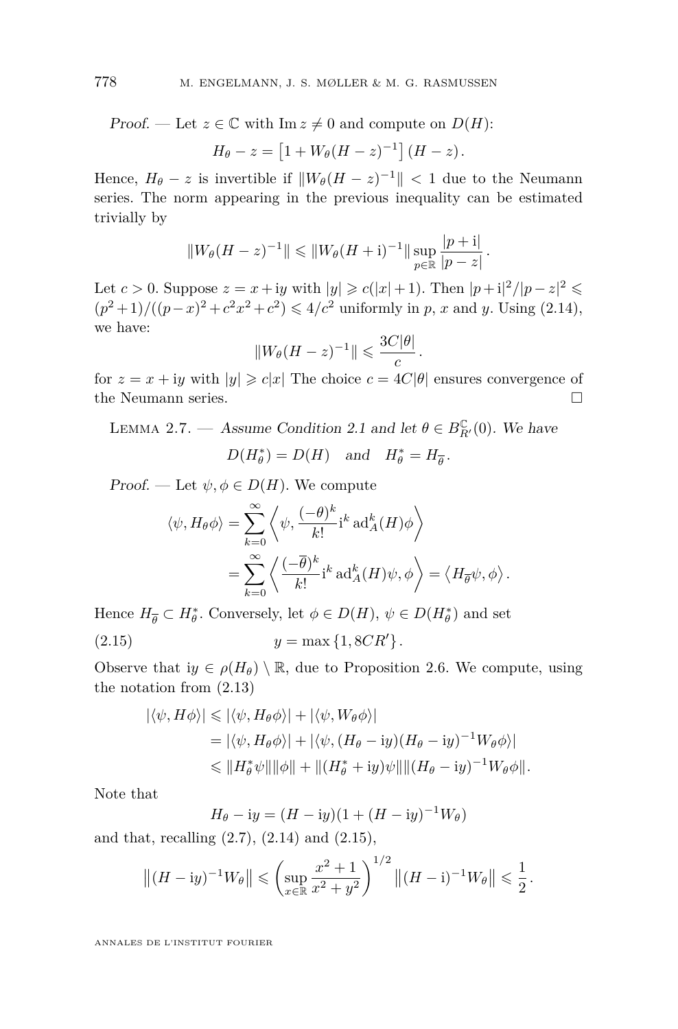*Proof.* — Let $z \in \mathbb{C}$ with $\operatorname{Im} z \neq 0$ and compute on $D(H)$:

$$H_\theta - z = \left[1 + W_\theta (H-z)^{-1}\right](H-z).$$

Hence, $H_\theta - z$ is invertible if $\|W_\theta(H-z)^{-1}\| < 1$ due to the Neumann series. The norm appearing in the previous inequality can be estimated trivially by

$$\|W_\theta(H-z)^{-1}\| \leqslant \|W_\theta(H+\mathrm{i})^{-1}\| \sup_{p\in\mathbb{R}} \frac{|p+\mathrm{i}|}{|p-z|}.$$

Let $c > 0$. Suppose $z = x + \mathrm{i}y$ with $|y| \geqslant c(|x|+1)$. Then $|p+\mathrm{i}|^2/|p-z|^2 \leqslant (p^2+1)/((p-x)^2 + c^2x^2 + c^2) \leqslant 4/c^2$ uniformly in $p$, $x$ and $y$. Using (2.14), we have:

$$\|W_\theta(H-z)^{-1}\| \leqslant \frac{3C|\theta|}{c}.$$

for $z = x + \mathrm{i}y$ with $|y| \geqslant c|x|$ The choice $c = 4C|\theta|$ ensures convergence of the Neumann series. $\square$

Lemma 2.7. — *Assume Condition 2.1 and let $\theta \in B^{\mathbb{C}}_{R'}(0)$. We have*

$$D(H_\theta^*) = D(H) \quad \text{and} \quad H_\theta^* = H_{\overline{\theta}}.$$

*Proof.* — Let $\psi, \phi \in D(H)$. We compute

$$\begin{aligned}
\langle \psi, H_\theta \phi\rangle &= \sum_{k=0}^{\infty} \left\langle \psi, \frac{(-\theta)^k}{k!} \mathrm{i}^k \operatorname{ad}_A^k(H)\phi \right\rangle \\
&= \sum_{k=0}^{\infty} \left\langle \frac{(-\overline{\theta})^k}{k!} \mathrm{i}^k \operatorname{ad}_A^k(H)\psi, \phi \right\rangle = \left\langle H_{\overline{\theta}}\psi, \phi\right\rangle.
\end{aligned}$$

Hence $H_{\overline{\theta}} \subset H_\theta^*$. Conversely, let $\phi \in D(H)$, $\psi \in D(H_\theta^*)$ and set

$$y = \max\{1, 8CR'\}. \tag{2.15}$$

Observe that $\mathrm{i}y \in \rho(H_\theta) \setminus \mathbb{R}$, due to Proposition 2.6. We compute, using the notation from (2.13)

$$\begin{aligned}
|\langle \psi, H\phi\rangle| &\leqslant |\langle \psi, H_\theta\phi\rangle| + |\langle \psi, W_\theta \phi\rangle| \\
&= |\langle \psi, H_\theta\phi\rangle| + |\langle \psi, (H_\theta - \mathrm{i}y)(H_\theta-\mathrm{i}y)^{-1} W_\theta\phi\rangle| \\
&\leqslant \|H_\theta^*\psi\|\|\phi\| + \|(H_\theta^* + \mathrm{i}y)\psi\|\|(H_\theta - \mathrm{i}y)^{-1}W_\theta\phi\|.
\end{aligned}$$

Note that

$$H_\theta - \mathrm{i}y = (H - \mathrm{i}y)(1 + (H-\mathrm{i}y)^{-1}W_\theta)$$

and that, recalling (2.7), (2.14) and (2.15),

$$\left\|(H-\mathrm{i}y)^{-1}W_\theta\right\| \leqslant \left(\sup_{x\in\mathbb{R}} \frac{x^2+1}{x^2+y^2}\right)^{1/2} \left\|(H-\mathrm{i})^{-1}W_\theta\right\| \leqslant \frac{1}{2}.$$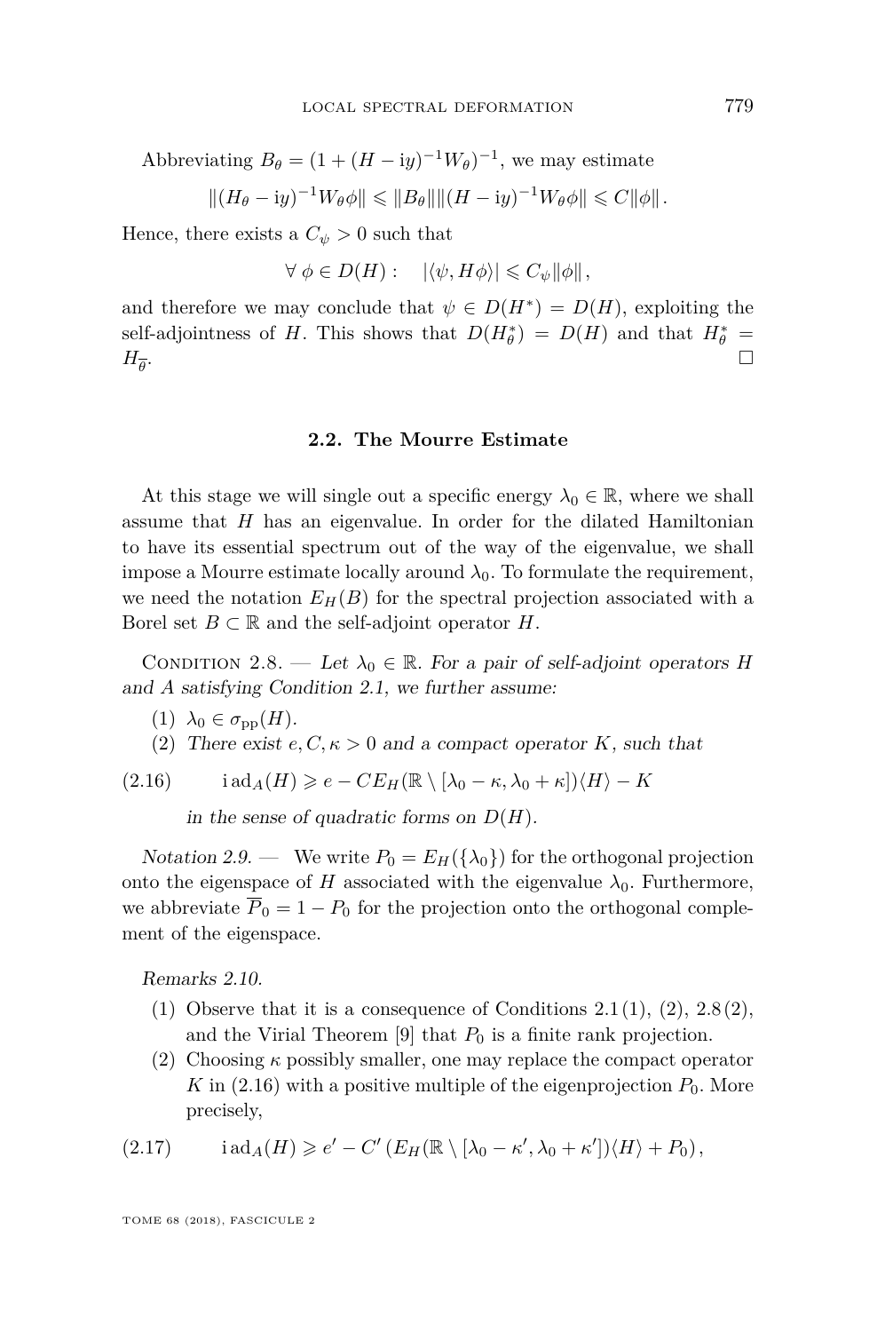Abbreviating $B_\theta = (1 + (H - \mathrm{i}y)^{-1} W_\theta)^{-1}$, we may estimate

$$\|(H_\theta - \mathrm{i}y)^{-1} W_\theta \phi\| \leqslant \|B_\theta\| \|(H - \mathrm{i}y)^{-1} W_\theta \phi\| \leqslant C\|\phi\|.$$

Hence, there exists a $C_\psi > 0$ such that

$$\forall\ \phi \in D(H): \quad |\langle \psi, H\phi\rangle| \leqslant C_\psi \|\phi\|,$$

and therefore we may conclude that $\psi \in D(H^*) = D(H)$, exploiting the self-adjointness of $H$. This shows that $D(H_\theta^*) = D(H)$ and that $H_\theta^* = H_{\overline{\theta}}$. □

### 2.2. The Mourre Estimate

At this stage we will single out a specific energy $\lambda_0 \in \mathbb{R}$, where we shall assume that $H$ has an eigenvalue. In order for the dilated Hamiltonian to have its essential spectrum out of the way of the eigenvalue, we shall impose a Mourre estimate locally around $\lambda_0$. To formulate the requirement, we need the notation $E_H(B)$ for the spectral projection associated with a Borel set $B \subset \mathbb{R}$ and the self-adjoint operator $H$.

Condition 2.8. — *Let $\lambda_0 \in \mathbb{R}$. For a pair of self-adjoint operators $H$ and $A$ satisfying Condition 2.1, we further assume:*

1. $\lambda_0 \in \sigma_{\mathrm{pp}}(H)$.
2. *There exist $e, C, \kappa > 0$ and a compact operator $K$, such that*

$$\mathrm{i}\,\mathrm{ad}_A(H) \geqslant e - C E_H(\mathbb{R} \setminus [\lambda_0 - \kappa, \lambda_0 + \kappa])\langle H\rangle - K \tag{2.16}$$

*in the sense of quadratic forms on $D(H)$.*

*Notation 2.9.* — We write $P_0 = E_H(\{\lambda_0\})$ for the orthogonal projection onto the eigenspace of $H$ associated with the eigenvalue $\lambda_0$. Furthermore, we abbreviate $\overline{P}_0 = 1 - P_0$ for the projection onto the orthogonal complement of the eigenspace.

*Remarks 2.10.*

1. Observe that it is a consequence of Conditions 2.1 (1), (2), 2.8 (2), and the Virial Theorem [9] that $P_0$ is a finite rank projection.
2. Choosing $\kappa$ possibly smaller, one may replace the compact operator $K$ in (2.16) with a positive multiple of the eigenprojection $P_0$. More precisely,

$$\mathrm{i}\,\mathrm{ad}_A(H) \geqslant e' - C' \left( E_H(\mathbb{R} \setminus [\lambda_0 - \kappa', \lambda_0 + \kappa'])\langle H\rangle + P_0 \right), \tag{2.17}$$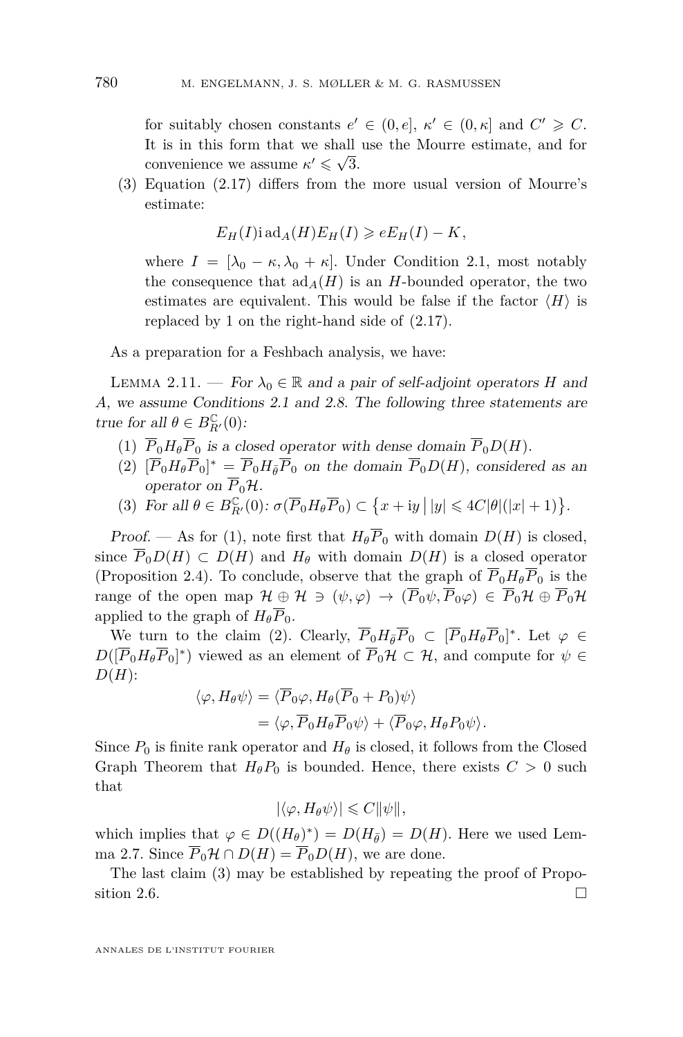for suitably chosen constants $e' \in (0, e]$, $\kappa' \in (0, \kappa]$ and $C' \geqslant C$. It is in this form that we shall use the Mourre estimate, and for convenience we assume $\kappa' \leqslant \sqrt{3}$.

(3) Equation (2.17) differs from the more usual version of Mourre's estimate:

$$E_H(I) \mathrm{i}\, \mathrm{ad}_A(H) E_H(I) \geqslant e E_H(I) - K,$$

where $I = [\lambda_0 - \kappa, \lambda_0 + \kappa]$. Under Condition 2.1, most notably the consequence that $\mathrm{ad}_A(H)$ is an $H$-bounded operator, the two estimates are equivalent. This would be false if the factor $\langle H \rangle$ is replaced by 1 on the right-hand side of (2.17).

As a preparation for a Feshbach analysis, we have:

Lemma 2.11. — *For $\lambda_0 \in \mathbb{R}$ and a pair of self-adjoint operators $H$ and $A$, we assume Conditions 2.1 and 2.8. The following three statements are true for all $\theta \in B^{\mathbb{C}}_{R'}(0)$:*

1. *$\overline{P}_0 H_\theta \overline{P}_0$ is a closed operator with dense domain $\overline{P}_0 D(H)$.*
2. *$[\overline{P}_0 H_\theta \overline{P}_0]^* = \overline{P}_0 H_{\bar{\theta}} \overline{P}_0$ on the domain $\overline{P}_0 D(H)$, considered as an operator on $\overline{P}_0 \mathcal{H}$.*
3. *For all $\theta \in B^{\mathbb{C}}_{R'}(0)$: $\sigma(\overline{P}_0 H_\theta \overline{P}_0) \subset \{x + \mathrm{i}y \mid |y| \leqslant 4C|\theta|(|x| + 1)\}$.*

*Proof.* — As for (1), note first that $H_\theta \overline{P}_0$ with domain $D(H)$ is closed, since $\overline{P}_0 D(H) \subset D(H)$ and $H_\theta$ with domain $D(H)$ is a closed operator (Proposition 2.4). To conclude, observe that the graph of $\overline{P}_0 H_\theta \overline{P}_0$ is the range of the open map $\mathcal{H} \oplus \mathcal{H} \ni (\psi, \varphi) \to (\overline{P}_0 \psi, \overline{P}_0 \varphi) \in \overline{P}_0 \mathcal{H} \oplus \overline{P}_0 \mathcal{H}$ applied to the graph of $H_\theta \overline{P}_0$.

We turn to the claim (2). Clearly, $\overline{P}_0 H_{\bar{\theta}} \overline{P}_0 \subset [\overline{P}_0 H_\theta \overline{P}_0]^*$. Let $\varphi \in D([\overline{P}_0 H_\theta \overline{P}_0]^*)$ viewed as an element of $\overline{P}_0 \mathcal{H} \subset \mathcal{H}$, and compute for $\psi \in D(H)$:

$$\begin{aligned}\langle \varphi, H_\theta \psi \rangle &= \langle \overline{P}_0 \varphi, H_\theta (\overline{P}_0 + P_0) \psi \rangle \\ &= \langle \varphi, \overline{P}_0 H_\theta \overline{P}_0 \psi \rangle + \langle \overline{P}_0 \varphi, H_\theta P_0 \psi \rangle.\end{aligned}$$

Since $P_0$ is finite rank operator and $H_\theta$ is closed, it follows from the Closed Graph Theorem that $H_\theta P_0$ is bounded. Hence, there exists $C > 0$ such that

$$|\langle \varphi, H_\theta \psi \rangle| \leqslant C \|\psi\|,$$

which implies that $\varphi \in D((H_\theta)^*) = D(H_{\bar{\theta}}) = D(H)$. Here we used Lemma 2.7. Since $\overline{P}_0 \mathcal{H} \cap D(H) = \overline{P}_0 D(H)$, we are done.

The last claim (3) may be established by repeating the proof of Proposition 2.6. □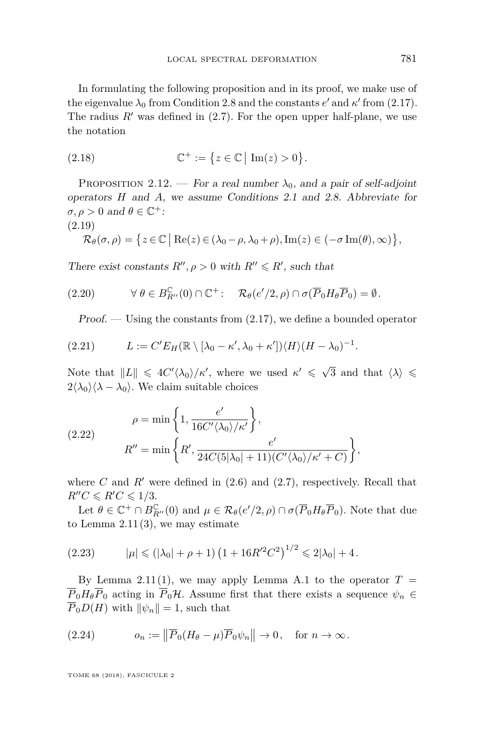In formulating the following proposition and in its proof, we make use of the eigenvalue $\lambda_0$ from Condition 2.8 and the constants $e'$ and $\kappa'$ from (2.17). The radius $R'$ was defined in (2.7). For the open upper half-plane, we use the notation

$$\mathbb{C}^+ := \{ z \in \mathbb{C} \mid \mathrm{Im}(z) > 0 \}. \tag{2.18}$$

Proposition 2.12. — *For a real number $\lambda_0$, and a pair of self-adjoint operators $H$ and $A$, we assume Conditions 2.1 and 2.8. Abbreviate for $\sigma, \rho > 0$ and $\theta \in \mathbb{C}^+$:*

$$\mathcal{R}_\theta(\sigma, \rho) = \{ z \in \mathbb{C} \mid \mathrm{Re}(z) \in (\lambda_0 - \rho, \lambda_0 + \rho), \mathrm{Im}(z) \in (-\sigma \,\mathrm{Im}(\theta), \infty) \}, \tag{2.19}$$

*There exist constants $R'', \rho > 0$ with $R'' \leqslant R'$, such that*

$$\forall\, \theta \in B^{\mathbb{C}}_{R''}(0) \cap \mathbb{C}^+ : \quad \mathcal{R}_\theta(e'/2, \rho) \cap \sigma(\overline{P}_0 H_\theta \overline{P}_0) = \emptyset. \tag{2.20}$$

*Proof.* — Using the constants from (2.17), we define a bounded operator

$$L := C' E_H(\mathbb{R} \setminus [\lambda_0 - \kappa', \lambda_0 + \kappa']) \langle H \rangle (H - \lambda_0)^{-1}. \tag{2.21}$$

Note that $\|L\| \leqslant 4C' \langle \lambda_0 \rangle / \kappa'$, where we used $\kappa' \leqslant \sqrt{3}$ and that $\langle \lambda \rangle \leqslant 2 \langle \lambda_0 \rangle \langle \lambda - \lambda_0 \rangle$. We claim suitable choices

$$\begin{aligned} \rho &= \min\left\{ 1, \frac{e'}{16 C' \langle \lambda_0 \rangle / \kappa'} \right\}, \\ R'' &= \min\left\{ R', \frac{e'}{24 C (5|\lambda_0| + 11)(C' \langle \lambda_0 \rangle / \kappa' + C)} \right\}, \end{aligned} \tag{2.22}$$

where $C$ and $R'$ were defined in (2.6) and (2.7), respectively. Recall that $R'' C \leqslant R' C \leqslant 1/3$.

Let $\theta \in \mathbb{C}^+ \cap B^{\mathbb{C}}_{R''}(0)$ and $\mu \in \mathcal{R}_\theta(e'/2, \rho) \cap \sigma(\overline{P}_0 H_\theta \overline{P}_0)$. Note that due to Lemma 2.11 (3), we may estimate

$$|\mu| \leqslant (|\lambda_0| + \rho + 1) \left( 1 + 16 R'^2 C^2 \right)^{1/2} \leqslant 2|\lambda_0| + 4. \tag{2.23}$$

By Lemma 2.11 (1), we may apply Lemma A.1 to the operator $T = \overline{P}_0 H_\theta \overline{P}_0$ acting in $\overline{P}_0 \mathcal{H}$. Assume first that there exists a sequence $\psi_n \in \overline{P}_0 D(H)$ with $\|\psi_n\| = 1$, such that

$$o_n := \left\| \overline{P}_0 (H_\theta - \mu) \overline{P}_0 \psi_n \right\| \to 0, \quad \text{for } n \to \infty. \tag{2.24}$$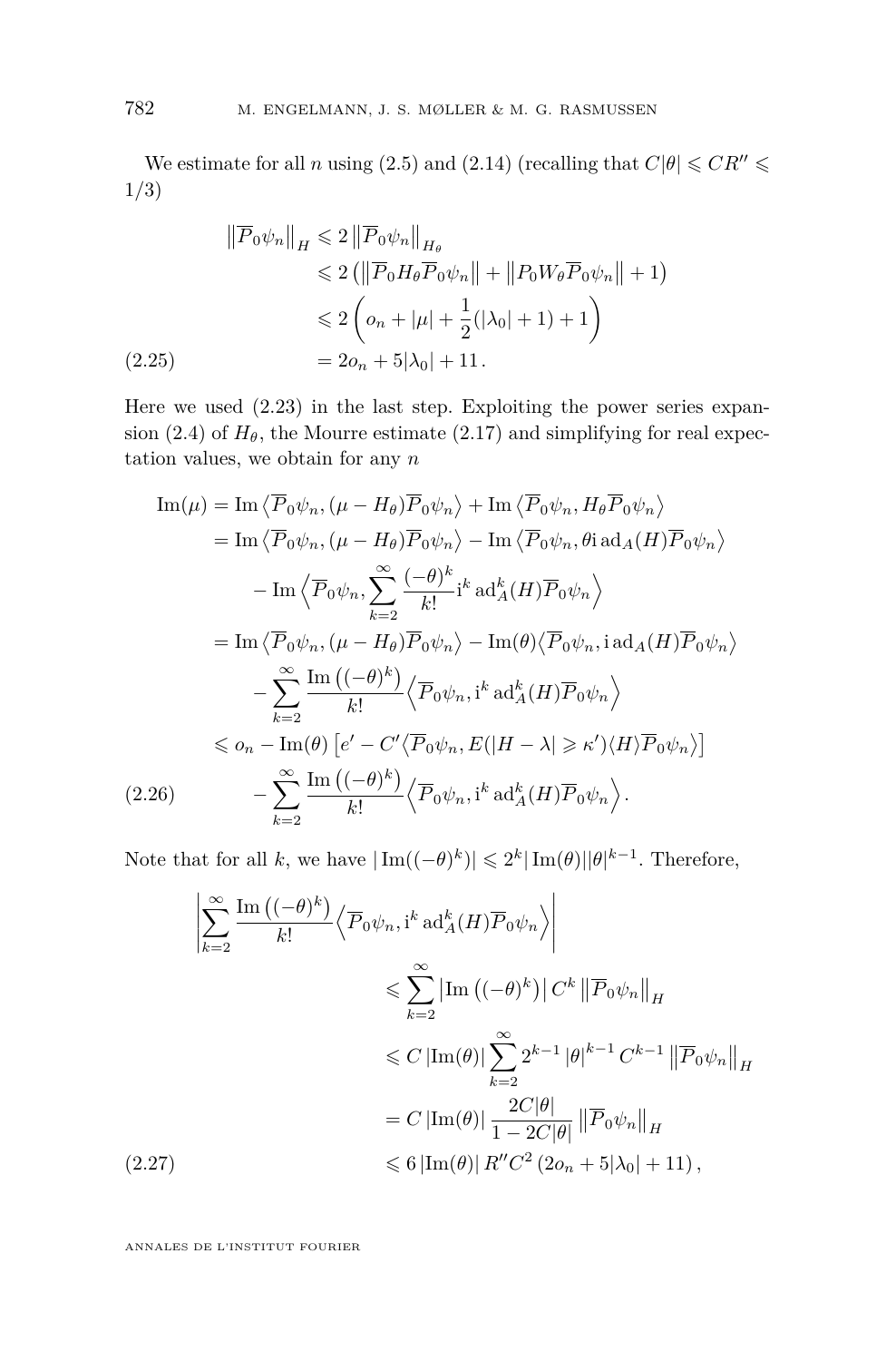We estimate for all $n$ using (2.5) and (2.14) (recalling that $C|\theta| \leqslant CR'' \leqslant 1/3$)

$$
\begin{aligned}
\left\|\overline{P}_0\psi_n\right\|_H &\leqslant 2\left\|\overline{P}_0\psi_n\right\|_{H_\theta} \\
&\leqslant 2\left(\left\|\overline{P}_0 H_\theta \overline{P}_0\psi_n\right\| + \left\|P_0 W_\theta \overline{P}_0\psi_n\right\| + 1\right) \\
&\leqslant 2\left(o_n + |\mu| + \frac{1}{2}(|\lambda_0| + 1) + 1\right) \\
&= 2o_n + 5|\lambda_0| + 11\,.
\end{aligned}
\tag{2.25}
$$

Here we used (2.23) in the last step. Exploiting the power series expansion (2.4) of $H_\theta$, the Mourre estimate (2.17) and simplifying for real expectation values, we obtain for any $n$

$$
\begin{aligned}
\operatorname{Im}(\mu) &= \operatorname{Im}\left\langle \overline{P}_0\psi_n, (\mu - H_\theta)\overline{P}_0\psi_n\right\rangle + \operatorname{Im}\left\langle \overline{P}_0\psi_n, H_\theta\overline{P}_0\psi_n\right\rangle \\
&= \operatorname{Im}\left\langle \overline{P}_0\psi_n, (\mu - H_\theta)\overline{P}_0\psi_n\right\rangle - \operatorname{Im}\left\langle \overline{P}_0\psi_n, \theta\mathrm{i}\,\mathrm{ad}_A(H)\overline{P}_0\psi_n\right\rangle \\
&\quad - \operatorname{Im}\left\langle \overline{P}_0\psi_n, \sum_{k=2}^{\infty}\frac{(-\theta)^k}{k!}\mathrm{i}^k\,\mathrm{ad}_A^k(H)\overline{P}_0\psi_n\right\rangle \\
&= \operatorname{Im}\left\langle \overline{P}_0\psi_n, (\mu - H_\theta)\overline{P}_0\psi_n\right\rangle - \operatorname{Im}(\theta)\left\langle \overline{P}_0\psi_n, \mathrm{i}\,\mathrm{ad}_A(H)\overline{P}_0\psi_n\right\rangle \\
&\quad - \sum_{k=2}^{\infty}\frac{\operatorname{Im}\left((-\theta)^k\right)}{k!}\left\langle \overline{P}_0\psi_n, \mathrm{i}^k\,\mathrm{ad}_A^k(H)\overline{P}_0\psi_n\right\rangle \\
&\leqslant o_n - \operatorname{Im}(\theta)\left[e' - C'\left\langle \overline{P}_0\psi_n, E(|H-\lambda| \geqslant \kappa')\langle H\rangle\overline{P}_0\psi_n\right\rangle\right] \\
&\quad - \sum_{k=2}^{\infty}\frac{\operatorname{Im}\left((-\theta)^k\right)}{k!}\left\langle \overline{P}_0\psi_n, \mathrm{i}^k\,\mathrm{ad}_A^k(H)\overline{P}_0\psi_n\right\rangle.
\end{aligned}
\tag{2.26}
$$

Note that for all $k$, we have $|\operatorname{Im}((-\theta)^k)| \leqslant 2^k|\operatorname{Im}(\theta)||\theta|^{k-1}$. Therefore,

$$
\begin{aligned}
&\left|\sum_{k=2}^{\infty}\frac{\operatorname{Im}\left((-\theta)^k\right)}{k!}\left\langle \overline{P}_0\psi_n, \mathrm{i}^k\,\mathrm{ad}_A^k(H)\overline{P}_0\psi_n\right\rangle\right| \\
&\qquad\qquad \leqslant \sum_{k=2}^{\infty}\left|\operatorname{Im}\left((-\theta)^k\right)\right| C^k \left\|\overline{P}_0\psi_n\right\|_H \\
&\qquad\qquad \leqslant C\left|\operatorname{Im}(\theta)\right|\sum_{k=2}^{\infty}2^{k-1}\left|\theta\right|^{k-1}C^{k-1}\left\|\overline{P}_0\psi_n\right\|_H \\
&\qquad\qquad = C\left|\operatorname{Im}(\theta)\right|\frac{2C|\theta|}{1-2C|\theta|}\left\|\overline{P}_0\psi_n\right\|_H \\
&\qquad\qquad \leqslant 6\left|\operatorname{Im}(\theta)\right|R''C^2\left(2o_n + 5|\lambda_0| + 11\right),
\end{aligned}
\tag{2.27}
$$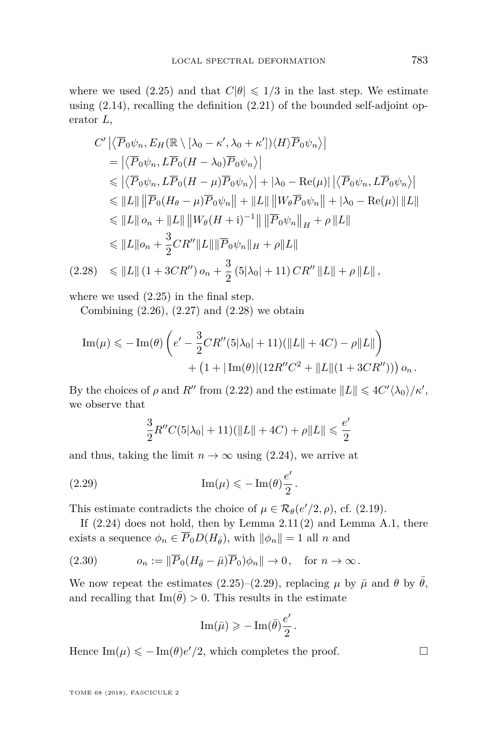where we used (2.25) and that $C|\theta| \leqslant 1/3$ in the last step. We estimate using (2.14), recalling the definition (2.21) of the bounded self-adjoint operator $L$,

$$
\begin{aligned}
C' & \left|\langle \overline{P}_0\psi_n, E_H(\mathbb{R}\setminus[\lambda_0-\kappa',\lambda_0+\kappa'])\langle H\rangle \overline{P}_0\psi_n\rangle\right| \\
&= \left|\langle \overline{P}_0\psi_n, L\overline{P}_0(H-\lambda_0)\overline{P}_0\psi_n\rangle\right| \\
&\leqslant \left|\langle \overline{P}_0\psi_n, L\overline{P}_0(H-\mu)\overline{P}_0\psi_n\rangle\right| + |\lambda_0 - \mathrm{Re}(\mu)| \left|\langle \overline{P}_0\psi_n, L\overline{P}_0\psi_n\rangle\right| \\
&\leqslant \|L\| \left\|\overline{P}_0(H_\theta-\mu)\overline{P}_0\psi_n\right\| + \|L\| \left\|W_\theta\overline{P}_0\psi_n\right\| + |\lambda_0-\mathrm{Re}(\mu)|\,\|L\| \\
&\leqslant \|L\|\, o_n + \|L\| \left\|W_\theta(H+\mathrm{i})^{-1}\right\| \left\|\overline{P}_0\psi_n\right\|_H + \rho\,\|L\| \\
&\leqslant \|L\| o_n + \frac{3}{2}CR''\|L\|\|\overline{P}_0\psi_n\|_H + \rho\|L\| \\
&\leqslant \|L\|\,(1+3CR'')\,o_n + \frac{3}{2}\,(5|\lambda_0|+11)\,CR''\,\|L\| + \rho\,\|L\|\,,
\end{aligned}
\tag{2.28}
$$

where we used (2.25) in the final step.

Combining (2.26), (2.27) and (2.28) we obtain

$$
\begin{aligned}
\mathrm{Im}(\mu) \leqslant -\,\mathrm{Im}(\theta)\left(e' - \frac{3}{2}CR''(5|\lambda_0|+11)(\|L\|+4C) - \rho\|L\|\right) \\
+ \left(1+|\,\mathrm{Im}(\theta)|(12R''C^2 + \|L\|(1+3CR''))\right) o_n\,.
\end{aligned}
$$

By the choices of $\rho$ and $R''$ from (2.22) and the estimate $\|L\| \leqslant 4C'\langle\lambda_0\rangle/\kappa'$, we observe that

$$
\frac{3}{2}R''C(5|\lambda_0|+11)(\|L\|+4C) + \rho\|L\| \leqslant \frac{e'}{2}
$$

and thus, taking the limit $n\to\infty$ using (2.24), we arrive at

$$
\mathrm{Im}(\mu) \leqslant -\,\mathrm{Im}(\theta)\frac{e'}{2}\,. \tag{2.29}
$$

This estimate contradicts the choice of $\mu \in \mathcal{R}_\theta(e'/2,\rho)$, cf. (2.19).

If (2.24) does not hold, then by Lemma 2.11 (2) and Lemma A.1, there exists a sequence $\phi_n \in \overline{P}_0 D(H_{\bar\theta})$, with $\|\phi_n\| = 1$ all $n$ and

$$
o_n := \|\overline{P}_0(H_{\bar\theta}-\bar\mu)\overline{P}_0)\phi_n\| \to 0\,, \quad \text{for } n\to\infty\,. \tag{2.30}
$$

We now repeat the estimates (2.25)–(2.29), replacing $\mu$ by $\bar\mu$ and $\theta$ by $\bar\theta$, and recalling that $\mathrm{Im}(\bar\theta) > 0$. This results in the estimate

$$
\mathrm{Im}(\bar\mu) \geqslant -\,\mathrm{Im}(\bar\theta)\frac{e'}{2}\,.
$$

Hence $\mathrm{Im}(\mu) \leqslant -\,\mathrm{Im}(\theta)e'/2$, which completes the proof. □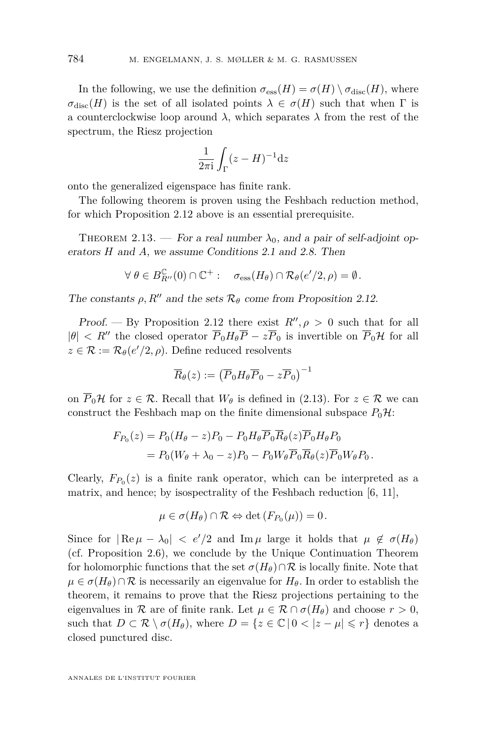In the following, we use the definition $\sigma_{\mathrm{ess}}(H) = \sigma(H) \setminus \sigma_{\mathrm{disc}}(H)$, where $\sigma_{\mathrm{disc}}(H)$ is the set of all isolated points $\lambda \in \sigma(H)$ such that when $\Gamma$ is a counterclockwise loop around $\lambda$, which separates $\lambda$ from the rest of the spectrum, the Riesz projection

$$\frac{1}{2\pi \mathrm{i}} \int_{\Gamma} (z - H)^{-1} \mathrm{d}z$$

onto the generalized eigenspace has finite rank.

The following theorem is proven using the Feshbach reduction method, for which Proposition 2.12 above is an essential prerequisite.

Theorem 2.13. — *For a real number $\lambda_0$, and a pair of self-adjoint operators $H$ and $A$, we assume Conditions 2.1 and 2.8. Then*

$$\forall\, \theta \in B^{\mathbb{C}}_{R''}(0) \cap \mathbb{C}^+ : \quad \sigma_{\mathrm{ess}}(H_\theta) \cap \mathcal{R}_\theta(e'/2, \rho) = \emptyset\,.$$

*The constants $\rho, R''$ and the sets $\mathcal{R}_\theta$ come from Proposition 2.12.*

*Proof.* — By Proposition 2.12 there exist $R'', \rho > 0$ such that for all $|\theta| < R''$ the closed operator $\overline{P}_0 H_\theta \overline{P} - z\overline{P}_0$ is invertible on $\overline{P}_0\mathcal{H}$ for all $z \in \mathcal{R} := \mathcal{R}_\theta(e'/2, \rho)$. Define reduced resolvents

$$\overline{R}_\theta(z) := \left(\overline{P}_0 H_\theta \overline{P}_0 - z\overline{P}_0\right)^{-1}$$

on $\overline{P}_0\mathcal{H}$ for $z \in \mathcal{R}$. Recall that $W_\theta$ is defined in (2.13). For $z \in \mathcal{R}$ we can construct the Feshbach map on the finite dimensional subspace $P_0\mathcal{H}$:

$$\begin{aligned} F_{P_0}(z) &= P_0(H_\theta - z)P_0 - P_0 H_\theta \overline{P}_0 \overline{R}_\theta(z) \overline{P}_0 H_\theta P_0 \\ &= P_0(W_\theta + \lambda_0 - z)P_0 - P_0 W_\theta \overline{P}_0 \overline{R}_\theta(z) \overline{P}_0 W_\theta P_0\,. \end{aligned}$$

Clearly, $F_{P_0}(z)$ is a finite rank operator, which can be interpreted as a matrix, and hence; by isospectrality of the Feshbach reduction [6, 11],

$$\mu \in \sigma(H_\theta) \cap \mathcal{R} \Leftrightarrow \det\left(F_{P_0}(\mu)\right) = 0\,.$$

Since for $|\operatorname{Re}\mu - \lambda_0| < e'/2$ and $\operatorname{Im}\mu$ large it holds that $\mu \notin \sigma(H_\theta)$ (cf. Proposition 2.6), we conclude by the Unique Continuation Theorem for holomorphic functions that the set $\sigma(H_\theta) \cap \mathcal{R}$ is locally finite. Note that $\mu \in \sigma(H_\theta) \cap \mathcal{R}$ is necessarily an eigenvalue for $H_\theta$. In order to establish the theorem, it remains to prove that the Riesz projections pertaining to the eigenvalues in $\mathcal{R}$ are of finite rank. Let $\mu \in \mathcal{R} \cap \sigma(H_\theta)$ and choose $r > 0$, such that $D \subset \mathcal{R} \setminus \sigma(H_\theta)$, where $D = \{z \in \mathbb{C} \,|\, 0 < |z - \mu| \leqslant r\}$ denotes a closed punctured disc.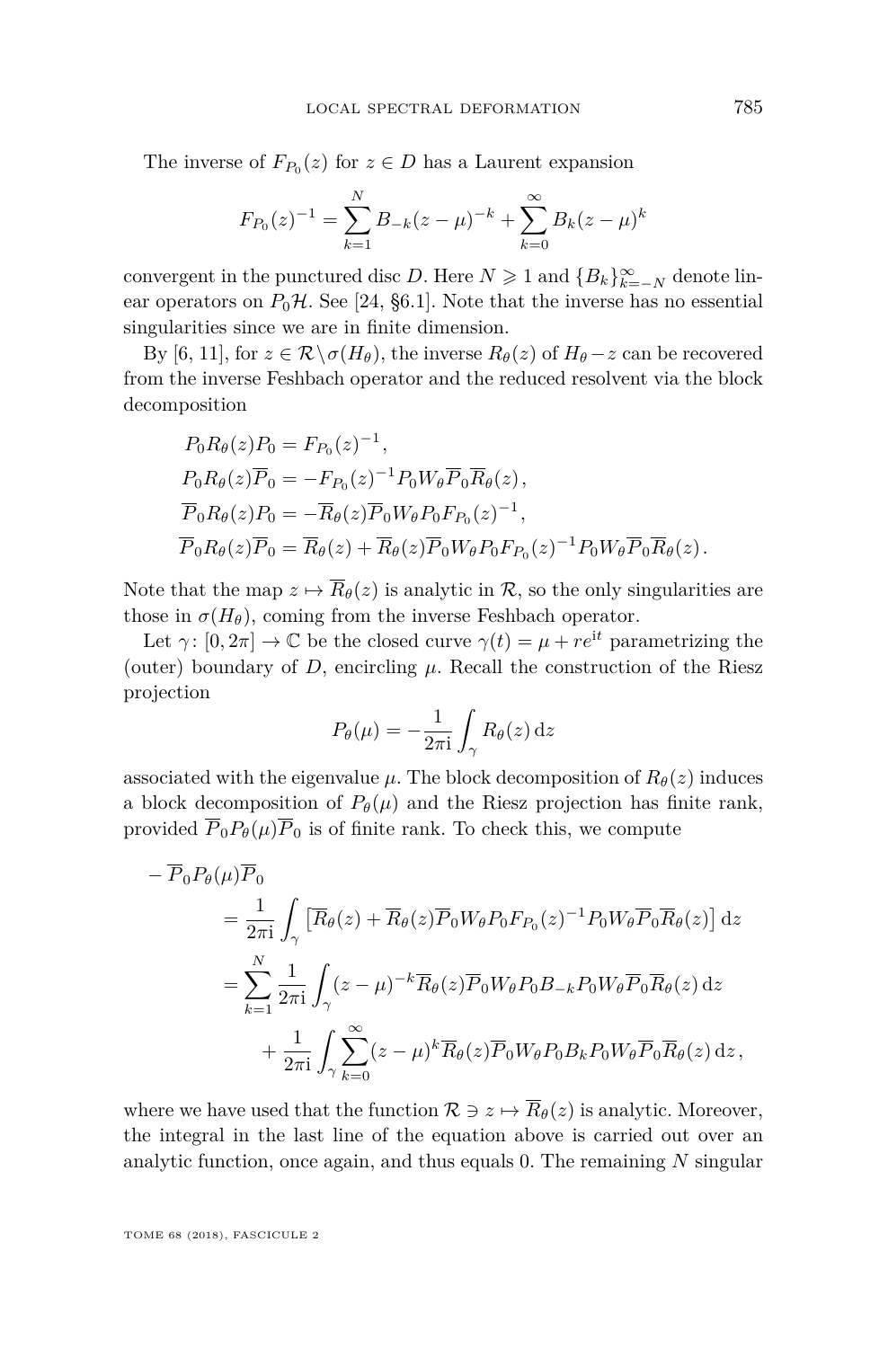The inverse of $F_{P_0}(z)$ for $z \in D$ has a Laurent expansion

$$F_{P_0}(z)^{-1} = \sum_{k=1}^{N} B_{-k}(z-\mu)^{-k} + \sum_{k=0}^{\infty} B_k (z-\mu)^k$$

convergent in the punctured disc $D$. Here $N \geqslant 1$ and $\{B_k\}_{k=-N}^{\infty}$ denote linear operators on $P_0\mathcal{H}$. See [24, §6.1]. Note that the inverse has no essential singularities since we are in finite dimension.

By [6, 11], for $z \in \mathcal{R}\backslash\sigma(H_\theta)$, the inverse $R_\theta(z)$ of $H_\theta - z$ can be recovered from the inverse Feshbach operator and the reduced resolvent via the block decomposition

$$\begin{aligned}
P_0 R_\theta(z) P_0 &= F_{P_0}(z)^{-1}, \\
P_0 R_\theta(z) \overline{P}_0 &= -F_{P_0}(z)^{-1} P_0 W_\theta \overline{P}_0 \overline{R}_\theta(z), \\
\overline{P}_0 R_\theta(z) P_0 &= -\overline{R}_\theta(z) \overline{P}_0 W_\theta P_0 F_{P_0}(z)^{-1}, \\
\overline{P}_0 R_\theta(z) \overline{P}_0 &= \overline{R}_\theta(z) + \overline{R}_\theta(z) \overline{P}_0 W_\theta P_0 F_{P_0}(z)^{-1} P_0 W_\theta \overline{P}_0 \overline{R}_\theta(z).
\end{aligned}$$

Note that the map $z \mapsto \overline{R}_\theta(z)$ is analytic in $\mathcal{R}$, so the only singularities are those in $\sigma(H_\theta)$, coming from the inverse Feshbach operator.

Let $\gamma\colon [0, 2\pi] \to \mathbb{C}$ be the closed curve $\gamma(t) = \mu + r e^{\mathrm{i}t}$ parametrizing the (outer) boundary of $D$, encircling $\mu$. Recall the construction of the Riesz projection

$$P_\theta(\mu) = -\frac{1}{2\pi\mathrm{i}} \int_\gamma R_\theta(z)\, \mathrm{d}z$$

associated with the eigenvalue $\mu$. The block decomposition of $R_\theta(z)$ induces a block decomposition of $P_\theta(\mu)$ and the Riesz projection has finite rank, provided $\overline{P}_0 P_\theta(\mu) \overline{P}_0$ is of finite rank. To check this, we compute

$$\begin{aligned}
-\,\overline{P}_0 P_\theta(\mu) \overline{P}_0 \qquad& \\
= \frac{1}{2\pi\mathrm{i}} \int_\gamma &\left[\overline{R}_\theta(z) + \overline{R}_\theta(z) \overline{P}_0 W_\theta P_0 F_{P_0}(z)^{-1} P_0 W_\theta \overline{P}_0 \overline{R}_\theta(z)\right] \mathrm{d}z \\
= \sum_{k=1}^{N} \frac{1}{2\pi\mathrm{i}} &\int_\gamma (z-\mu)^{-k} \overline{R}_\theta(z) \overline{P}_0 W_\theta P_0 B_{-k} P_0 W_\theta \overline{P}_0 \overline{R}_\theta(z)\, \mathrm{d}z \\
&+ \frac{1}{2\pi\mathrm{i}} \int_\gamma \sum_{k=0}^{\infty} (z-\mu)^k \overline{R}_\theta(z) \overline{P}_0 W_\theta P_0 B_k P_0 W_\theta \overline{P}_0 \overline{R}_\theta(z)\, \mathrm{d}z,
\end{aligned}$$

where we have used that the function $\mathcal{R} \ni z \mapsto \overline{R}_\theta(z)$ is analytic. Moreover, the integral in the last line of the equation above is carried out over an analytic function, once again, and thus equals 0. The remaining $N$ singular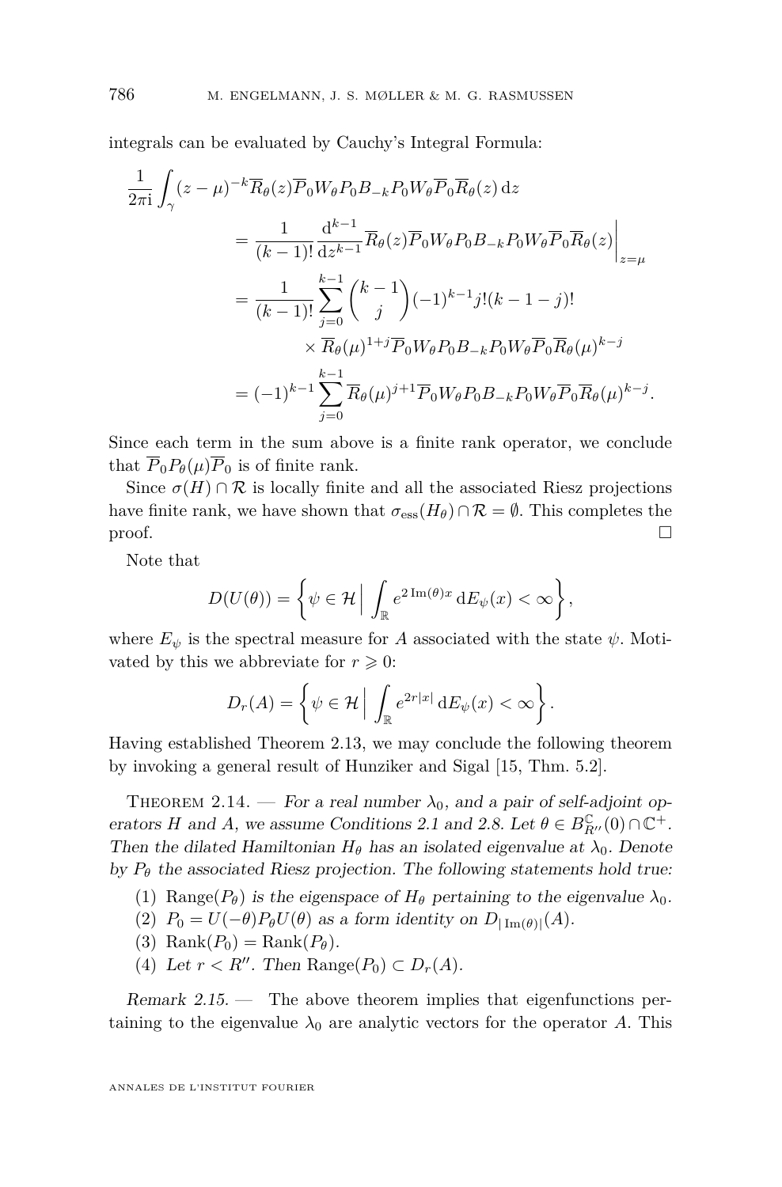integrals can be evaluated by Cauchy's Integral Formula:

$$
\begin{aligned}
\frac{1}{2\pi \mathrm{i}} \int_\gamma (z-\mu)^{-k} \overline{R}_\theta(z) \overline{P}_0 W_\theta P_0 B_{-k} P_0 W_\theta \overline{P}_0 \overline{R}_\theta(z)\, \mathrm{d}z & \\
= \frac{1}{(k-1)!} \frac{\mathrm{d}^{k-1}}{\mathrm{d}z^{k-1}} \overline{R}_\theta(z) \overline{P}_0 W_\theta P_0 B_{-k} P_0 W_\theta \overline{P}_0 \overline{R}_\theta(z) \Big|_{z=\mu} & \\
= \frac{1}{(k-1)!} \sum_{j=0}^{k-1} \binom{k-1}{j} (-1)^{k-1} j!(k-1-j)! & \\
\times \overline{R}_\theta(\mu)^{1+j} \overline{P}_0 W_\theta P_0 B_{-k} P_0 W_\theta \overline{P}_0 \overline{R}_\theta(\mu)^{k-j} & \\
= (-1)^{k-1} \sum_{j=0}^{k-1} \overline{R}_\theta(\mu)^{j+1} \overline{P}_0 W_\theta P_0 B_{-k} P_0 W_\theta \overline{P}_0 \overline{R}_\theta(\mu)^{k-j}. &
\end{aligned}
$$

Since each term in the sum above is a finite rank operator, we conclude that $\overline{P}_0 P_\theta(\mu) \overline{P}_0$ is of finite rank.

Since $\sigma(H) \cap \mathcal{R}$ is locally finite and all the associated Riesz projections have finite rank, we have shown that $\sigma_{\mathrm{ess}}(H_\theta) \cap \mathcal{R} = \emptyset$. This completes the proof. $\square$

Note that

$$
D(U(\theta)) = \left\{ \psi \in \mathcal{H} \,\Big|\, \int_{\mathbb{R}} e^{2\,\mathrm{Im}(\theta) x}\, \mathrm{d}E_\psi(x) < \infty \right\},
$$

where $E_\psi$ is the spectral measure for $A$ associated with the state $\psi$. Motivated by this we abbreviate for $r \geqslant 0$:

$$
D_r(A) = \left\{ \psi \in \mathcal{H} \,\Big|\, \int_{\mathbb{R}} e^{2r|x|}\, \mathrm{d}E_\psi(x) < \infty \right\}.
$$

Having established Theorem 2.13, we may conclude the following theorem by invoking a general result of Hunziker and Sigal [15, Thm. 5.2].

Theorem 2.14. — *For a real number $\lambda_0$, and a pair of self-adjoint operators $H$ and $A$, we assume Conditions 2.1 and 2.8. Let $\theta \in B^{\mathbb{C}}_{R''}(0) \cap \mathbb{C}^+$. Then the dilated Hamiltonian $H_\theta$ has an isolated eigenvalue at $\lambda_0$. Denote by $P_\theta$ the associated Riesz projection. The following statements hold true:*

1. *$\mathrm{Range}(P_\theta)$ is the eigenspace of $H_\theta$ pertaining to the eigenvalue $\lambda_0$.*
2. *$P_0 = U(-\theta) P_\theta U(\theta)$ as a form identity on $D_{|\,\mathrm{Im}(\theta)|}(A)$.*
3. *$\mathrm{Rank}(P_0) = \mathrm{Rank}(P_\theta)$.*
4. *Let $r < R''$. Then $\mathrm{Range}(P_0) \subset D_r(A)$.*

*Remark 2.15.* — The above theorem implies that eigenfunctions pertaining to the eigenvalue $\lambda_0$ are analytic vectors for the operator $A$. This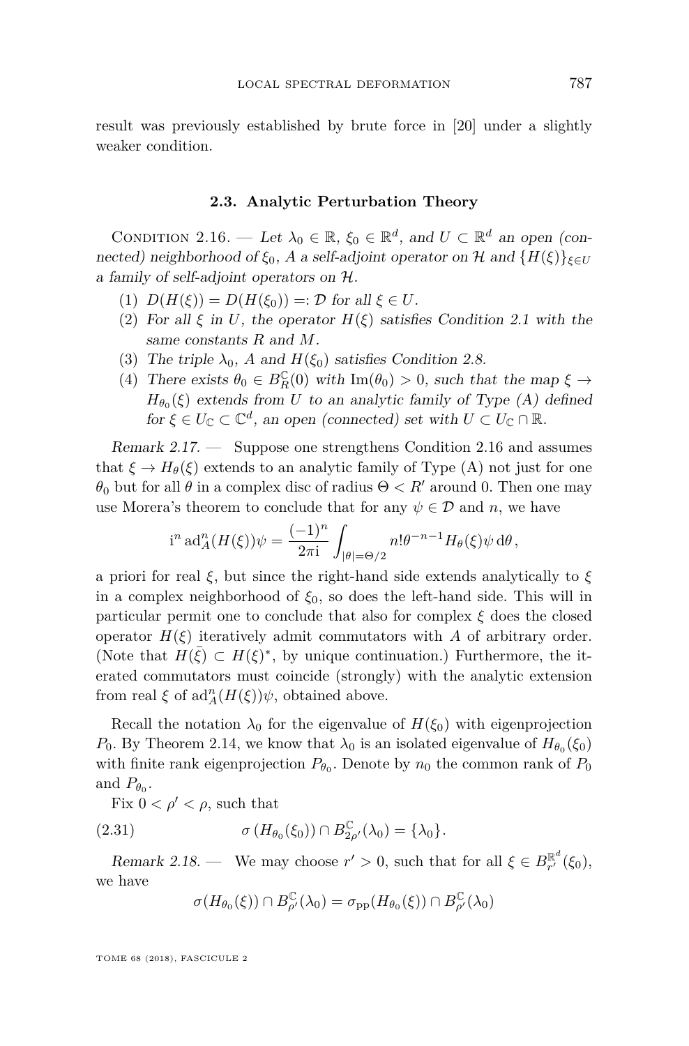result was previously established by brute force in [20] under a slightly weaker condition.

### 2.3. Analytic Perturbation Theory

Condition 2.16. — *Let $\lambda_0 \in \mathbb{R}$, $\xi_0 \in \mathbb{R}^d$, and $U \subset \mathbb{R}^d$ an open (connected) neighborhood of $\xi_0$, $A$ a self-adjoint operator on $\mathcal{H}$ and $\{H(\xi)\}_{\xi\in U}$ a family of self-adjoint operators on $\mathcal{H}$.*

1. *$D(H(\xi)) = D(H(\xi_0)) =: \mathcal{D}$ for all $\xi \in U$.*
2. *For all $\xi$ in $U$, the operator $H(\xi)$ satisfies Condition 2.1 with the same constants $R$ and $M$.*
3. *The triple $\lambda_0$, $A$ and $H(\xi_0)$ satisfies Condition 2.8.*
4. *There exists $\theta_0 \in B^{\mathbb{C}}_R(0)$ with $\mathrm{Im}(\theta_0) > 0$, such that the map $\xi \to H_{\theta_0}(\xi)$ extends from $U$ to an analytic family of Type (A) defined for $\xi \in U_{\mathbb{C}} \subset \mathbb{C}^d$, an open (connected) set with $U \subset U_{\mathbb{C}} \cap \mathbb{R}$.*

*Remark 2.17.* — Suppose one strengthens Condition 2.16 and assumes that $\xi \to H_\theta(\xi)$ extends to an analytic family of Type (A) not just for one $\theta_0$ but for all $\theta$ in a complex disc of radius $\Theta < R'$ around 0. Then one may use Morera's theorem to conclude that for any $\psi \in \mathcal{D}$ and $n$, we have

$$\mathrm{i}^n \,\mathrm{ad}^n_A(H(\xi))\psi = \frac{(-1)^n}{2\pi\mathrm{i}}\int_{|\theta|=\Theta/2} n!\theta^{-n-1} H_\theta(\xi)\psi\,\mathrm{d}\theta,$$

a priori for real $\xi$, but since the right-hand side extends analytically to $\xi$ in a complex neighborhood of $\xi_0$, so does the left-hand side. This will in particular permit one to conclude that also for complex $\xi$ does the closed operator $H(\xi)$ iteratively admit commutators with $A$ of arbitrary order. (Note that $H(\bar{\xi}) \subset H(\xi)^*$, by unique continuation.) Furthermore, the iterated commutators must coincide (strongly) with the analytic extension from real $\xi$ of $\mathrm{ad}^n_A(H(\xi))\psi$, obtained above.

Recall the notation $\lambda_0$ for the eigenvalue of $H(\xi_0)$ with eigenprojection $P_0$. By Theorem 2.14, we know that $\lambda_0$ is an isolated eigenvalue of $H_{\theta_0}(\xi_0)$ with finite rank eigenprojection $P_{\theta_0}$. Denote by $n_0$ the common rank of $P_0$ and $P_{\theta_0}$.

Fix $0 < \rho' < \rho$, such that

$$\sigma\left(H_{\theta_0}(\xi_0)\right) \cap B^{\mathbb{C}}_{2\rho'}(\lambda_0) = \{\lambda_0\}. \tag{2.31}$$

*Remark 2.18.* — We may choose $r' > 0$, such that for all $\xi \in B^{\mathbb{R}^d}_{r'}(\xi_0)$, we have

$$\sigma(H_{\theta_0}(\xi)) \cap B^{\mathbb{C}}_{\rho'}(\lambda_0) = \sigma_{\mathrm{pp}}(H_{\theta_0}(\xi)) \cap B^{\mathbb{C}}_{\rho'}(\lambda_0)$$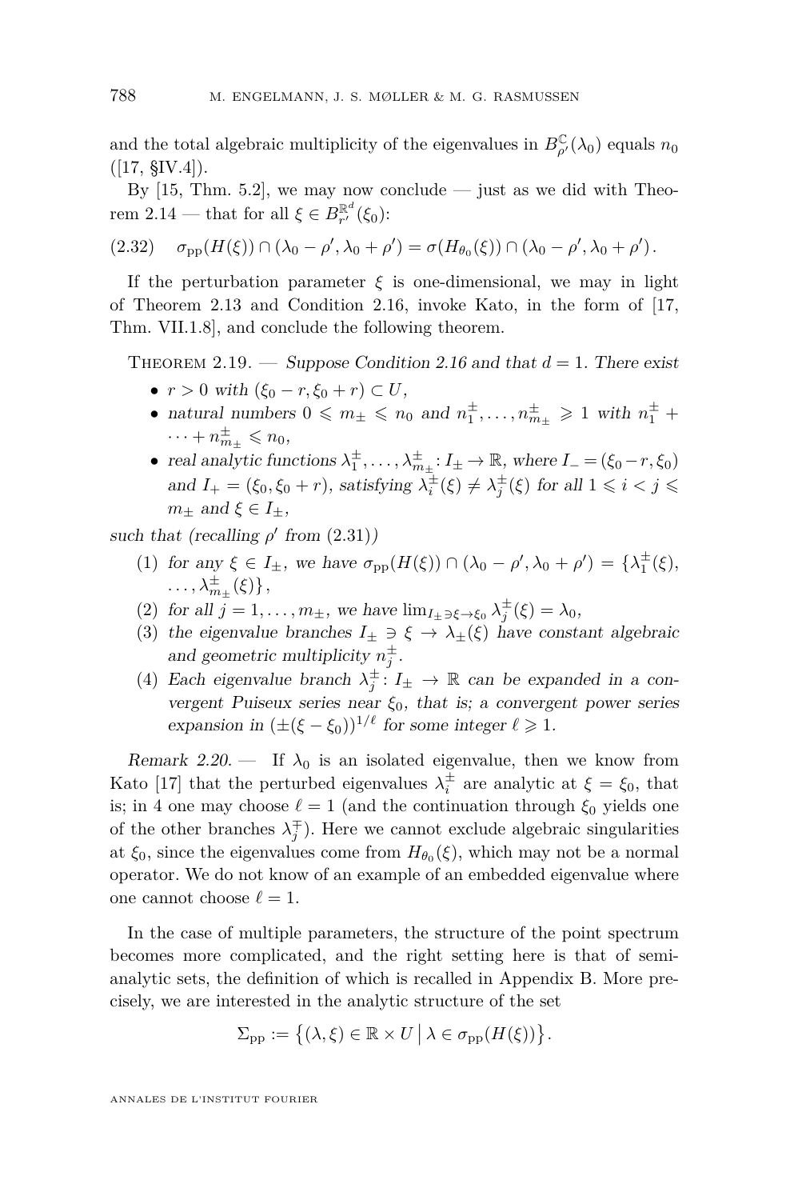and the total algebraic multiplicity of the eigenvalues in $B^{\mathbb{C}}_{\rho'}(\lambda_0)$ equals $n_0$ ([17, §IV.4]).

By [15, Thm. 5.2], we may now conclude — just as we did with Theorem 2.14 — that for all $\xi \in B^{\mathbb{R}^d}_{r'}(\xi_0)$:

$$\sigma_{\mathrm{pp}}(H(\xi)) \cap (\lambda_0 - \rho', \lambda_0 + \rho') = \sigma(H_{\theta_0}(\xi)) \cap (\lambda_0 - \rho', \lambda_0 + \rho'). \tag{2.32}$$

If the perturbation parameter $\xi$ is one-dimensional, we may in light of Theorem 2.13 and Condition 2.16, invoke Kato, in the form of [17, Thm. VII.1.8], and conclude the following theorem.

Theorem 2.19. — *Suppose Condition 2.16 and that $d = 1$. There exist*

- $r > 0$ *with* $(\xi_0 - r, \xi_0 + r) \subset U$,
- *natural numbers* $0 \leqslant m_\pm \leqslant n_0$ *and* $n^\pm_1, \dots, n^\pm_{m_\pm} \geqslant 1$ *with* $n^\pm_1 + \cdots + n^\pm_{m_\pm} \leqslant n_0$,
- *real analytic functions* $\lambda^\pm_1, \dots, \lambda^\pm_{m_\pm} \colon I_\pm \to \mathbb{R}$, *where* $I_- = (\xi_0 - r, \xi_0)$ *and* $I_+ = (\xi_0, \xi_0 + r)$, *satisfying* $\lambda^\pm_i(\xi) \neq \lambda^\pm_j(\xi)$ *for all* $1 \leqslant i < j \leqslant m_\pm$ *and* $\xi \in I_\pm$,

*such that (recalling $\rho'$ from (2.31))*

1. *for any $\xi \in I_\pm$, we have $\sigma_{\mathrm{pp}}(H(\xi)) \cap (\lambda_0 - \rho', \lambda_0 + \rho') = \{\lambda^\pm_1(\xi), \dots, \lambda^\pm_{m_\pm}(\xi)\}$,*
2. *for all $j = 1, \dots, m_\pm$, we have $\lim_{I_\pm \ni \xi \to \xi_0} \lambda^\pm_j(\xi) = \lambda_0$,*
3. *the eigenvalue branches $I_\pm \ni \xi \to \lambda_\pm(\xi)$ have constant algebraic and geometric multiplicity $n^\pm_j$.*
4. *Each eigenvalue branch $\lambda^\pm_j \colon I_\pm \to \mathbb{R}$ can be expanded in a convergent Puiseux series near $\xi_0$, that is; a convergent power series expansion in $(\pm(\xi - \xi_0))^{1/\ell}$ for some integer $\ell \geqslant 1$.*

*Remark 2.20.* — If $\lambda_0$ is an isolated eigenvalue, then we know from Kato [17] that the perturbed eigenvalues $\lambda^\pm_i$ are analytic at $\xi = \xi_0$, that is; in 4 one may choose $\ell = 1$ (and the continuation through $\xi_0$ yields one of the other branches $\lambda^\mp_j$). Here we cannot exclude algebraic singularities at $\xi_0$, since the eigenvalues come from $H_{\theta_0}(\xi)$, which may not be a normal operator. We do not know of an example of an embedded eigenvalue where one cannot choose $\ell = 1$.

In the case of multiple parameters, the structure of the point spectrum becomes more complicated, and the right setting here is that of semi-analytic sets, the definition of which is recalled in Appendix B. More precisely, we are interested in the analytic structure of the set

$$\Sigma_{\mathrm{pp}} := \big\{(\lambda, \xi) \in \mathbb{R} \times U \,\big|\, \lambda \in \sigma_{\mathrm{pp}}(H(\xi))\big\}.$$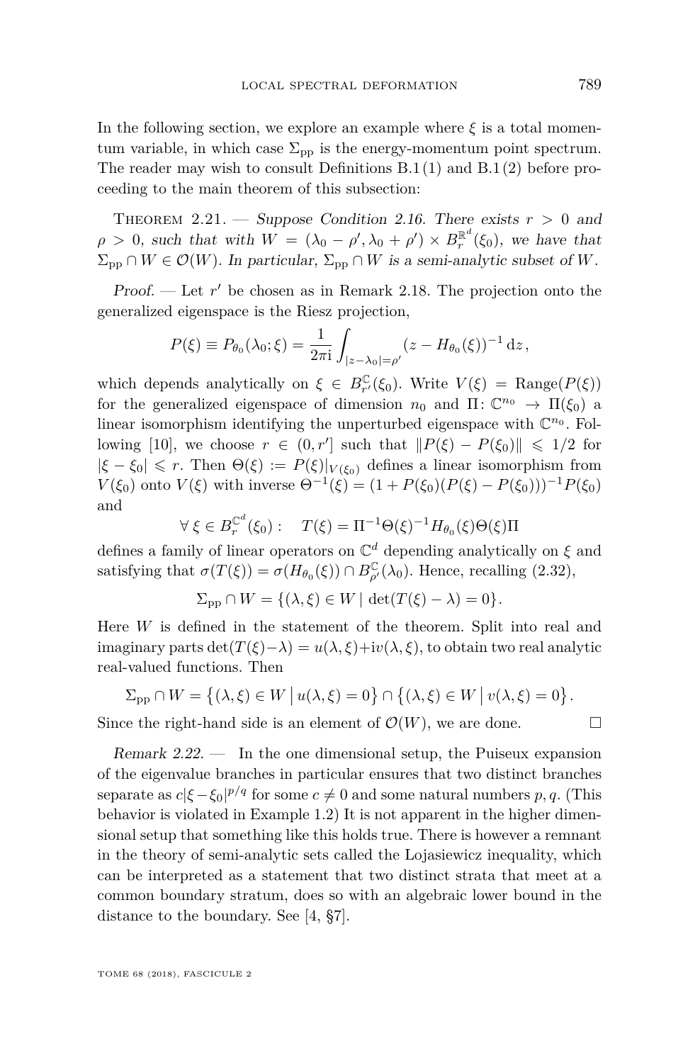In the following section, we explore an example where $\xi$ is a total momentum variable, in which case $\Sigma_{\rm pp}$ is the energy-momentum point spectrum. The reader may wish to consult Definitions B.1(1) and B.1(2) before proceeding to the main theorem of this subsection:

Theorem 2.21. — *Suppose Condition 2.16. There exists $r > 0$ and $\rho > 0$, such that with $W = (\lambda_0 - \rho', \lambda_0 + \rho') \times B_r^{\mathbb{R}^d}(\xi_0)$, we have that $\Sigma_{\rm pp} \cap W \in \mathcal{O}(W)$. In particular, $\Sigma_{\rm pp} \cap W$ is a semi-analytic subset of $W$.*

*Proof.* — Let $r'$ be chosen as in Remark 2.18. The projection onto the generalized eigenspace is the Riesz projection,

$$P(\xi) \equiv P_{\theta_0}(\lambda_0;\xi) = \frac{1}{2\pi \mathrm{i}} \int_{|z-\lambda_0|=\rho'} (z - H_{\theta_0}(\xi))^{-1}\,\mathrm{d}z\,,$$

which depends analytically on $\xi \in B_{r'}^{\mathbb{C}}(\xi_0)$. Write $V(\xi) = \mathrm{Range}(P(\xi))$ for the generalized eigenspace of dimension $n_0$ and $\Pi\colon \mathbb{C}^{n_0} \to \Pi(\xi_0)$ a linear isomorphism identifying the unperturbed eigenspace with $\mathbb{C}^{n_0}$. Following [10], we choose $r \in (0, r']$ such that $\|P(\xi) - P(\xi_0)\| \leqslant 1/2$ for $|\xi - \xi_0| \leqslant r$. Then $\Theta(\xi) := P(\xi)|_{V(\xi_0)}$ defines a linear isomorphism from $V(\xi_0)$ onto $V(\xi)$ with inverse $\Theta^{-1}(\xi) = (1 + P(\xi_0)(P(\xi) - P(\xi_0)))^{-1}P(\xi_0)$ and

$$\forall\, \xi \in B_r^{\mathbb{C}^d}(\xi_0): \quad T(\xi) = \Pi^{-1}\Theta(\xi)^{-1}H_{\theta_0}(\xi)\Theta(\xi)\Pi$$

defines a family of linear operators on $\mathbb{C}^d$ depending analytically on $\xi$ and satisfying that $\sigma(T(\xi)) = \sigma(H_{\theta_0}(\xi)) \cap B_{\rho'}^{\mathbb{C}}(\lambda_0)$. Hence, recalling (2.32),

$$\Sigma_{\rm pp} \cap W = \{(\lambda, \xi) \in W \mid \det(T(\xi) - \lambda) = 0\}.$$

Here $W$ is defined in the statement of the theorem. Split into real and imaginary parts $\det(T(\xi)-\lambda) = u(\lambda,\xi) + \mathrm{i}v(\lambda,\xi)$, to obtain two real analytic real-valued functions. Then

$$\Sigma_{\rm pp} \cap W = \bigl\{(\lambda,\xi) \in W \bigm| u(\lambda,\xi) = 0\bigr\} \cap \bigl\{(\lambda,\xi) \in W \bigm| v(\lambda,\xi) = 0\bigr\}.$$

Since the right-hand side is an element of $\mathcal{O}(W)$, we are done. □

*Remark 2.22.* — In the one dimensional setup, the Puiseux expansion of the eigenvalue branches in particular ensures that two distinct branches separate as $c|\xi - \xi_0|^{p/q}$ for some $c \neq 0$ and some natural numbers $p, q$. (This behavior is violated in Example 1.2) It is not apparent in the higher dimensional setup that something like this holds true. There is however a remnant in the theory of semi-analytic sets called the Lojasiewicz inequality, which can be interpreted as a statement that two distinct strata that meet at a common boundary stratum, does so with an algebraic lower bound in the distance to the boundary. See [4, §7].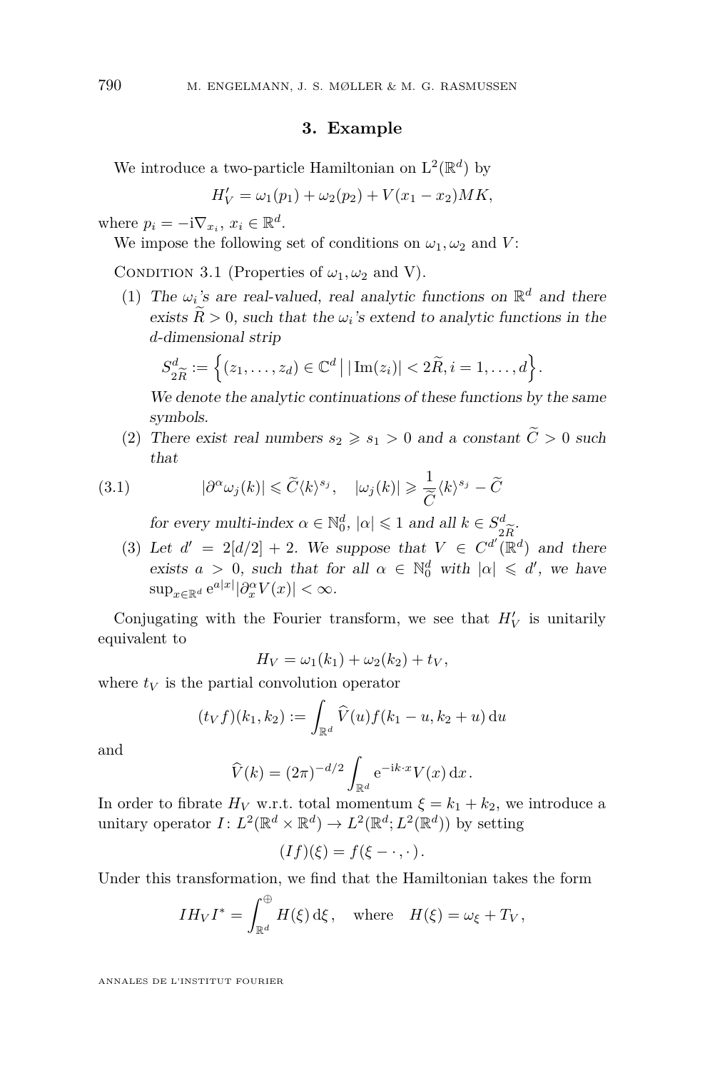## 3. Example

We introduce a two-particle Hamiltonian on $\mathrm{L}^2(\mathbb{R}^d)$ by

$$H'_V = \omega_1(p_1) + \omega_2(p_2) + V(x_1 - x_2)MK,$$

where $p_i = -\mathrm{i}\nabla_{x_i}$, $x_i \in \mathbb{R}^d$.

We impose the following set of conditions on $\omega_1, \omega_2$ and $V$:

Condition 3.1 (Properties of $\omega_1, \omega_2$ and V).

(1) *The $\omega_i$'s are real-valued, real analytic functions on $\mathbb{R}^d$ and there exists $\widetilde{R} > 0$, such that the $\omega_i$'s extend to analytic functions in the $d$-dimensional strip*

$$S^d_{2\widetilde{R}} := \Big\{(z_1, \dots, z_d) \in \mathbb{C}^d \,\Big|\, |\operatorname{Im}(z_i)| < 2\widetilde{R}, i = 1, \dots, d\Big\}.$$

*We denote the analytic continuations of these functions by the same symbols.*

(2) *There exist real numbers $s_2 \geqslant s_1 > 0$ and a constant $\widetilde{C} > 0$ such that*

$$|\partial^\alpha \omega_j(k)| \leqslant \widetilde{C}\langle k\rangle^{s_j}, \quad |\omega_j(k)| \geqslant \frac{1}{\widetilde{C}}\langle k\rangle^{s_j} - \widetilde{C} \tag{3.1}$$

*for every multi-index $\alpha \in \mathbb{N}_0^d$, $|\alpha| \leqslant 1$ and all $k \in S^d_{2\widetilde{R}}$.*

(3) *Let $d' = 2[d/2] + 2$. We suppose that $V \in C^{d'}(\mathbb{R}^d)$ and there exists $a > 0$, such that for all $\alpha \in \mathbb{N}_0^d$ with $|\alpha| \leqslant d'$, we have $\sup_{x\in\mathbb{R}^d} \mathrm{e}^{a|x|}|\partial^\alpha_x V(x)| < \infty$.*

Conjugating with the Fourier transform, we see that $H'_V$ is unitarily equivalent to

$$H_V = \omega_1(k_1) + \omega_2(k_2) + t_V,$$

where $t_V$ is the partial convolution operator

$$(t_V f)(k_1, k_2) := \int_{\mathbb{R}^d} \widehat{V}(u) f(k_1 - u, k_2 + u)\,\mathrm{d}u$$

and

$$\widehat{V}(k) = (2\pi)^{-d/2}\int_{\mathbb{R}^d} \mathrm{e}^{-\mathrm{i}k\cdot x} V(x)\,\mathrm{d}x.$$

In order to fibrate $H_V$ w.r.t. total momentum $\xi = k_1 + k_2$, we introduce a unitary operator $I\colon L^2(\mathbb{R}^d \times \mathbb{R}^d) \to L^2(\mathbb{R}^d; L^2(\mathbb{R}^d))$ by setting

$$(If)(\xi) = f(\xi - \cdot, \cdot).$$

Under this transformation, we find that the Hamiltonian takes the form

$$IH_V I^* = \int^{\oplus}_{\mathbb{R}^d} H(\xi)\,\mathrm{d}\xi, \quad \text{where} \quad H(\xi) = \omega_\xi + T_V,$$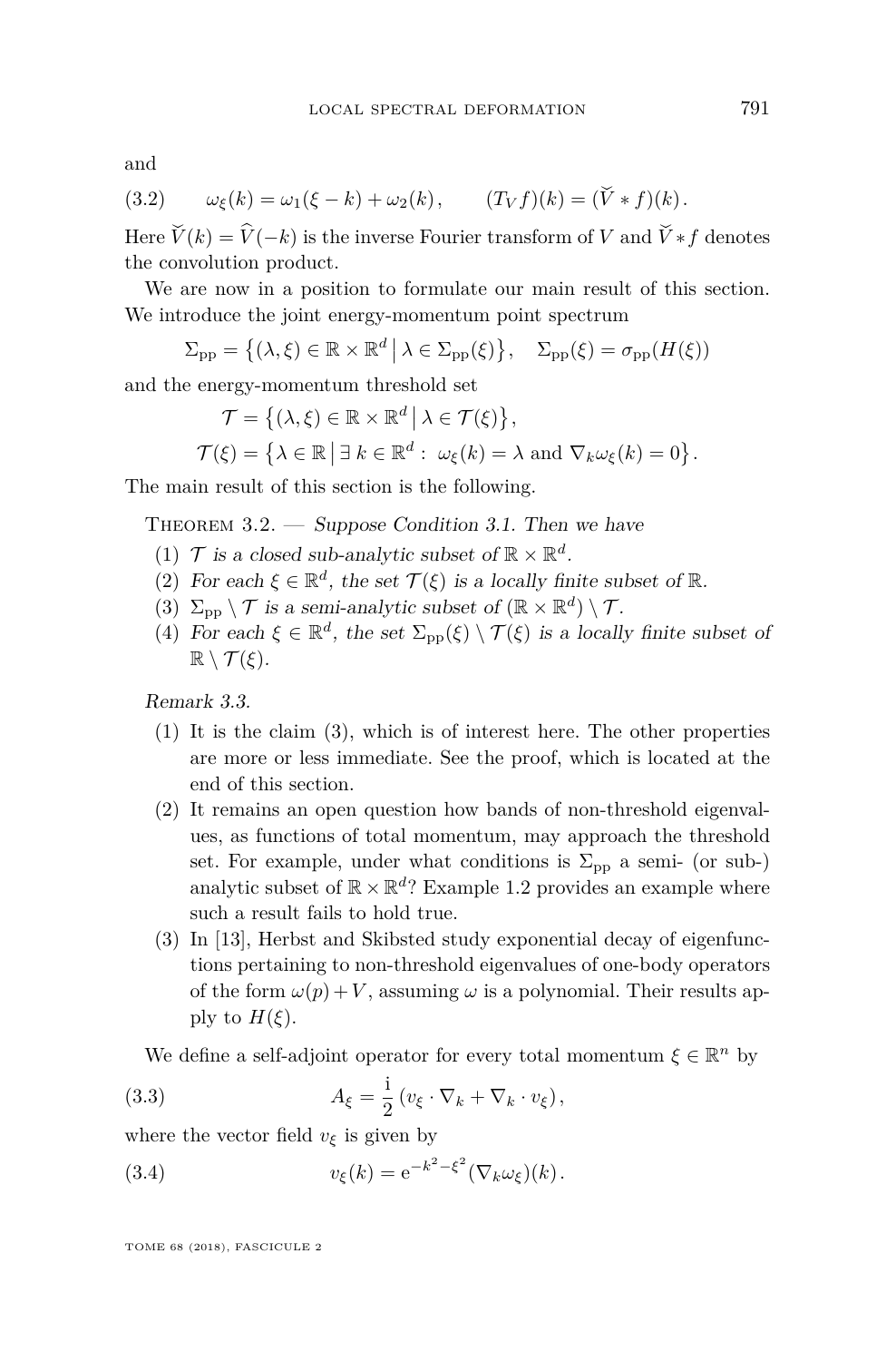and

$$(3.2)\qquad \omega_\xi(k) = \omega_1(\xi - k) + \omega_2(k), \qquad (T_V f)(k) = (\check{V} * f)(k).$$

Here $\check{V}(k) = \widehat{V}(-k)$ is the inverse Fourier transform of $V$ and $\check{V} * f$ denotes the convolution product.

We are now in a position to formulate our main result of this section. We introduce the joint energy-momentum point spectrum

$$\Sigma_{\rm pp} = \big\{(\lambda,\xi)\in\mathbb{R}\times\mathbb{R}^d \,\big|\, \lambda\in\Sigma_{\rm pp}(\xi)\big\}, \quad \Sigma_{\rm pp}(\xi) = \sigma_{\rm pp}(H(\xi))$$

and the energy-momentum threshold set

$$\mathcal{T} = \big\{(\lambda,\xi)\in\mathbb{R}\times\mathbb{R}^d \,\big|\, \lambda\in\mathcal{T}(\xi)\big\},$$

$$\mathcal{T}(\xi) = \big\{\lambda\in\mathbb{R} \,\big|\, \exists\, k\in\mathbb{R}^d:\ \omega_\xi(k) = \lambda \text{ and } \nabla_k\omega_\xi(k) = 0\big\}.$$

The main result of this section is the following.

Theorem 3.2. — *Suppose Condition 3.1. Then we have*

1. *$\mathcal{T}$ is a closed sub-analytic subset of $\mathbb{R}\times\mathbb{R}^d$.*
2. *For each $\xi\in\mathbb{R}^d$, the set $\mathcal{T}(\xi)$ is a locally finite subset of $\mathbb{R}$.*
3. *$\Sigma_{\rm pp}\setminus\mathcal{T}$ is a semi-analytic subset of $(\mathbb{R}\times\mathbb{R}^d)\setminus\mathcal{T}$.*
4. *For each $\xi\in\mathbb{R}^d$, the set $\Sigma_{\rm pp}(\xi)\setminus\mathcal{T}(\xi)$ is a locally finite subset of $\mathbb{R}\setminus\mathcal{T}(\xi)$.*

*Remark 3.3.*

1. It is the claim (3), which is of interest here. The other properties are more or less immediate. See the proof, which is located at the end of this section.
2. It remains an open question how bands of non-threshold eigenvalues, as functions of total momentum, may approach the threshold set. For example, under what conditions is $\Sigma_{\rm pp}$ a semi- (or sub-) analytic subset of $\mathbb{R}\times\mathbb{R}^d$? Example 1.2 provides an example where such a result fails to hold true.
3. In [13], Herbst and Skibsted study exponential decay of eigenfunctions pertaining to non-threshold eigenvalues of one-body operators of the form $\omega(p)+V$, assuming $\omega$ is a polynomial. Their results apply to $H(\xi)$.

We define a self-adjoint operator for every total momentum $\xi\in\mathbb{R}^n$ by

$$(3.3)\qquad A_\xi = \frac{\mathrm{i}}{2}\left(v_\xi\cdot\nabla_k + \nabla_k\cdot v_\xi\right),$$

where the vector field $v_\xi$ is given by

$$(3.4)\qquad v_\xi(k) = \mathrm{e}^{-k^2-\xi^2}(\nabla_k\omega_\xi)(k).$$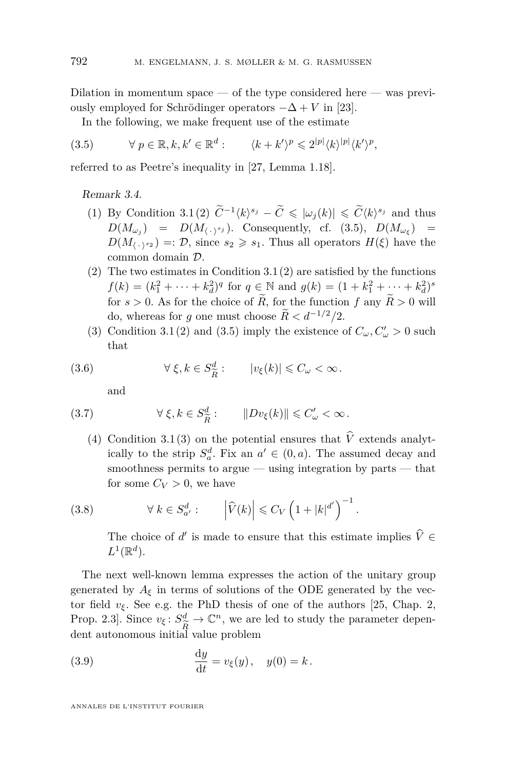Dilation in momentum space — of the type considered here — was previously employed for Schrödinger operators $-\Delta + V$ in [23].

In the following, we make frequent use of the estimate

$$\forall\, p \in \mathbb{R}, k, k' \in \mathbb{R}^d: \qquad \langle k + k' \rangle^p \leqslant 2^{|p|} \langle k \rangle^{|p|} \langle k' \rangle^p, \tag{3.5}$$

referred to as Peetre's inequality in [27, Lemma 1.18].

*Remark 3.4.*

1. By Condition 3.1 (2) $\widetilde{C}^{-1}\langle k \rangle^{s_j} - \widetilde{C} \leqslant |\omega_j(k)| \leqslant \widetilde{C}\langle k \rangle^{s_j}$ and thus $D(M_{\omega_j}) = D(M_{\langle\,\cdot\,\rangle^{s_j}})$. Consequently, cf. (3.5), $D(M_{\omega_\xi}) = D(M_{\langle\,\cdot\,\rangle^{s_2}}) =: \mathcal{D}$, since $s_2 \geqslant s_1$. Thus all operators $H(\xi)$ have the common domain $\mathcal{D}$.
2. The two estimates in Condition 3.1 (2) are satisfied by the functions $f(k) = (k_1^2 + \cdots + k_d^2)^q$ for $q \in \mathbb{N}$ and $g(k) = (1 + k_1^2 + \cdots + k_d^2)^s$ for $s > 0$. As for the choice of $\widetilde{R}$, for the function $f$ any $\widetilde{R} > 0$ will do, whereas for $g$ one must choose $\widetilde{R} < d^{-1/2}/2$.
3. Condition 3.1 (2) and (3.5) imply the existence of $C_\omega, C'_\omega > 0$ such that
$$\forall\, \xi, k \in S^d_{\widetilde{R}}: \qquad |v_\xi(k)| \leqslant C_\omega < \infty. \tag{3.6}$$
and
$$\forall\, \xi, k \in S^d_{\widetilde{R}}: \qquad \|Dv_\xi(k)\| \leqslant C'_\omega < \infty. \tag{3.7}$$
4. Condition 3.1 (3) on the potential ensures that $\widehat{V}$ extends analytically to the strip $S^d_a$. Fix an $a' \in (0, a)$. The assumed decay and smoothness permits to argue — using integration by parts — that for some $C_V > 0$, we have
$$\forall\, k \in S^d_{a'}: \qquad \left|\widehat{V}(k)\right| \leqslant C_V \left(1 + |k|^{d'}\right)^{-1}. \tag{3.8}$$
The choice of $d'$ is made to ensure that this estimate implies $\widehat{V} \in L^1(\mathbb{R}^d)$.

The next well-known lemma expresses the action of the unitary group generated by $A_\xi$ in terms of solutions of the ODE generated by the vector field $v_\xi$. See e.g. the PhD thesis of one of the authors [25, Chap. 2, Prop. 2.3]. Since $v_\xi\colon S^d_{\widetilde{R}} \to \mathbb{C}^n$, we are led to study the parameter dependent autonomous initial value problem

$$\frac{\mathrm{d}y}{\mathrm{d}t} = v_\xi(y), \quad y(0) = k. \tag{3.9}$$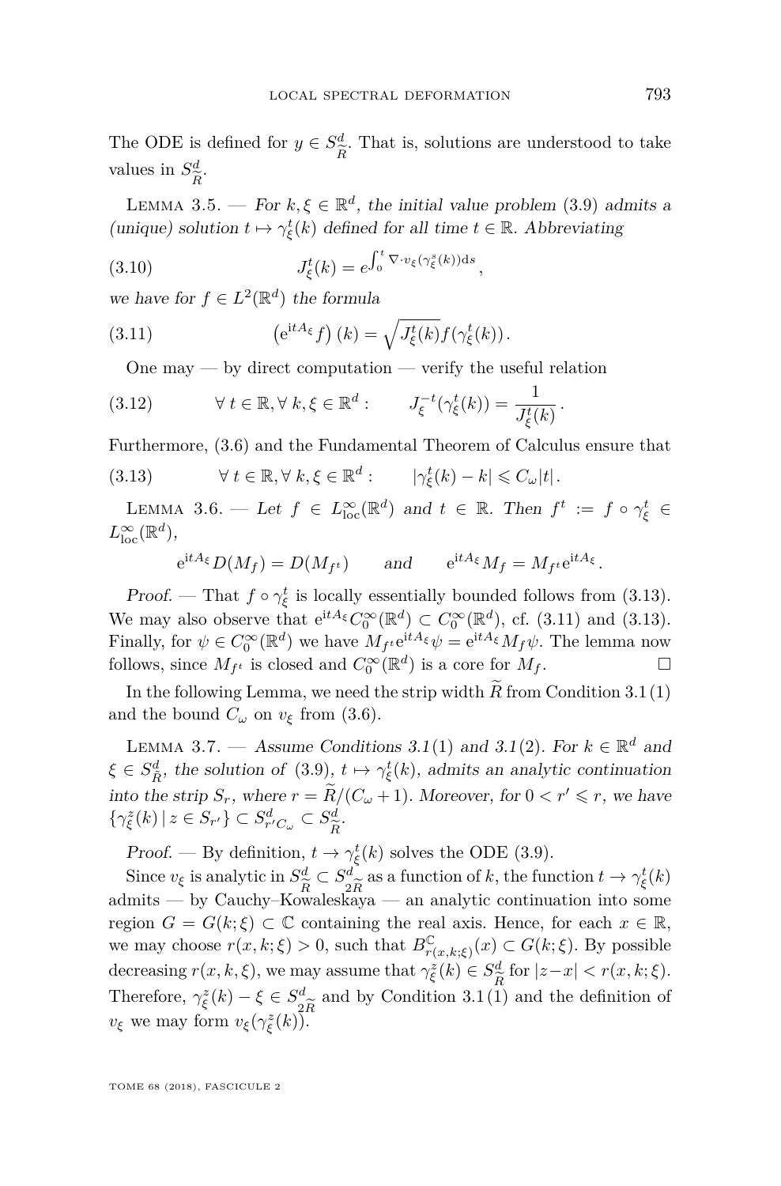The ODE is defined for $y \in S^d_{\widetilde{R}}$. That is, solutions are understood to take values in $S^d_{\widetilde{R}}$.

Lemma 3.5. — *For $k, \xi \in \mathbb{R}^d$, the initial value problem (3.9) admits a (unique) solution $t \mapsto \gamma^t_\xi(k)$ defined for all time $t \in \mathbb{R}$. Abbreviating*

$$J^t_\xi(k) = e^{\int_0^t \nabla \cdot v_\xi(\gamma^s_\xi(k)) \mathrm{d}s}, \tag{3.10}$$

*we have for $f \in L^2(\mathbb{R}^d)$ the formula*

$$\left(\mathrm{e}^{\mathrm{i}tA_\xi} f\right)(k) = \sqrt{J^t_\xi(k)} f(\gamma^t_\xi(k)). \tag{3.11}$$

One may — by direct computation — verify the useful relation

$$\forall\, t \in \mathbb{R}, \forall\, k, \xi \in \mathbb{R}^d : \qquad J^{-t}_\xi(\gamma^t_\xi(k)) = \frac{1}{J^t_\xi(k)}. \tag{3.12}$$

Furthermore, (3.6) and the Fundamental Theorem of Calculus ensure that

$$\forall\, t \in \mathbb{R}, \forall\, k, \xi \in \mathbb{R}^d : \qquad |\gamma^t_\xi(k) - k| \leqslant C_\omega |t|. \tag{3.13}$$

Lemma 3.6. — *Let $f \in L^\infty_{\mathrm{loc}}(\mathbb{R}^d)$ and $t \in \mathbb{R}$. Then $f^t := f \circ \gamma^t_\xi \in L^\infty_{\mathrm{loc}}(\mathbb{R}^d)$,*

$$\mathrm{e}^{\mathrm{i}tA_\xi} D(M_f) = D(M_{f^t}) \qquad \text{and} \qquad \mathrm{e}^{\mathrm{i}tA_\xi} M_f = M_{f^t} \mathrm{e}^{\mathrm{i}tA_\xi}.$$

*Proof.* — That $f \circ \gamma^t_\xi$ is locally essentially bounded follows from (3.13). We may also observe that $\mathrm{e}^{\mathrm{i}tA_\xi} C^\infty_0(\mathbb{R}^d) \subset C^\infty_0(\mathbb{R}^d)$, cf. (3.11) and (3.13). Finally, for $\psi \in C^\infty_0(\mathbb{R}^d)$ we have $M_{f^t} \mathrm{e}^{\mathrm{i}tA_\xi} \psi = \mathrm{e}^{\mathrm{i}tA_\xi} M_f \psi$. The lemma now follows, since $M_{f^t}$ is closed and $C^\infty_0(\mathbb{R}^d)$ is a core for $M_f$. □

In the following Lemma, we need the strip width $\widetilde{R}$ from Condition 3.1 (1) and the bound $C_\omega$ on $v_\xi$ from (3.6).

Lemma 3.7. — *Assume Conditions 3.1(1) and 3.1(2). For $k \in \mathbb{R}^d$ and $\xi \in S^d_{\widetilde{R}}$, the solution of (3.9), $t \mapsto \gamma^t_\xi(k)$, admits an analytic continuation into the strip $S_r$, where $r = \widetilde{R}/(C_\omega + 1)$. Moreover, for $0 < r' \leqslant r$, we have $\{\gamma^z_\xi(k) \,|\, z \in S_{r'}\} \subset S^d_{r' C_\omega} \subset S^d_{\widetilde{R}}$.*

*Proof.* — By definition, $t \to \gamma^t_\xi(k)$ solves the ODE (3.9).

Since $v_\xi$ is analytic in $S^d_{\widetilde{R}} \subset S^d_{2\widetilde{R}}$ as a function of $k$, the function $t \to \gamma^t_\xi(k)$ admits — by Cauchy–Kowaleskaya — an analytic continuation into some region $G = G(k;\xi) \subset \mathbb{C}$ containing the real axis. Hence, for each $x \in \mathbb{R}$, we may choose $r(x,k;\xi) > 0$, such that $B^{\mathbb{C}}_{r(x,k;\xi)}(x) \subset G(k;\xi)$. By possible decreasing $r(x,k,\xi)$, we may assume that $\gamma^z_\xi(k) \in S^d_{\widetilde{R}}$ for $|z - x| < r(x,k;\xi)$. Therefore, $\gamma^z_\xi(k) - \xi \in S^d_{2\widetilde{R}}$ and by Condition 3.1 (1) and the definition of $v_\xi$ we may form $v_\xi(\gamma^z_\xi(k))$.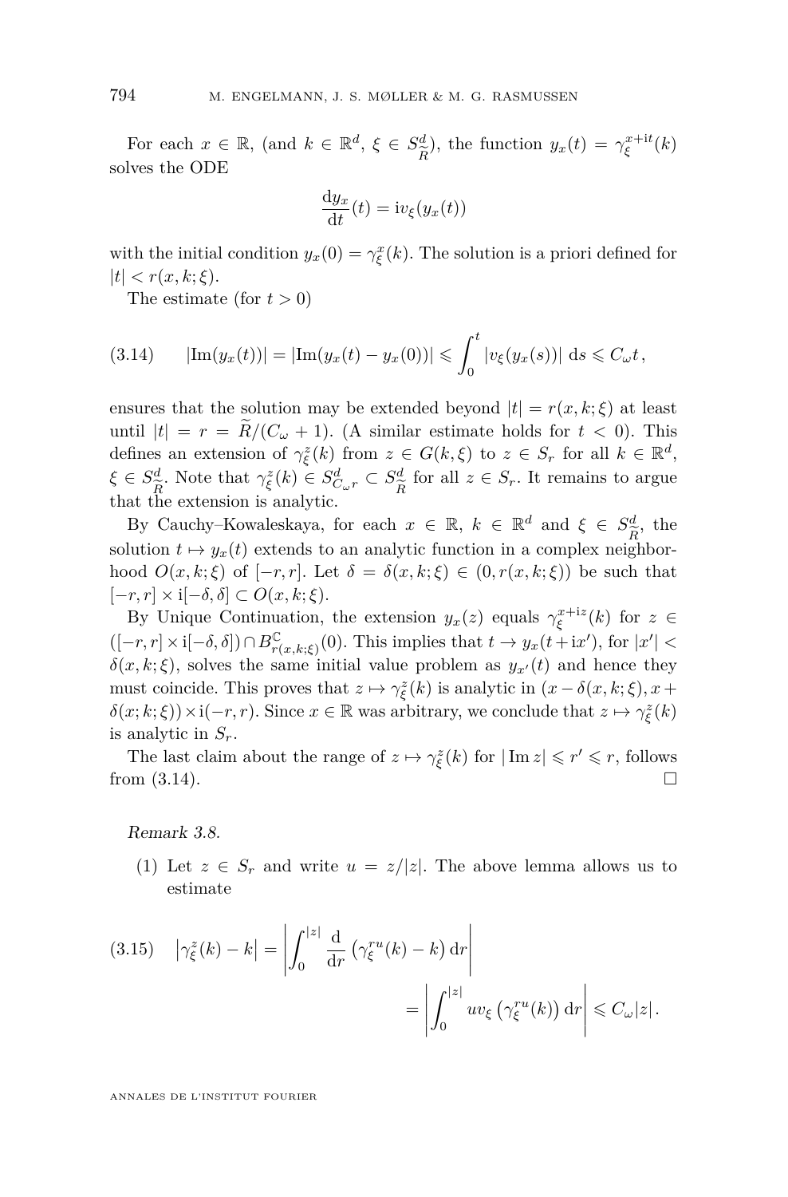For each $x \in \mathbb{R}$, (and $k \in \mathbb{R}^d$, $\xi \in S^d_{\widetilde{R}}$), the function $y_x(t) = \gamma_\xi^{x+\mathrm{i}t}(k)$ solves the ODE

$$\frac{\mathrm{d}y_x}{\mathrm{d}t}(t) = \mathrm{i}v_\xi(y_x(t))$$

with the initial condition $y_x(0) = \gamma_\xi^x(k)$. The solution is a priori defined for $|t| < r(x,k;\xi)$.

The estimate (for $t > 0$)

$$|\mathrm{Im}(y_x(t))| = |\mathrm{Im}(y_x(t) - y_x(0))| \leqslant \int_0^t |v_\xi(y_x(s))| \,\mathrm{d}s \leqslant C_\omega t\,, \tag{3.14}$$

ensures that the solution may be extended beyond $|t| = r(x,k;\xi)$ at least until $|t| = r = \widetilde{R}/(C_\omega + 1)$. (A similar estimate holds for $t < 0$). This defines an extension of $\gamma_\xi^z(k)$ from $z \in G(k,\xi)$ to $z \in S_r$ for all $k \in \mathbb{R}^d$, $\xi \in S^d_{\widetilde{R}}$. Note that $\gamma_\xi^z(k) \in S^d_{C_\omega r} \subset S^d_{\widetilde{R}}$ for all $z \in S_r$. It remains to argue that the extension is analytic.

By Cauchy–Kowaleskaya, for each $x \in \mathbb{R}$, $k \in \mathbb{R}^d$ and $\xi \in S^d_{\widetilde{R}}$, the solution $t \mapsto y_x(t)$ extends to an analytic function in a complex neighborhood $O(x,k;\xi)$ of $[-r,r]$. Let $\delta = \delta(x,k;\xi) \in (0, r(x,k;\xi))$ be such that $[-r,r] \times \mathrm{i}[-\delta,\delta] \subset O(x,k;\xi)$.

By Unique Continuation, the extension $y_x(z)$ equals $\gamma_\xi^{x+\mathrm{i}z}(k)$ for $z \in ([-r,r]\times \mathrm{i}[-\delta,\delta]) \cap B^{\mathbb{C}}_{r(x,k;\xi)}(0)$. This implies that $t \to y_x(t+\mathrm{i}x')$, for $|x'| < \delta(x,k;\xi)$, solves the same initial value problem as $y_{x'}(t)$ and hence they must coincide. This proves that $z \mapsto \gamma_\xi^z(k)$ is analytic in $(x - \delta(x,k;\xi), x + \delta(x;k;\xi)) \times \mathrm{i}(-r,r)$. Since $x \in \mathbb{R}$ was arbitrary, we conclude that $z \mapsto \gamma_\xi^z(k)$ is analytic in $S_r$.

The last claim about the range of $z \mapsto \gamma_\xi^z(k)$ for $|\operatorname{Im} z| \leqslant r' \leqslant r$, follows from (3.14). □

*Remark 3.8.*

(1) Let $z \in S_r$ and write $u = z/|z|$. The above lemma allows us to estimate

$$\left|\gamma_\xi^z(k) - k\right| = \left|\int_0^{|z|} \frac{\mathrm{d}}{\mathrm{d}r}\left(\gamma_\xi^{ru}(k) - k\right)\mathrm{d}r\right| = \left|\int_0^{|z|} uv_\xi\left(\gamma_\xi^{ru}(k)\right)\mathrm{d}r\right| \leqslant C_\omega |z|\,. \tag{3.15}$$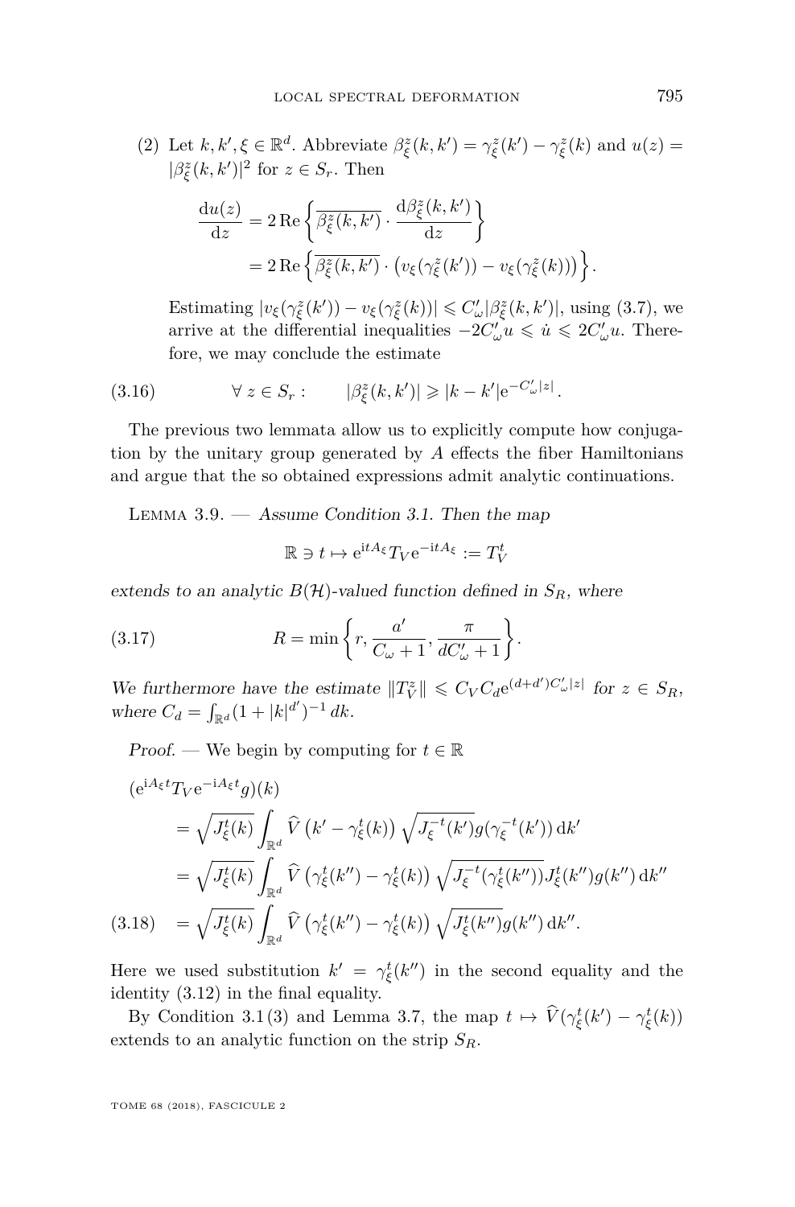(2) Let $k, k', \xi \in \mathbb{R}^d$. Abbreviate $\beta_\xi^z(k,k') = \gamma_\xi^z(k') - \gamma_\xi^z(k)$ and $u(z) = |\beta_\xi^z(k,k')|^2$ for $z \in S_r$. Then

$$\begin{aligned}
\frac{\mathrm{d}u(z)}{\mathrm{d}z} &= 2\,\mathrm{Re}\left\{\overline{\beta_\xi^z(k,k')} \cdot \frac{\mathrm{d}\beta_\xi^z(k,k')}{\mathrm{d}z}\right\} \\
&= 2\,\mathrm{Re}\left\{\overline{\beta_\xi^z(k,k')} \cdot \left(v_\xi(\gamma_\xi^z(k')) - v_\xi(\gamma_\xi^z(k))\right)\right\}.
\end{aligned}$$

Estimating $|v_\xi(\gamma_\xi^z(k')) - v_\xi(\gamma_\xi^z(k))| \leqslant C'_\omega |\beta_\xi^z(k,k')|$, using (3.7), we arrive at the differential inequalities $-2C'_\omega u \leqslant \dot{u} \leqslant 2C'_\omega u$. Therefore, we may conclude the estimate

$$\forall\, z \in S_r: \qquad |\beta_\xi^z(k,k')| \geqslant |k-k'|\mathrm{e}^{-C'_\omega|z|}. \tag{3.16}$$

The previous two lemmata allow us to explicitly compute how conjugation by the unitary group generated by $A$ effects the fiber Hamiltonians and argue that the so obtained expressions admit analytic continuations.

Lemma 3.9. — *Assume Condition 3.1. Then the map*

$$\mathbb{R} \ni t \mapsto \mathrm{e}^{\mathrm{i}tA_\xi} T_V \mathrm{e}^{-\mathrm{i}tA_\xi} := T_V^t$$

*extends to an analytic $B(\mathcal{H})$-valued function defined in $S_R$, where*

$$R = \min\left\{r, \frac{a'}{C_\omega + 1}, \frac{\pi}{dC'_\omega + 1}\right\}. \tag{3.17}$$

*We furthermore have the estimate $\|T_V^z\| \leqslant C_V C_d \mathrm{e}^{(d+d')C'_\omega|z|}$ for $z \in S_R$, where $C_d = \int_{\mathbb{R}^d}(1+|k|^{d'})^{-1}\,dk$.*

*Proof.* — We begin by computing for $t \in \mathbb{R}$

$$\begin{aligned}
&(\mathrm{e}^{\mathrm{i}A_\xi t} T_V \mathrm{e}^{-\mathrm{i}A_\xi t} g)(k) \\
&\quad = \sqrt{J_\xi^t(k)} \int_{\mathbb{R}^d} \widehat{V}\left(k' - \gamma_\xi^t(k)\right) \sqrt{J_\xi^{-t}(k')} g(\gamma_\xi^{-t}(k'))\,\mathrm{d}k' \\
&\quad = \sqrt{J_\xi^t(k)} \int_{\mathbb{R}^d} \widehat{V}\left(\gamma_\xi^t(k'') - \gamma_\xi^t(k)\right) \sqrt{J_\xi^{-t}(\gamma_\xi^t(k''))} J_\xi^t(k'') g(k'')\,\mathrm{d}k'' \\
&\quad = \sqrt{J_\xi^t(k)} \int_{\mathbb{R}^d} \widehat{V}\left(\gamma_\xi^t(k'') - \gamma_\xi^t(k)\right) \sqrt{J_\xi^t(k'')} g(k'')\,\mathrm{d}k''.
\end{aligned} \tag{3.18}$$

Here we used substitution $k' = \gamma_\xi^t(k'')$ in the second equality and the identity (3.12) in the final equality.

By Condition 3.1(3) and Lemma 3.7, the map $t \mapsto \widehat{V}(\gamma_\xi^t(k') - \gamma_\xi^t(k))$ extends to an analytic function on the strip $S_R$.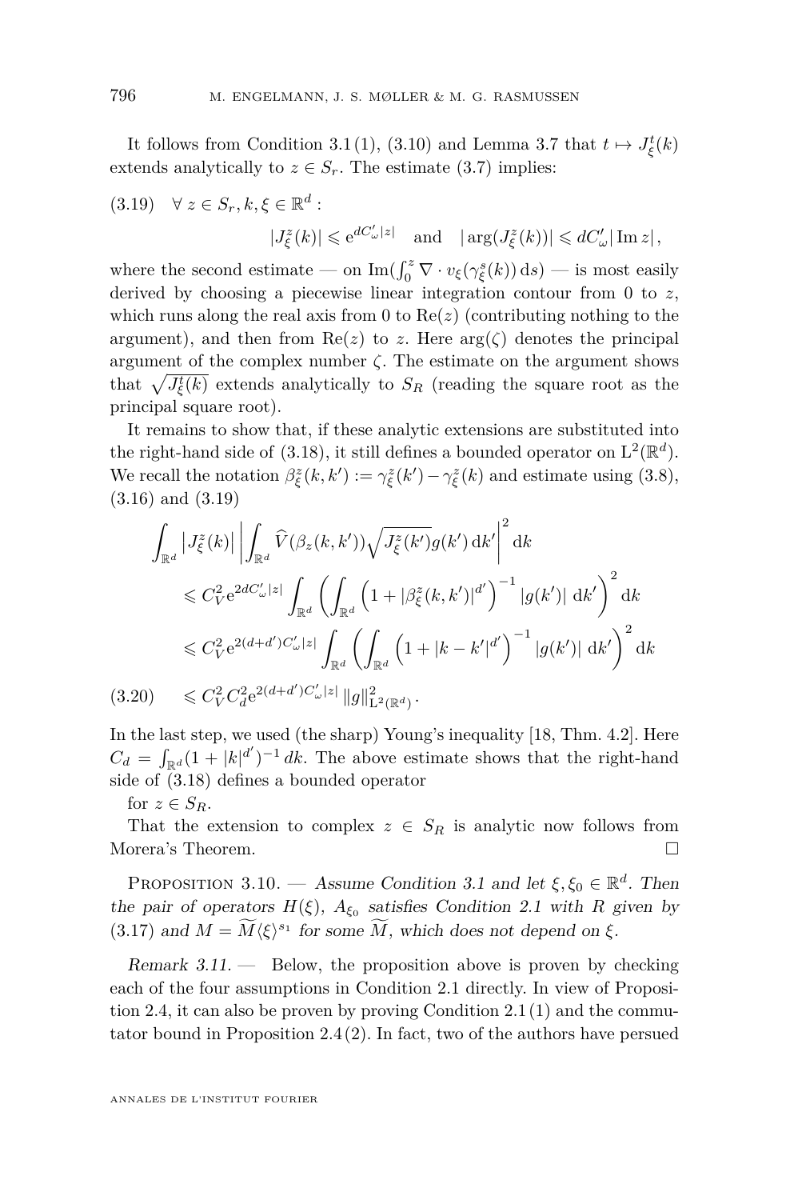It follows from Condition 3.1 (1), (3.10) and Lemma 3.7 that $t \mapsto J^t_\xi(k)$ extends analytically to $z \in S_r$. The estimate (3.7) implies:

$$
(3.19) \quad \forall\, z \in S_r, k, \xi \in \mathbb{R}^d : \qquad |J^z_\xi(k)| \leqslant \mathrm{e}^{dC'_\omega |z|} \quad \text{and} \quad |\arg(J^z_\xi(k))| \leqslant dC'_\omega |\operatorname{Im} z|,
$$

where the second estimate — on $\operatorname{Im}\big(\int_0^z \nabla\cdot v_\xi(\gamma^s_\xi(k))\,\mathrm{d}s\big)$ — is most easily derived by choosing a piecewise linear integration contour from 0 to $z$, which runs along the real axis from 0 to $\operatorname{Re}(z)$ (contributing nothing to the argument), and then from $\operatorname{Re}(z)$ to $z$. Here $\arg(\zeta)$ denotes the principal argument of the complex number $\zeta$. The estimate on the argument shows that $\sqrt{J^t_\xi(k)}$ extends analytically to $S_R$ (reading the square root as the principal square root).

It remains to show that, if these analytic extensions are substituted into the right-hand side of (3.18), it still defines a bounded operator on $\mathrm{L}^2(\mathbb{R}^d)$. We recall the notation $\beta^z_\xi(k,k') := \gamma^z_\xi(k') - \gamma^z_\xi(k)$ and estimate using (3.8), (3.16) and (3.19)

$$
\begin{aligned}
\int_{\mathbb{R}^d} \big|J^z_\xi(k)\big| &\left|\int_{\mathbb{R}^d} \widehat{V}(\beta_z(k,k'))\sqrt{J^z_\xi(k')}g(k')\,\mathrm{d}k'\right|^2 \mathrm{d}k \\
&\leqslant C_V^2 \mathrm{e}^{2dC'_\omega|z|} \int_{\mathbb{R}^d}\left(\int_{\mathbb{R}^d}\Big(1+|\beta^z_\xi(k,k')|^{d'}\Big)^{-1}|g(k')|\,\mathrm{d}k'\right)^2 \mathrm{d}k \\
&\leqslant C_V^2 \mathrm{e}^{2(d+d')C'_\omega|z|} \int_{\mathbb{R}^d}\left(\int_{\mathbb{R}^d}\Big(1+|k-k'|^{d'}\Big)^{-1}|g(k')|\,\mathrm{d}k'\right)^2 \mathrm{d}k \\
(3.20) \qquad &\leqslant C_V^2 C_d^2 \mathrm{e}^{2(d+d')C'_\omega|z|}\,\|g\|^2_{\mathrm{L}^2(\mathbb{R}^d)}.
\end{aligned}
$$

In the last step, we used (the sharp) Young's inequality [18, Thm. 4.2]. Here $C_d = \int_{\mathbb{R}^d}(1+|k|^{d'})^{-1}\,dk$. The above estimate shows that the right-hand side of (3.18) defines a bounded operator

for $z \in S_R$.

That the extension to complex $z \in S_R$ is analytic now follows from Morera's Theorem. ☐

Proposition 3.10. — *Assume Condition 3.1 and let $\xi, \xi_0 \in \mathbb{R}^d$. Then the pair of operators $H(\xi)$, $A_{\xi_0}$ satisfies Condition 2.1 with $R$ given by (3.17) and $M = \widetilde{M}\langle\xi\rangle^{s_1}$ for some $\widetilde{M}$, which does not depend on $\xi$.*

*Remark 3.11.* — Below, the proposition above is proven by checking each of the four assumptions in Condition 2.1 directly. In view of Proposition 2.4, it can also be proven by proving Condition 2.1 (1) and the commutator bound in Proposition 2.4 (2). In fact, two of the authors have persued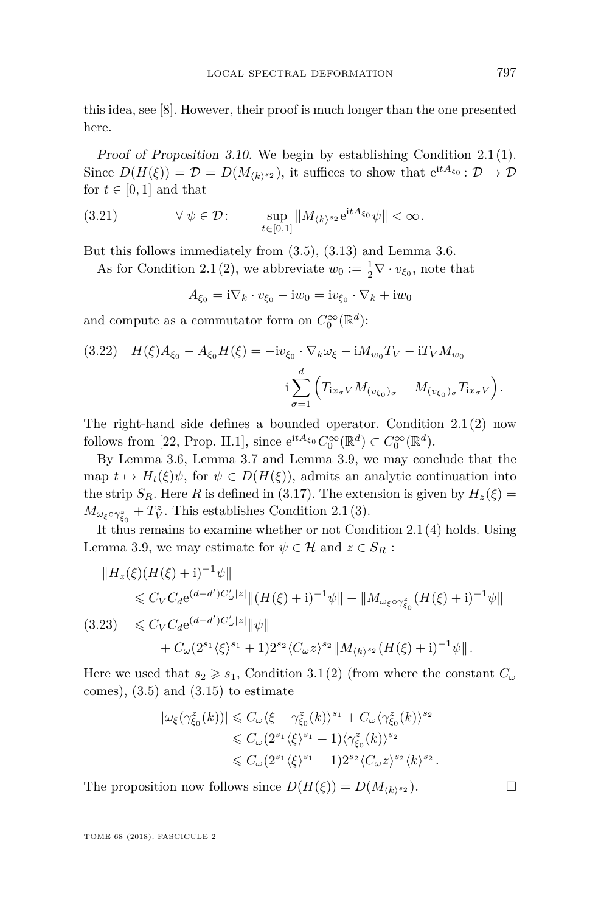this idea, see [8]. However, their proof is much longer than the one presented here.

*Proof of Proposition 3.10.* We begin by establishing Condition 2.1(1). Since $D(H(\xi)) = \mathcal{D} = D(M_{\langle k\rangle^{s_2}})$, it suffices to show that $e^{itA_{\xi_0}}\colon \mathcal{D} \to \mathcal{D}$ for $t \in [0,1]$ and that

$$\forall\, \psi \in \mathcal{D}\colon \qquad \sup_{t\in[0,1]} \|M_{\langle k\rangle^{s_2}} e^{itA_{\xi_0}}\psi\| < \infty. \tag{3.21}$$

But this follows immediately from (3.5), (3.13) and Lemma 3.6.

As for Condition 2.1(2), we abbreviate $w_0 := \frac{1}{2}\nabla\cdot v_{\xi_0}$, note that

$$A_{\xi_0} = i\nabla_k \cdot v_{\xi_0} - iw_0 = iv_{\xi_0}\cdot\nabla_k + iw_0$$

and compute as a commutator form on $C_0^\infty(\mathbb{R}^d)$:

$$\begin{aligned} H(\xi)A_{\xi_0} - A_{\xi_0}H(\xi) = &-iv_{\xi_0}\cdot\nabla_k\omega_\xi - iM_{w_0}T_V - iT_V M_{w_0} \\ &- i\sum_{\sigma=1}^{d}\Big(T_{ix_\sigma V}M_{(v_{\xi_0})_\sigma} - M_{(v_{\xi_0})_\sigma}T_{ix_\sigma V}\Big). \end{aligned} \tag{3.22}$$

The right-hand side defines a bounded operator. Condition 2.1(2) now follows from [22, Prop. II.1], since $e^{itA_{\xi_0}}C_0^\infty(\mathbb{R}^d) \subset C_0^\infty(\mathbb{R}^d)$.

By Lemma 3.6, Lemma 3.7 and Lemma 3.9, we may conclude that the map $t \mapsto H_t(\xi)\psi$, for $\psi \in D(H(\xi))$, admits an analytic continuation into the strip $S_R$. Here $R$ is defined in (3.17). The extension is given by $H_z(\xi) = M_{\omega_\xi\circ\gamma_{\xi_0}^z} + T_V^z$. This establishes Condition 2.1(3).

It thus remains to examine whether or not Condition 2.1(4) holds. Using Lemma 3.9, we may estimate for $\psi \in \mathcal{H}$ and $z \in S_R$ :

$$\begin{aligned} &\|H_z(\xi)(H(\xi)+i)^{-1}\psi\| \\ &\quad\leqslant C_V C_d e^{(d+d')C'_\omega|z|}\|(H(\xi)+i)^{-1}\psi\| + \|M_{\omega_\xi\circ\gamma_{\xi_0}^z}(H(\xi)+i)^{-1}\psi\| \\ &\quad\leqslant C_V C_d e^{(d+d')C'_\omega|z|}\|\psi\| \\ &\qquad\quad + C_\omega(2^{s_1}\langle\xi\rangle^{s_1}+1)2^{s_2}\langle C_\omega z\rangle^{s_2}\|M_{\langle k\rangle^{s_2}}(H(\xi)+i)^{-1}\psi\|. \end{aligned} \tag{3.23}$$

Here we used that $s_2 \geqslant s_1$, Condition 3.1(2) (from where the constant $C_\omega$ comes), (3.5) and (3.15) to estimate

$$\begin{aligned} |\omega_\xi(\gamma_{\xi_0}^z(k))| &\leqslant C_\omega\langle\xi - \gamma_{\xi_0}^z(k)\rangle^{s_1} + C_\omega\langle\gamma_{\xi_0}^z(k)\rangle^{s_2} \\ &\leqslant C_\omega(2^{s_1}\langle\xi\rangle^{s_1}+1)\langle\gamma_{\xi_0}^z(k)\rangle^{s_2} \\ &\leqslant C_\omega(2^{s_1}\langle\xi\rangle^{s_1}+1)2^{s_2}\langle C_\omega z\rangle^{s_2}\langle k\rangle^{s_2}. \end{aligned}$$

The proposition now follows since $D(H(\xi)) = D(M_{\langle k\rangle^{s_2}})$. □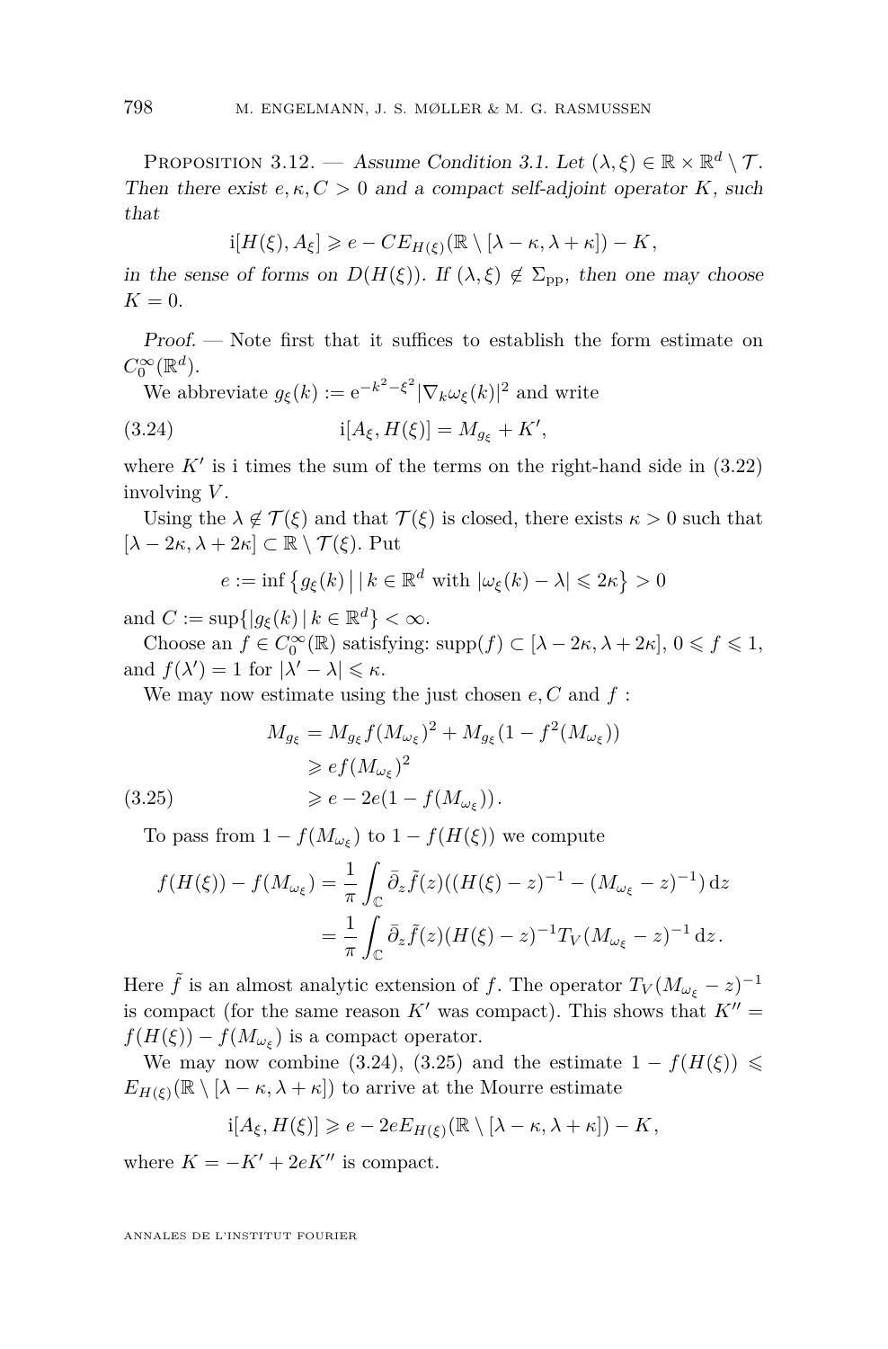Proposition 3.12. — *Assume Condition 3.1. Let $(\lambda,\xi) \in \mathbb{R}\times\mathbb{R}^d \setminus \mathcal{T}$. Then there exist $e,\kappa,C>0$ and a compact self-adjoint operator $K$, such that*

$$\mathrm{i}[H(\xi),A_\xi] \geqslant e - CE_{H(\xi)}(\mathbb{R}\setminus[\lambda-\kappa,\lambda+\kappa]) - K,$$

*in the sense of forms on $D(H(\xi))$. If $(\lambda,\xi)\notin\Sigma_{\mathrm{pp}}$, then one may choose $K=0$.*

*Proof.* — Note first that it suffices to establish the form estimate on $C_0^\infty(\mathbb{R}^d)$.

We abbreviate $g_\xi(k) := \mathrm{e}^{-k^2-\xi^2}|\nabla_k\omega_\xi(k)|^2$ and write

$$\mathrm{i}[A_\xi, H(\xi)] = M_{g_\xi} + K', \tag{3.24}$$

where $K'$ is i times the sum of the terms on the right-hand side in (3.22) involving $V$.

Using the $\lambda\notin\mathcal{T}(\xi)$ and that $\mathcal{T}(\xi)$ is closed, there exists $\kappa>0$ such that $[\lambda-2\kappa,\lambda+2\kappa]\subset\mathbb{R}\setminus\mathcal{T}(\xi)$. Put

$$e := \inf\big\{g_\xi(k)\,\big|\,|\,k\in\mathbb{R}^d \text{ with } |\omega_\xi(k)-\lambda|\leqslant 2\kappa\big\} > 0$$

and $C := \sup\{|g_\xi(k)\,|\,k\in\mathbb{R}^d\} < \infty$.

Choose an $f\in C_0^\infty(\mathbb{R})$ satisfying: $\mathrm{supp}(f)\subset[\lambda-2\kappa,\lambda+2\kappa]$, $0\leqslant f\leqslant 1$, and $f(\lambda')=1$ for $|\lambda'-\lambda|\leqslant\kappa$.

We may now estimate using the just chosen $e, C$ and $f$ :

$$\begin{aligned}
M_{g_\xi} &= M_{g_\xi} f(M_{\omega_\xi})^2 + M_{g_\xi}(1-f^2(M_{\omega_\xi}))\\
&\geqslant e f(M_{\omega_\xi})^2\\
&\geqslant e - 2e(1-f(M_{\omega_\xi})).
\end{aligned}\tag{3.25}$$

To pass from $1-f(M_{\omega_\xi})$ to $1-f(H(\xi))$ we compute

$$\begin{aligned}
f(H(\xi)) - f(M_{\omega_\xi}) &= \frac{1}{\pi}\int_{\mathbb{C}} \bar\partial_z\tilde f(z)((H(\xi)-z)^{-1} - (M_{\omega_\xi}-z)^{-1})\,\mathrm{d}z\\
&= \frac{1}{\pi}\int_{\mathbb{C}} \bar\partial_z\tilde f(z)(H(\xi)-z)^{-1}T_V(M_{\omega_\xi}-z)^{-1}\,\mathrm{d}z.
\end{aligned}$$

Here $\tilde f$ is an almost analytic extension of $f$. The operator $T_V(M_{\omega_\xi}-z)^{-1}$ is compact (for the same reason $K'$ was compact). This shows that $K'' = f(H(\xi)) - f(M_{\omega_\xi})$ is a compact operator.

We may now combine (3.24), (3.25) and the estimate $1-f(H(\xi))\leqslant E_{H(\xi)}(\mathbb{R}\setminus[\lambda-\kappa,\lambda+\kappa])$ to arrive at the Mourre estimate

$$\mathrm{i}[A_\xi, H(\xi)] \geqslant e - 2eE_{H(\xi)}(\mathbb{R}\setminus[\lambda-\kappa,\lambda+\kappa]) - K,$$

where $K = -K' + 2eK''$ is compact.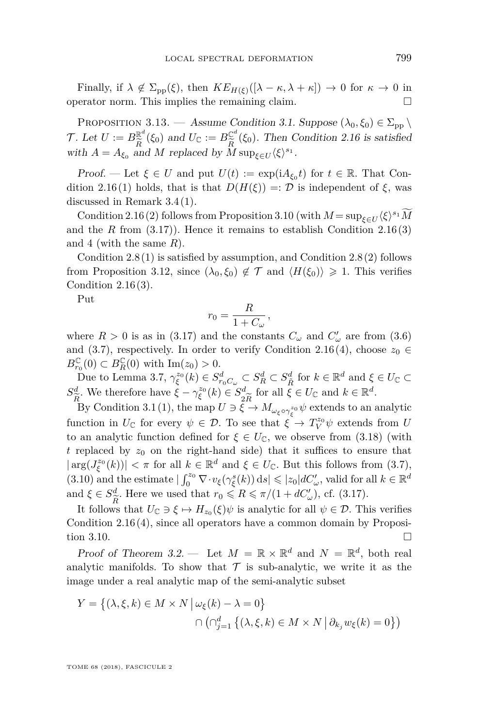Finally, if $\lambda \notin \Sigma_{\mathrm{pp}}(\xi)$, then $KE_{H(\xi)}([\lambda-\kappa,\lambda+\kappa]) \to 0$ for $\kappa \to 0$ in operator norm. This implies the remaining claim. $\square$

Proposition 3.13. — *Assume Condition 3.1. Suppose $(\lambda_0,\xi_0) \in \Sigma_{\mathrm{pp}} \setminus \mathcal{T}$. Let $U := B^{\mathbb{R}^d}_{\widetilde{R}}(\xi_0)$ and $U_{\mathbb{C}} := B^{\mathbb{C}^d}_{\widetilde{R}}(\xi_0)$. Then Condition 2.16 is satisfied with $A = A_{\xi_0}$ and $M$ replaced by $M\sup_{\xi\in U}\langle\xi\rangle^{s_1}$.*

*Proof.* — Let $\xi \in U$ and put $U(t) := \exp(\mathrm{i}A_{\xi_0}t)$ for $t \in \mathbb{R}$. That Condition 2.16 (1) holds, that is that $D(H(\xi)) =: \mathcal{D}$ is independent of $\xi$, was discussed in Remark 3.4 (1).

Condition 2.16 (2) follows from Proposition 3.10 (with $M = \sup_{\xi\in U}\langle\xi\rangle^{s_1}\widetilde{M}$ and the $R$ from (3.17)). Hence it remains to establish Condition 2.16 (3) and 4 (with the same $R$).

Condition 2.8 (1) is satisfied by assumption, and Condition 2.8 (2) follows from Proposition 3.12, since $(\lambda_0,\xi_0) \notin \mathcal{T}$ and $\langle H(\xi_0)\rangle \geqslant 1$. This verifies Condition 2.16 (3).

Put

$$
r_0 = \frac{R}{1+C_\omega},
$$

where $R > 0$ is as in (3.17) and the constants $C_\omega$ and $C'_\omega$ are from (3.6) and (3.7), respectively. In order to verify Condition 2.16 (4), choose $z_0 \in B^{\mathbb{C}}_{r_0}(0) \subset B^{\mathbb{C}}_R(0)$ with $\mathrm{Im}(z_0) > 0$.

Due to Lemma 3.7, $\gamma^{z_0}_\xi(k) \in S^d_{r_0C_\omega} \subset S^d_R \subset S^d_{\widetilde{R}}$ for $k \in \mathbb{R}^d$ and $\xi \in U_{\mathbb{C}} \subset S^d_{\widetilde{R}}$. We therefore have $\xi - \gamma^{z_0}_\xi(k) \in S^d_{2\widetilde{R}}$ for all $\xi \in U_{\mathbb{C}}$ and $k \in \mathbb{R}^d$.

By Condition 3.1 (1), the map $U \ni \xi \to M_{\omega_\xi\circ\gamma^{z_0}_\xi}\psi$ extends to an analytic function in $U_{\mathbb{C}}$ for every $\psi \in \mathcal{D}$. To see that $\xi \to T^{z_0}_V\psi$ extends from $U$ to an analytic function defined for $\xi \in U_{\mathbb{C}}$, we observe from (3.18) (with $t$ replaced by $z_0$ on the right-hand side) that it suffices to ensure that $|\arg(J^{z_0}_\xi(k))| < \pi$ for all $k \in \mathbb{R}^d$ and $\xi \in U_{\mathbb{C}}$. But this follows from (3.7), (3.10) and the estimate $|\int_0^{z_0}\nabla\cdot v_\xi(\gamma^s_\xi(k))\,\mathrm{d}s| \leqslant |z_0|dC'_\omega$, valid for all $k \in \mathbb{R}^d$ and $\xi \in S^d_{\widetilde{R}}$. Here we used that $r_0 \leqslant R \leqslant \pi/(1+dC'_\omega)$, cf. (3.17).

It follows that $U_{\mathbb{C}} \ni \xi \mapsto H_{z_0}(\xi)\psi$ is analytic for all $\psi \in \mathcal{D}$. This verifies Condition 2.16 (4), since all operators have a common domain by Proposition 3.10. $\square$

*Proof of Theorem 3.2.* — Let $M = \mathbb{R}\times\mathbb{R}^d$ and $N = \mathbb{R}^d$, both real analytic manifolds. To show that $\mathcal{T}$ is sub-analytic, we write it as the image under a real analytic map of the semi-analytic subset

$$
\begin{aligned}
Y = \big\{(\lambda,\xi,k) \in M\times N \,\big|\, \omega_\xi(k) - \lambda = 0\big\}& \\
\cap \big(\cap_{j=1}^d \big\{(\lambda,\xi,k) \in M\times N \,\big|\, \partial_{k_j}w_\xi(k) = 0\big\}\big)&
\end{aligned}
$$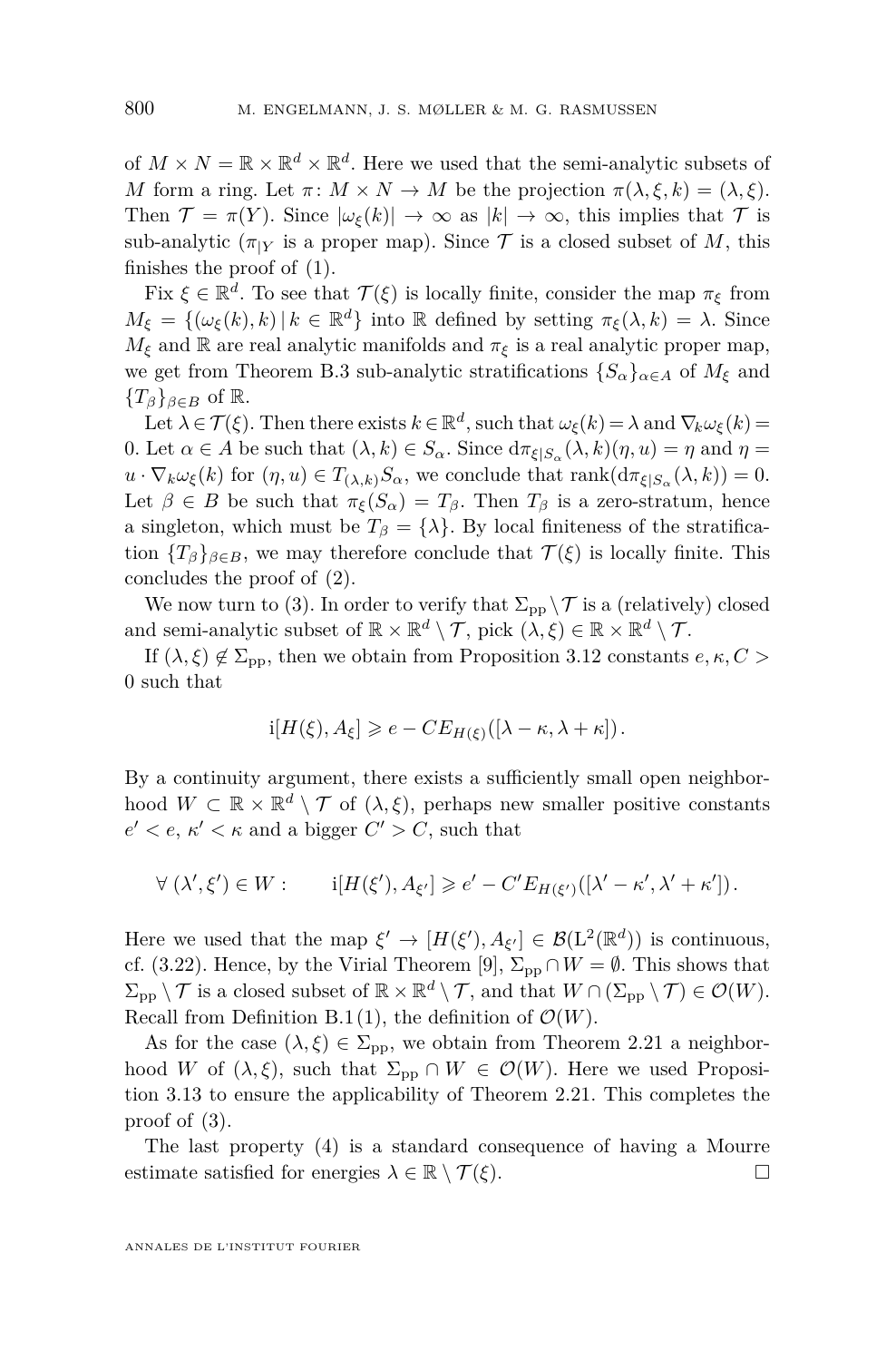of $M \times N = \mathbb{R} \times \mathbb{R}^d \times \mathbb{R}^d$. Here we used that the semi-analytic subsets of $M$ form a ring. Let $\pi\colon M \times N \to M$ be the projection $\pi(\lambda, \xi, k) = (\lambda, \xi)$. Then $\mathcal{T} = \pi(Y)$. Since $|\omega_\xi(k)| \to \infty$ as $|k| \to \infty$, this implies that $\mathcal{T}$ is sub-analytic ($\pi_{|Y}$ is a proper map). Since $\mathcal{T}$ is a closed subset of $M$, this finishes the proof of (1).

Fix $\xi \in \mathbb{R}^d$. To see that $\mathcal{T}(\xi)$ is locally finite, consider the map $\pi_\xi$ from $M_\xi = \{(\omega_\xi(k), k) \,|\, k \in \mathbb{R}^d\}$ into $\mathbb{R}$ defined by setting $\pi_\xi(\lambda, k) = \lambda$. Since $M_\xi$ and $\mathbb{R}$ are real analytic manifolds and $\pi_\xi$ is a real analytic proper map, we get from Theorem B.3 sub-analytic stratifications $\{S_\alpha\}_{\alpha \in A}$ of $M_\xi$ and $\{T_\beta\}_{\beta \in B}$ of $\mathbb{R}$.

Let $\lambda \in \mathcal{T}(\xi)$. Then there exists $k \in \mathbb{R}^d$, such that $\omega_\xi(k) = \lambda$ and $\nabla_k \omega_\xi(k) = 0$. Let $\alpha \in A$ be such that $(\lambda, k) \in S_\alpha$. Since $\mathrm{d}\pi_{\xi|S_\alpha}(\lambda, k)(\eta, u) = \eta$ and $\eta = u \cdot \nabla_k \omega_\xi(k)$ for $(\eta, u) \in T_{(\lambda,k)} S_\alpha$, we conclude that $\mathrm{rank}(\mathrm{d}\pi_{\xi|S_\alpha}(\lambda, k)) = 0$. Let $\beta \in B$ be such that $\pi_\xi(S_\alpha) = T_\beta$. Then $T_\beta$ is a zero-stratum, hence a singleton, which must be $T_\beta = \{\lambda\}$. By local finiteness of the stratification $\{T_\beta\}_{\beta \in B}$, we may therefore conclude that $\mathcal{T}(\xi)$ is locally finite. This concludes the proof of (2).

We now turn to (3). In order to verify that $\Sigma_{\mathrm{pp}} \setminus \mathcal{T}$ is a (relatively) closed and semi-analytic subset of $\mathbb{R} \times \mathbb{R}^d \setminus \mathcal{T}$, pick $(\lambda, \xi) \in \mathbb{R} \times \mathbb{R}^d \setminus \mathcal{T}$.

If $(\lambda, \xi) \notin \Sigma_{\mathrm{pp}}$, then we obtain from Proposition 3.12 constants $e, \kappa, C > 0$ such that

$$\mathrm{i}[H(\xi), A_\xi] \geqslant e - C E_{H(\xi)}([\lambda - \kappa, \lambda + \kappa]).$$

By a continuity argument, there exists a sufficiently small open neighborhood $W \subset \mathbb{R} \times \mathbb{R}^d \setminus \mathcal{T}$ of $(\lambda, \xi)$, perhaps new smaller positive constants $e' < e$, $\kappa' < \kappa$ and a bigger $C' > C$, such that

$$\forall\, (\lambda', \xi') \in W: \qquad \mathrm{i}[H(\xi'), A_{\xi'}] \geqslant e' - C' E_{H(\xi')}([\lambda' - \kappa', \lambda' + \kappa']).$$

Here we used that the map $\xi' \to [H(\xi'), A_{\xi'}] \in \mathcal{B}(\mathrm{L}^2(\mathbb{R}^d))$ is continuous, cf. (3.22). Hence, by the Virial Theorem [9], $\Sigma_{\mathrm{pp}} \cap W = \emptyset$. This shows that $\Sigma_{\mathrm{pp}} \setminus \mathcal{T}$ is a closed subset of $\mathbb{R} \times \mathbb{R}^d \setminus \mathcal{T}$, and that $W \cap (\Sigma_{\mathrm{pp}} \setminus \mathcal{T}) \in \mathcal{O}(W)$. Recall from Definition B.1(1), the definition of $\mathcal{O}(W)$.

As for the case $(\lambda, \xi) \in \Sigma_{\mathrm{pp}}$, we obtain from Theorem 2.21 a neighborhood $W$ of $(\lambda, \xi)$, such that $\Sigma_{\mathrm{pp}} \cap W \in \mathcal{O}(W)$. Here we used Proposition 3.13 to ensure the applicability of Theorem 2.21. This completes the proof of (3).

The last property (4) is a standard consequence of having a Mourre estimate satisfied for energies $\lambda \in \mathbb{R} \setminus \mathcal{T}(\xi)$. $\square$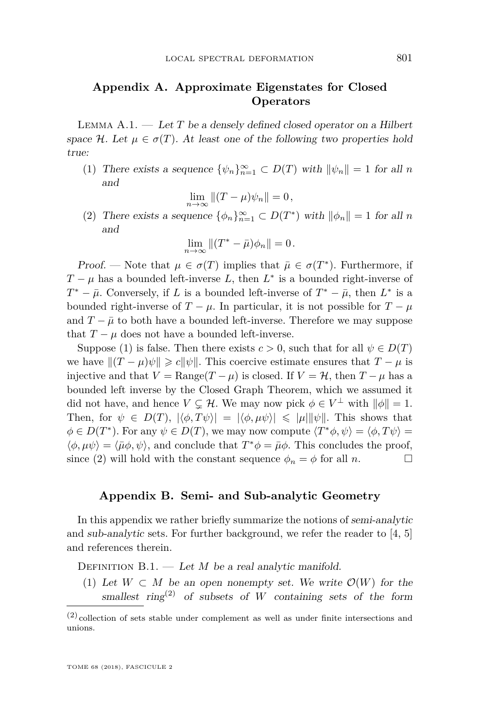## Appendix A. Approximate Eigenstates for Closed Operators

Lemma A.1. — *Let $T$ be a densely defined closed operator on a Hilbert space $\mathcal{H}$. Let $\mu \in \sigma(T)$. At least one of the following two properties hold true:*

1. *There exists a sequence $\{\psi_n\}_{n=1}^{\infty} \subset D(T)$ with $\|\psi_n\| = 1$ for all $n$ and*
$$\lim_{n\to\infty} \|(T-\mu)\psi_n\| = 0,$$
2. *There exists a sequence $\{\phi_n\}_{n=1}^{\infty} \subset D(T^*)$ with $\|\phi_n\| = 1$ for all $n$ and*
$$\lim_{n\to\infty} \|(T^* - \bar{\mu})\phi_n\| = 0.$$

*Proof.* — Note that $\mu \in \sigma(T)$ implies that $\bar{\mu} \in \sigma(T^*)$. Furthermore, if $T - \mu$ has a bounded left-inverse $L$, then $L^*$ is a bounded right-inverse of $T^* - \bar{\mu}$. Conversely, if $L$ is a bounded left-inverse of $T^* - \bar{\mu}$, then $L^*$ is a bounded right-inverse of $T - \mu$. In particular, it is not possible for $T - \mu$ and $T - \bar{\mu}$ to both have a bounded left-inverse. Therefore we may suppose that $T - \mu$ does not have a bounded left-inverse.

Suppose (1) is false. Then there exists $c > 0$, such that for all $\psi \in D(T)$ we have $\|(T-\mu)\psi\| \geqslant c\|\psi\|$. This coercive estimate ensures that $T - \mu$ is injective and that $V = \mathrm{Range}(T-\mu)$ is closed. If $V = \mathcal{H}$, then $T - \mu$ has a bounded left inverse by the Closed Graph Theorem, which we assumed it did not have, and hence $V \subsetneq \mathcal{H}$. We may now pick $\phi \in V^{\perp}$ with $\|\phi\| = 1$. Then, for $\psi \in D(T)$, $|\langle \phi, T\psi\rangle| = |\langle \phi, \mu\psi\rangle| \leqslant |\mu|\|\psi\|$. This shows that $\phi \in D(T^*)$. For any $\psi \in D(T)$, we may now compute $\langle T^*\phi, \psi\rangle = \langle \phi, T\psi\rangle = \langle \phi, \mu\psi\rangle = \langle \bar{\mu}\phi, \psi\rangle$, and conclude that $T^*\phi = \bar{\mu}\phi$. This concludes the proof, since (2) will hold with the constant sequence $\phi_n = \phi$ for all $n$. □

## Appendix B. Semi- and Sub-analytic Geometry

In this appendix we rather briefly summarize the notions of *semi-analytic* and *sub-analytic* sets. For further background, we refer the reader to [4, 5] and references therein.

Definition B.1. — *Let $M$ be a real analytic manifold.*

1. *Let $W \subset M$ be an open nonempty set. We write $\mathcal{O}(W)$ for the smallest ring*[2] *of subsets of $W$ containing sets of the form*

[2] collection of sets stable under complement as well as under finite intersections and unions.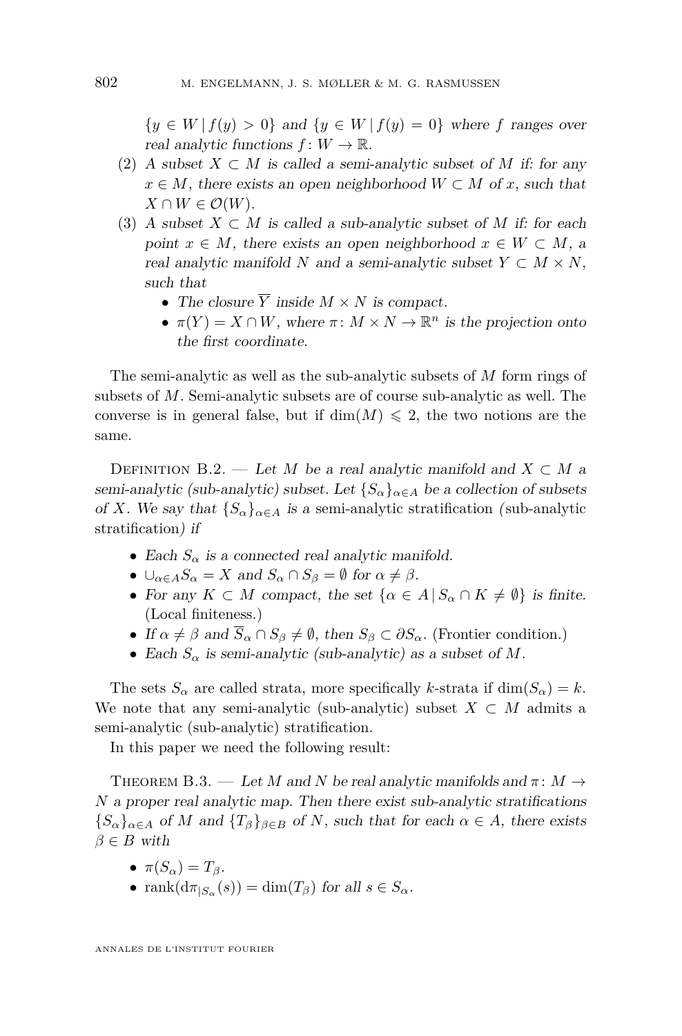$\{y \in W \mid f(y) > 0\}$ and $\{y \in W \mid f(y) = 0\}$ *where* $f$ *ranges over real analytic functions* $f\colon W \to \mathbb{R}$.

(2) *A subset* $X \subset M$ *is called a semi-analytic subset of* $M$ *if: for any* $x \in M$, *there exists an open neighborhood* $W \subset M$ *of* $x$, *such that* $X \cap W \in \mathcal{O}(W)$.

(3) *A subset* $X \subset M$ *is called a sub-analytic subset of* $M$ *if: for each point* $x \in M$, *there exists an open neighborhood* $x \in W \subset M$, *a real analytic manifold* $N$ *and a semi-analytic subset* $Y \subset M \times N$, *such that*
   - *The closure* $\overline{Y}$ *inside* $M \times N$ *is compact.*
   - $\pi(Y) = X \cap W$, *where* $\pi\colon M \times N \to \mathbb{R}^n$ *is the projection onto the first coordinate.*

The semi-analytic as well as the sub-analytic subsets of $M$ form rings of subsets of $M$. Semi-analytic subsets are of course sub-analytic as well. The converse is in general false, but if $\dim(M) \leqslant 2$, the two notions are the same.

Definition B.2. — *Let* $M$ *be a real analytic manifold and* $X \subset M$ *a semi-analytic (sub-analytic) subset. Let* $\{S_\alpha\}_{\alpha \in A}$ *be a collection of subsets of* $X$. *We say that* $\{S_\alpha\}_{\alpha \in A}$ *is a* semi-analytic stratification *(*sub-analytic stratification*) if*

- *Each* $S_\alpha$ *is a connected real analytic manifold.*
- $\cup_{\alpha \in A} S_\alpha = X$ *and* $S_\alpha \cap S_\beta = \emptyset$ *for* $\alpha \neq \beta$.
- *For any* $K \subset M$ *compact, the set* $\{\alpha \in A \mid S_\alpha \cap K \neq \emptyset\}$ *is finite.* (Local finiteness.)
- *If* $\alpha \neq \beta$ *and* $\overline{S}_\alpha \cap S_\beta \neq \emptyset$, *then* $S_\beta \subset \partial S_\alpha$. (Frontier condition.)
- *Each* $S_\alpha$ *is semi-analytic (sub-analytic) as a subset of* $M$.

The sets $S_\alpha$ are called strata, more specifically $k$-strata if $\dim(S_\alpha) = k$. We note that any semi-analytic (sub-analytic) subset $X \subset M$ admits a semi-analytic (sub-analytic) stratification.

In this paper we need the following result:

Theorem B.3. — *Let* $M$ *and* $N$ *be real analytic manifolds and* $\pi\colon M \to N$ *a proper real analytic map. Then there exist sub-analytic stratifications* $\{S_\alpha\}_{\alpha \in A}$ *of* $M$ *and* $\{T_\beta\}_{\beta \in B}$ *of* $N$, *such that for each* $\alpha \in A$, *there exists* $\beta \in B$ *with*

- $\pi(S_\alpha) = T_\beta$.
- $\mathrm{rank}(\mathrm{d}\pi_{|S_\alpha}(s)) = \dim(T_\beta)$ *for all* $s \in S_\alpha$.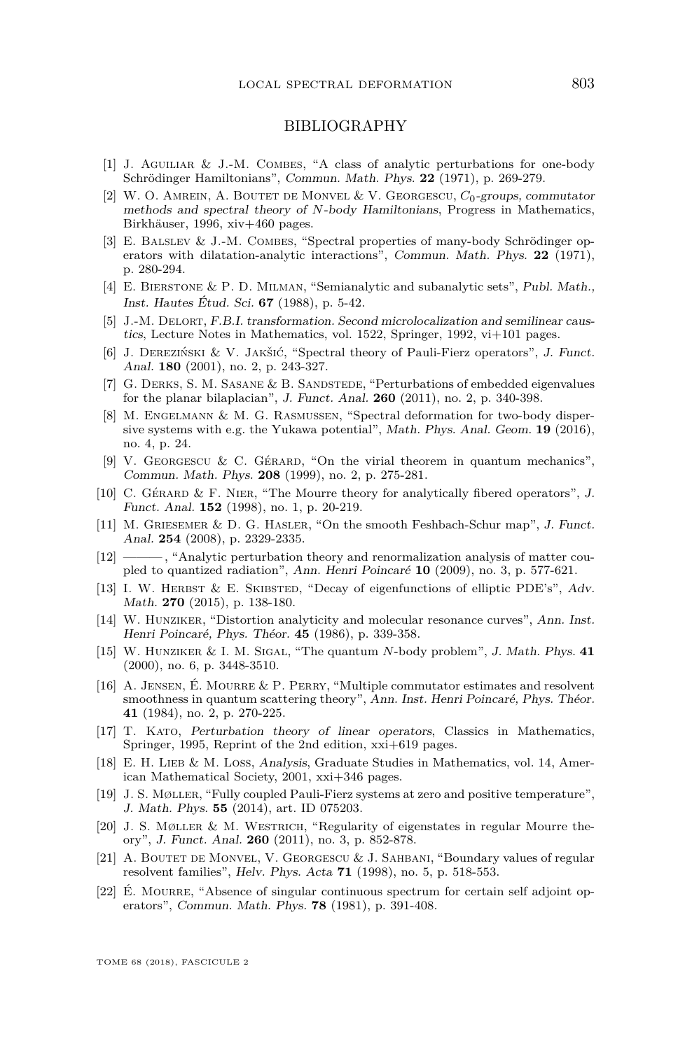## BIBLIOGRAPHY

[1] J. Aguiliar & J.-M. Combes, "A class of analytic perturbations for one-body Schrödinger Hamiltonians", *Commun. Math. Phys.* **22** (1971), p. 269-279.

[2] W. O. Amrein, A. Boutet de Monvel & V. Georgescu, *$C_0$-groups, commutator methods and spectral theory of $N$-body Hamiltonians*, Progress in Mathematics, Birkhäuser, 1996, xiv+460 pages.

[3] E. Balslev & J.-M. Combes, "Spectral properties of many-body Schrödinger operators with dilatation-analytic interactions", *Commun. Math. Phys.* **22** (1971), p. 280-294.

[4] E. Bierstone & P. D. Milman, "Semianalytic and subanalytic sets", *Publ. Math., Inst. Hautes Étud. Sci.* **67** (1988), p. 5-42.

[5] J.-M. Delort, *F.B.I. transformation. Second microlocalization and semilinear caustics*, Lecture Notes in Mathematics, vol. 1522, Springer, 1992, vi+101 pages.

[6] J. Dereziński & V. Jakšić, "Spectral theory of Pauli-Fierz operators", *J. Funct. Anal.* **180** (2001), no. 2, p. 243-327.

[7] G. Derks, S. M. Sasane & B. Sandstede, "Perturbations of embedded eigenvalues for the planar bilaplacian", *J. Funct. Anal.* **260** (2011), no. 2, p. 340-398.

[8] M. Engelmann & M. G. Rasmussen, "Spectral deformation for two-body dispersive systems with e.g. the Yukawa potential", *Math. Phys. Anal. Geom.* **19** (2016), no. 4, p. 24.

[9] V. Georgescu & C. Gérard, "On the virial theorem in quantum mechanics", *Commun. Math. Phys.* **208** (1999), no. 2, p. 275-281.

[10] C. Gérard & F. Nier, "The Mourre theory for analytically fibered operators", *J. Funct. Anal.* **152** (1998), no. 1, p. 20-219.

[11] M. Griesemer & D. G. Hasler, "On the smooth Feshbach-Schur map", *J. Funct. Anal.* **254** (2008), p. 2329-2335.

[12] ———, "Analytic perturbation theory and renormalization analysis of matter coupled to quantized radiation", *Ann. Henri Poincaré* **10** (2009), no. 3, p. 577-621.

[13] I. W. Herbst & E. Skibsted, "Decay of eigenfunctions of elliptic PDE's", *Adv. Math.* **270** (2015), p. 138-180.

[14] W. Hunziker, "Distortion analyticity and molecular resonance curves", *Ann. Inst. Henri Poincaré, Phys. Théor.* **45** (1986), p. 339-358.

[15] W. Hunziker & I. M. Sigal, "The quantum $N$-body problem", *J. Math. Phys.* **41** (2000), no. 6, p. 3448-3510.

[16] A. Jensen, É. Mourre & P. Perry, "Multiple commutator estimates and resolvent smoothness in quantum scattering theory", *Ann. Inst. Henri Poincaré, Phys. Théor.* **41** (1984), no. 2, p. 270-225.

[17] T. Kato, *Perturbation theory of linear operators*, Classics in Mathematics, Springer, 1995, Reprint of the 2nd edition, xxi+619 pages.

[18] E. H. Lieb & M. Loss, *Analysis*, Graduate Studies in Mathematics, vol. 14, American Mathematical Society, 2001, xxi+346 pages.

[19] J. S. Møller, "Fully coupled Pauli-Fierz systems at zero and positive temperature", *J. Math. Phys.* **55** (2014), art. ID 075203.

[20] J. S. Møller & M. Westrich, "Regularity of eigenstates in regular Mourre theory", *J. Funct. Anal.* **260** (2011), no. 3, p. 852-878.

[21] A. Boutet de Monvel, V. Georgescu & J. Sahbani, "Boundary values of regular resolvent families", *Helv. Phys. Acta* **71** (1998), no. 5, p. 518-553.

[22] É. Mourre, "Absence of singular continuous spectrum for certain self adjoint operators", *Commun. Math. Phys.* **78** (1981), p. 391-408.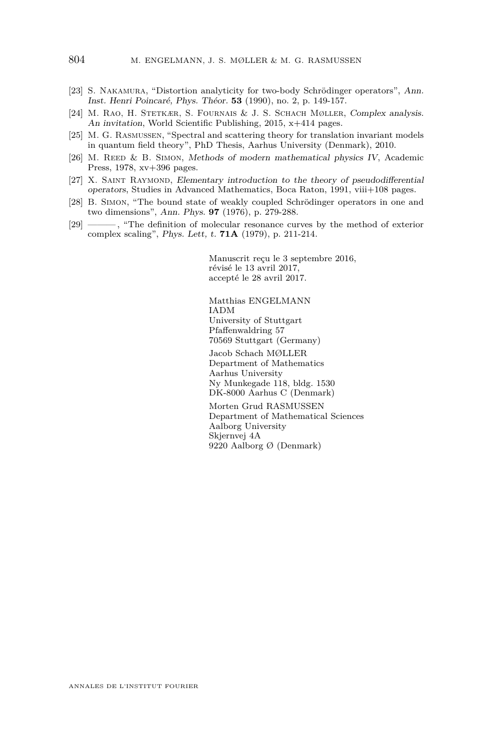[23] S. Nakamura, "Distortion analyticity for two-body Schrödinger operators", *Ann. Inst. Henri Poincaré, Phys. Théor.* **53** (1990), no. 2, p. 149-157.

[24] M. Rao, H. Stetkær, S. Fournais & J. S. Schach Møller, *Complex analysis. An invitation*, World Scientific Publishing, 2015, x+414 pages.

[25] M. G. Rasmussen, "Spectral and scattering theory for translation invariant models in quantum field theory", PhD Thesis, Aarhus University (Denmark), 2010.

[26] M. Reed & B. Simon, *Methods of modern mathematical physics IV*, Academic Press, 1978, xv+396 pages.

[27] X. Saint Raymond, *Elementary introduction to the theory of pseudodifferential operators*, Studies in Advanced Mathematics, Boca Raton, 1991, viii+108 pages.

[28] B. Simon, "The bound state of weakly coupled Schrödinger operators in one and two dimensions", *Ann. Phys.* **97** (1976), p. 279-288.

[29] ———, "The definition of molecular resonance curves by the method of exterior complex scaling", *Phys. Lett, t.* **71A** (1979), p. 211-214.

Manuscrit reçu le 3 septembre 2016,
révisé le 13 avril 2017,
accepté le 28 avril 2017.

Matthias ENGELMANN
IADM
University of Stuttgart
Pfaffenwaldring 57
70569 Stuttgart (Germany)

Jacob Schach MØLLER
Department of Mathematics
Aarhus University
Ny Munkegade 118, bldg. 1530
DK-8000 Aarhus C (Denmark)

Morten Grud RASMUSSEN
Department of Mathematical Sciences
Aalborg University
Skjernvej 4A
9220 Aalborg Ø (Denmark)